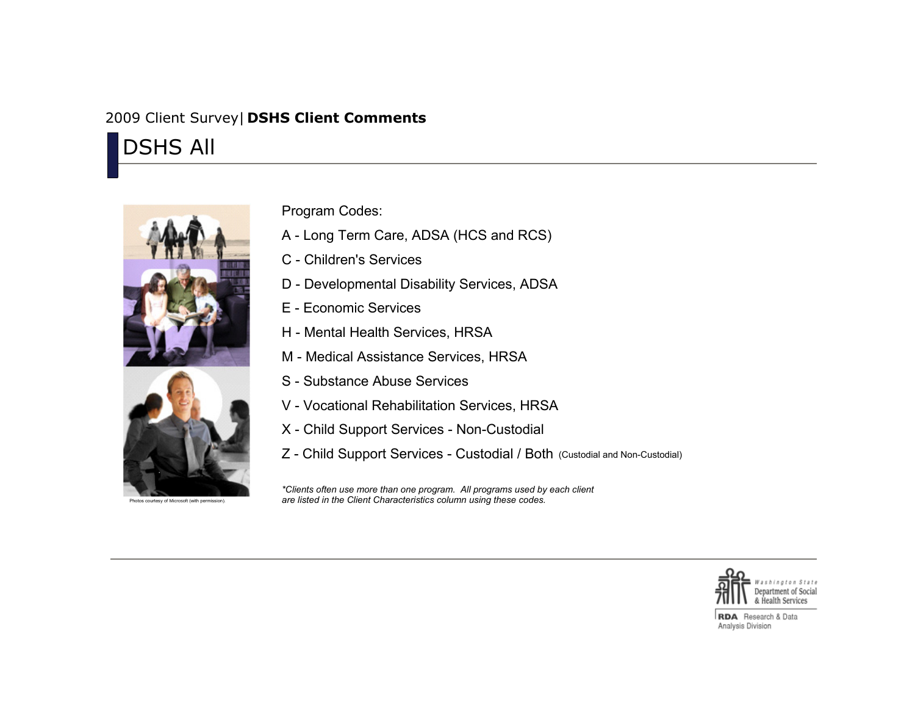2009 Client Survey | **DSHS Client Comments**

# DSHS All

Photos courtesy of Microsoft (with permission).

Program Codes:

A - Long Term Care, ADSA (HCS and RCS)

C - Children's Services

D - Developmental Disability Services, ADSA

E - Economic Services

H - Mental Health Services, HRSA

M - Medical Assistance Services, HRSA

S - Substance Abuse Services

V - Vocational Rehabilitation Services, HRSA

X - Child Support Services - Non-Custodial

Z - Child Support Services - Custodial / Both (Custodial and Non-Custodial)

*\*Clients often use more than one program. All programs used by each client are listed in the Client Characteristics column using these codes.*

Washington State Department of Social & Health Services

RDA Research & Data Analysis Division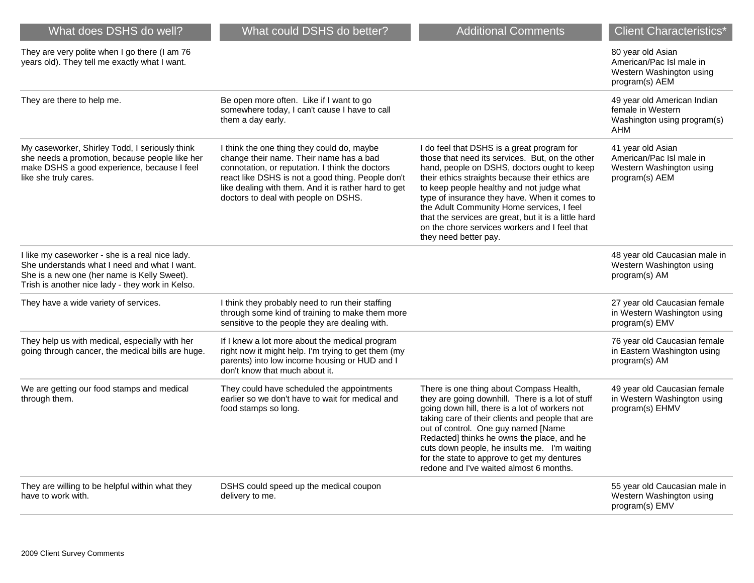| What does DSHS do well? | What could DSHS do better? | Additional Comments | Client Characteristics* |
| --- | --- | --- | --- |
| They are very polite when I go there (I am 76 years old). They tell me exactly what I want. | | | 80 year old Asian American/Pac Isl male in Western Washington using program(s) AEM |
| They are there to help me. | Be open more often.  Like if I want to go somewhere today, I can't cause I have to call them a day early. | | 49 year old American Indian female in Western Washington using program(s) AHM |
| My caseworker, Shirley Todd, I seriously think she needs a promotion, because people like her make DSHS a good experience, because I feel like she truly cares. | I think the one thing they could do, maybe change their name. Their name has a bad connotation, or reputation. I think the doctors react like DSHS is not a good thing. People don't like dealing with them. And it is rather hard to get doctors to deal with people on DSHS. | I do feel that DSHS is a great program for those that need its services.  But, on the other hand, people on DSHS, doctors ought to keep their ethics straights because their ethics are to keep people healthy and not judge what type of insurance they have. When it comes to the Adult Community Home services, I feel that the services are great, but it is a little hard on the chore services workers and I feel that they need better pay. | 41 year old Asian American/Pac Isl male in Western Washington using program(s) AEM |
| I like my caseworker - she is a real nice lady. She understands what I need and what I want. She is a new one (her name is Kelly Sweet). Trish is another nice lady - they work in Kelso. | | | 48 year old Caucasian male in Western Washington using program(s) AM |
| They have a wide variety of services. | I think they probably need to run their staffing through some kind of training to make them more sensitive to the people they are dealing with. | | 27 year old Caucasian female in Western Washington using program(s) EMV |
| They help us with medical, especially with her going through cancer, the medical bills are huge. | If I knew a lot more about the medical program right now it might help. I'm trying to get them (my parents) into low income housing or HUD and I don't know that much about it. | | 76 year old Caucasian female in Eastern Washington using program(s) AM |
| We are getting our food stamps and medical through them. | They could have scheduled the appointments earlier so we don't have to wait for medical and food stamps so long. | There is one thing about Compass Health, they are going downhill.  There is a lot of stuff going down hill, there is a lot of workers not taking care of their clients and people that are out of control.  One guy named [Name Redacted] thinks he owns the place, and he cuts down people, he insults me.   I'm waiting for the state to approve to get my dentures redone and I've waited almost 6 months. | 49 year old Caucasian female in Western Washington using program(s) EHMV |
| They are willing to be helpful within what they have to work with. | DSHS could speed up the medical coupon delivery to me. | | 55 year old Caucasian male in Western Washington using program(s) EMV |

2009 Client Survey Comments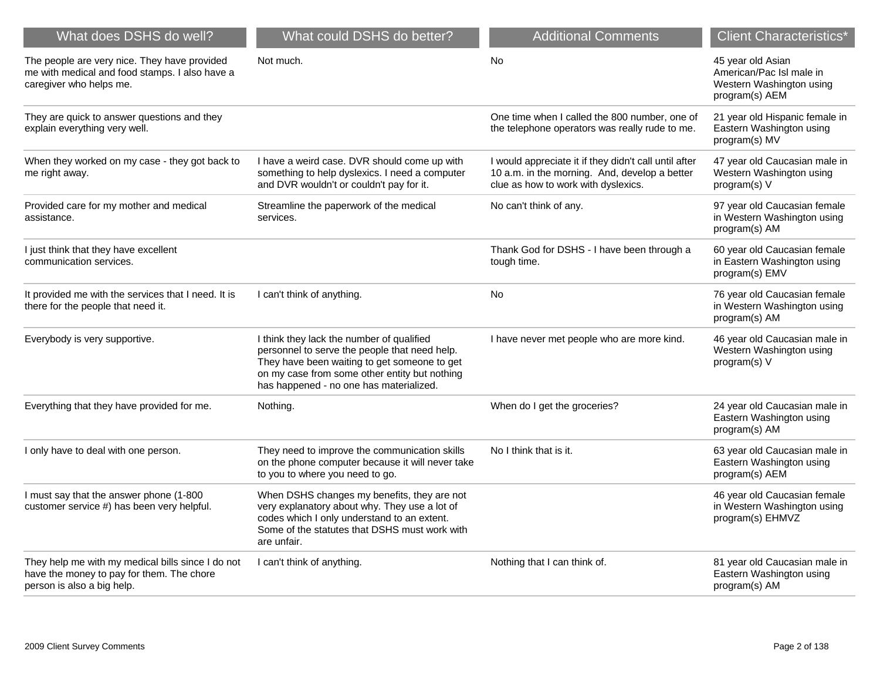| What does DSHS do well? | What could DSHS do better? | Additional Comments | Client Characteristics* |
|---|---|---|---|
| The people are very nice. They have provided me with medical and food stamps. I also have a caregiver who helps me. | Not much. | No | 45 year old Asian American/Pac Isl male in Western Washington using program(s) AEM |
| They are quick to answer questions and they explain everything very well. | | One time when I called the 800 number, one of the telephone operators was really rude to me. | 21 year old Hispanic female in Eastern Washington using program(s) MV |
| When they worked on my case - they got back to me right away. | I have a weird case. DVR should come up with something to help dyslexics. I need a computer and DVR wouldn't or couldn't pay for it. | I would appreciate it if they didn't call until after 10 a.m. in the morning. And, develop a better clue as how to work with dyslexics. | 47 year old Caucasian male in Western Washington using program(s) V |
| Provided care for my mother and medical assistance. | Streamline the paperwork of the medical services. | No can't think of any. | 97 year old Caucasian female in Western Washington using program(s) AM |
| I just think that they have excellent communication services. | | Thank God for DSHS - I have been through a tough time. | 60 year old Caucasian female in Eastern Washington using program(s) EMV |
| It provided me with the services that I need. It is there for the people that need it. | I can't think of anything. | No | 76 year old Caucasian female in Western Washington using program(s) AM |
| Everybody is very supportive. | I think they lack the number of qualified personnel to serve the people that need help. They have been waiting to get someone to get on my case from some other entity but nothing has happened - no one has materialized. | I have never met people who are more kind. | 46 year old Caucasian male in Western Washington using program(s) V |
| Everything that they have provided for me. | Nothing. | When do I get the groceries? | 24 year old Caucasian male in Eastern Washington using program(s) AM |
| I only have to deal with one person. | They need to improve the communication skills on the phone computer because it will never take to you to where you need to go. | No I think that is it. | 63 year old Caucasian male in Eastern Washington using program(s) AEM |
| I must say that the answer phone (1-800 customer service #) has been very helpful. | When DSHS changes my benefits, they are not very explanatory about why. They use a lot of codes which I only understand to an extent. Some of the statutes that DSHS must work with are unfair. | | 46 year old Caucasian female in Western Washington using program(s) EHMVZ |
| They help me with my medical bills since I do not have the money to pay for them. The chore person is also a big help. | I can't think of anything. | Nothing that I can think of. | 81 year old Caucasian male in Eastern Washington using program(s) AM |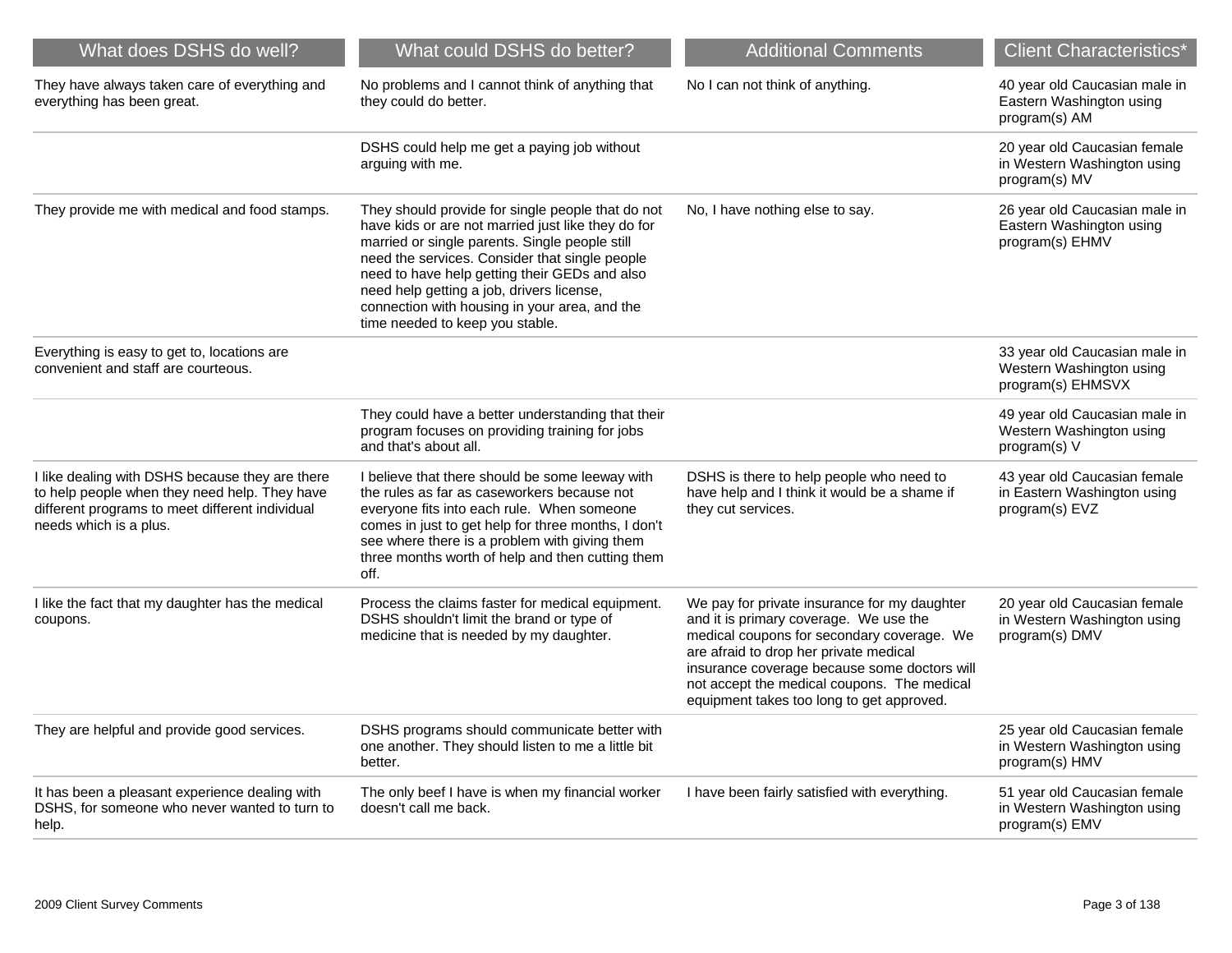| What does DSHS do well? | What could DSHS do better? | Additional Comments | Client Characteristics* |
|---|---|---|---|
| They have always taken care of everything and everything has been great. | No problems and I cannot think of anything that they could do better. | No I can not think of anything. | 40 year old Caucasian male in Eastern Washington using program(s) AM |
| | DSHS could help me get a paying job without arguing with me. | | 20 year old Caucasian female in Western Washington using program(s) MV |
| They provide me with medical and food stamps. | They should provide for single people that do not have kids or are not married just like they do for married or single parents. Single people still need the services. Consider that single people need to have help getting their GEDs and also need help getting a job, drivers license, connection with housing in your area, and the time needed to keep you stable. | No, I have nothing else to say. | 26 year old Caucasian male in Eastern Washington using program(s) EHMV |
| Everything is easy to get to, locations are convenient and staff are courteous. | | | 33 year old Caucasian male in Western Washington using program(s) EHMSVX |
| | They could have a better understanding that their program focuses on providing training for jobs and that's about all. | | 49 year old Caucasian male in Western Washington using program(s) V |
| I like dealing with DSHS because they are there to help people when they need help. They have different programs to meet different individual needs which is a plus. | I believe that there should be some leeway with the rules as far as caseworkers because not everyone fits into each rule. When someone comes in just to get help for three months, I don't see where there is a problem with giving them three months worth of help and then cutting them off. | DSHS is there to help people who need to have help and I think it would be a shame if they cut services. | 43 year old Caucasian female in Eastern Washington using program(s) EVZ |
| I like the fact that my daughter has the medical coupons. | Process the claims faster for medical equipment. DSHS shouldn't limit the brand or type of medicine that is needed by my daughter. | We pay for private insurance for my daughter and it is primary coverage. We use the medical coupons for secondary coverage. We are afraid to drop her private medical insurance coverage because some doctors will not accept the medical coupons. The medical equipment takes too long to get approved. | 20 year old Caucasian female in Western Washington using program(s) DMV |
| They are helpful and provide good services. | DSHS programs should communicate better with one another. They should listen to me a little bit better. | | 25 year old Caucasian female in Western Washington using program(s) HMV |
| It has been a pleasant experience dealing with DSHS, for someone who never wanted to turn to help. | The only beef I have is when my financial worker doesn't call me back. | I have been fairly satisfied with everything. | 51 year old Caucasian female in Western Washington using program(s) EMV |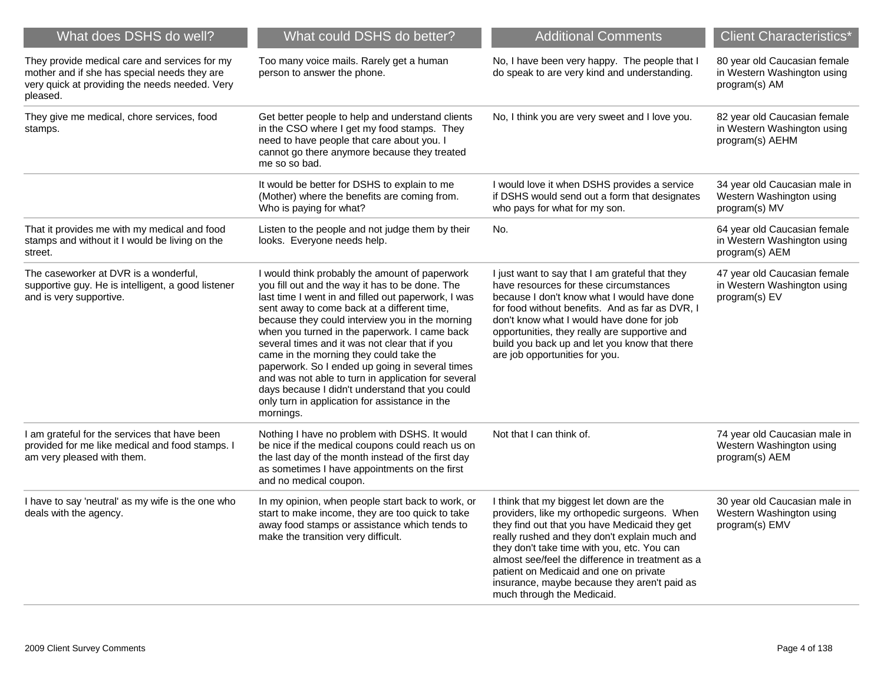| What does DSHS do well? | What could DSHS do better? | Additional Comments | Client Characteristics* |
|---|---|---|---|
| They provide medical care and services for my mother and if she has special needs they are very quick at providing the needs needed. Very pleased. | Too many voice mails. Rarely get a human person to answer the phone. | No, I have been very happy. The people that I do speak to are very kind and understanding. | 80 year old Caucasian female in Western Washington using program(s) AM |
| They give me medical, chore services, food stamps. | Get better people to help and understand clients in the CSO where I get my food stamps. They need to have people that care about you. I cannot go there anymore because they treated me so so bad. | No, I think you are very sweet and I love you. | 82 year old Caucasian female in Western Washington using program(s) AEHM |
| | It would be better for DSHS to explain to me (Mother) where the benefits are coming from. Who is paying for what? | I would love it when DSHS provides a service if DSHS would send out a form that designates who pays for what for my son. | 34 year old Caucasian male in Western Washington using program(s) MV |
| That it provides me with my medical and food stamps and without it I would be living on the street. | Listen to the people and not judge them by their looks. Everyone needs help. | No. | 64 year old Caucasian female in Western Washington using program(s) AEM |
| The caseworker at DVR is a wonderful, supportive guy. He is intelligent, a good listener and is very supportive. | I would think probably the amount of paperwork you fill out and the way it has to be done. The last time I went in and filled out paperwork, I was sent away to come back at a different time, because they could interview you in the morning when you turned in the paperwork. I came back several times and it was not clear that if you came in the morning they could take the paperwork. So I ended up going in several times and was not able to turn in application for several days because I didn't understand that you could only turn in application for assistance in the mornings. | I just want to say that I am grateful that they have resources for these circumstances because I don't know what I would have done for food without benefits. And as far as DVR, I don't know what I would have done for job opportunities, they really are supportive and build you back up and let you know that there are job opportunities for you. | 47 year old Caucasian female in Western Washington using program(s) EV |
| I am grateful for the services that have been provided for me like medical and food stamps. I am very pleased with them. | Nothing I have no problem with DSHS. It would be nice if the medical coupons could reach us on the last day of the month instead of the first day as sometimes I have appointments on the first and no medical coupon. | Not that I can think of. | 74 year old Caucasian male in Western Washington using program(s) AEM |
| I have to say 'neutral' as my wife is the one who deals with the agency. | In my opinion, when people start back to work, or start to make income, they are too quick to take away food stamps or assistance which tends to make the transition very difficult. | I think that my biggest let down are the providers, like my orthopedic surgeons. When they find out that you have Medicaid they get really rushed and they don't explain much and they don't take time with you, etc. You can almost see/feel the difference in treatment as a patient on Medicaid and one on private insurance, maybe because they aren't paid as much through the Medicaid. | 30 year old Caucasian male in Western Washington using program(s) EMV |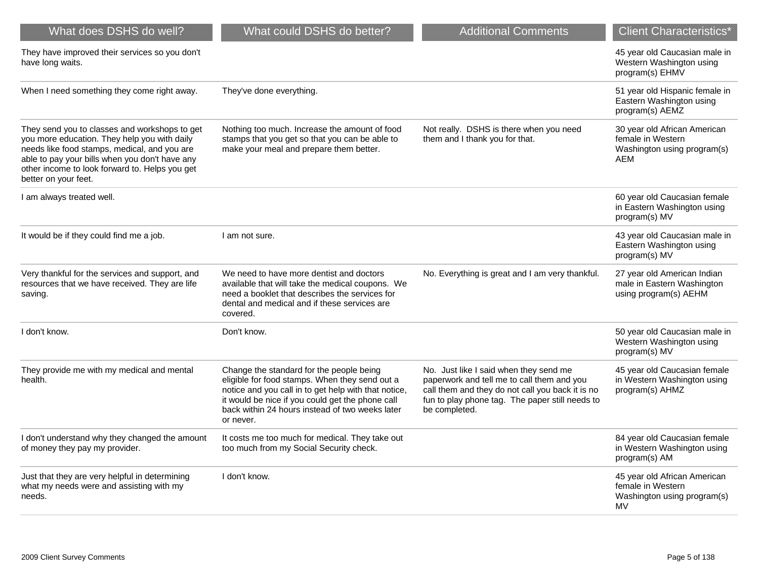| What does DSHS do well? | What could DSHS do better? | Additional Comments | Client Characteristics* |
| --- | --- | --- | --- |
| They have improved their services so you don't have long waits. | | | 45 year old Caucasian male in Western Washington using program(s) EHMV |
| When I need something they come right away. | They've done everything. | | 51 year old Hispanic female in Eastern Washington using program(s) AEMZ |
| They send you to classes and workshops to get you more education. They help you with daily needs like food stamps, medical, and you are able to pay your bills when you don't have any other income to look forward to. Helps you get better on your feet. | Nothing too much. Increase the amount of food stamps that you get so that you can be able to make your meal and prepare them better. | Not really. DSHS is there when you need them and I thank you for that. | 30 year old African American female in Western Washington using program(s) AEM |
| I am always treated well. | | | 60 year old Caucasian female in Eastern Washington using program(s) MV |
| It would be if they could find me a job. | I am not sure. | | 43 year old Caucasian male in Eastern Washington using program(s) MV |
| Very thankful for the services and support, and resources that we have received. They are life saving. | We need to have more dentist and doctors available that will take the medical coupons. We need a booklet that describes the services for dental and medical and if these services are covered. | No. Everything is great and I am very thankful. | 27 year old American Indian male in Eastern Washington using program(s) AEHM |
| I don't know. | Don't know. | | 50 year old Caucasian male in Western Washington using program(s) MV |
| They provide me with my medical and mental health. | Change the standard for the people being eligible for food stamps. When they send out a notice and you call in to get help with that notice, it would be nice if you could get the phone call back within 24 hours instead of two weeks later or never. | No. Just like I said when they send me paperwork and tell me to call them and you call them and they do not call you back it is no fun to play phone tag. The paper still needs to be completed. | 45 year old Caucasian female in Western Washington using program(s) AHMZ |
| I don't understand why they changed the amount of money they pay my provider. | It costs me too much for medical. They take out too much from my Social Security check. | | 84 year old Caucasian female in Western Washington using program(s) AM |
| Just that they are very helpful in determining what my needs were and assisting with my needs. | I don't know. | | 45 year old African American female in Western Washington using program(s) MV |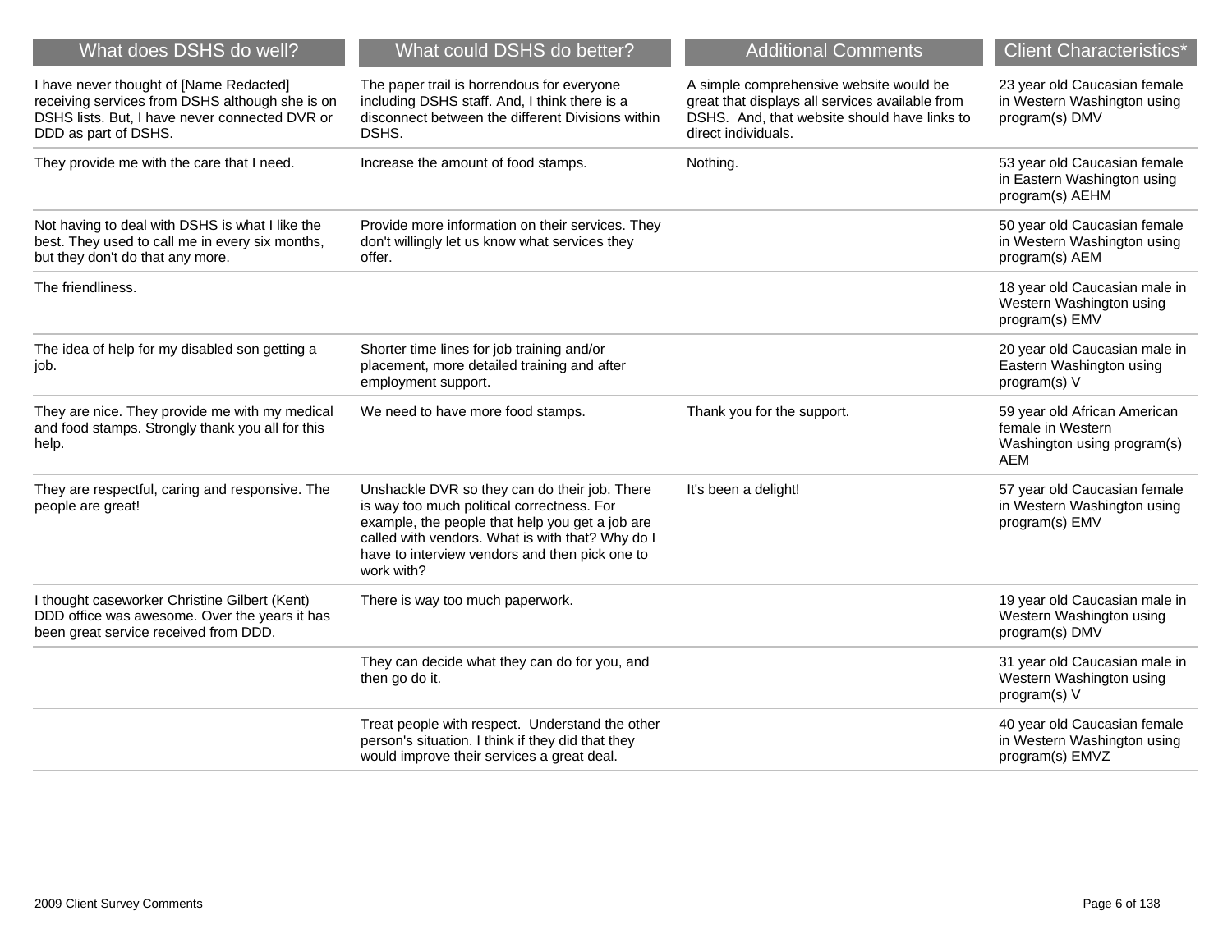| What does DSHS do well? | What could DSHS do better? | Additional Comments | Client Characteristics* |
| --- | --- | --- | --- |
| I have never thought of [Name Redacted] receiving services from DSHS although she is on DSHS lists. But, I have never connected DVR or DDD as part of DSHS. | The paper trail is horrendous for everyone including DSHS staff. And, I think there is a disconnect between the different Divisions within DSHS. | A simple comprehensive website would be great that displays all services available from DSHS. And, that website should have links to direct individuals. | 23 year old Caucasian female in Western Washington using program(s) DMV |
| They provide me with the care that I need. | Increase the amount of food stamps. | Nothing. | 53 year old Caucasian female in Eastern Washington using program(s) AEHM |
| Not having to deal with DSHS is what I like the best. They used to call me in every six months, but they don't do that any more. | Provide more information on their services. They don't willingly let us know what services they offer. | | 50 year old Caucasian female in Western Washington using program(s) AEM |
| The friendliness. | | | 18 year old Caucasian male in Western Washington using program(s) EMV |
| The idea of help for my disabled son getting a job. | Shorter time lines for job training and/or placement, more detailed training and after employment support. | | 20 year old Caucasian male in Eastern Washington using program(s) V |
| They are nice. They provide me with my medical and food stamps. Strongly thank you all for this help. | We need to have more food stamps. | Thank you for the support. | 59 year old African American female in Western Washington using program(s) AEM |
| They are respectful, caring and responsive. The people are great! | Unshackle DVR so they can do their job. There is way too much political correctness. For example, the people that help you get a job are called with vendors. What is with that? Why do I have to interview vendors and then pick one to work with? | It's been a delight! | 57 year old Caucasian female in Western Washington using program(s) EMV |
| I thought caseworker Christine Gilbert (Kent) DDD office was awesome. Over the years it has been great service received from DDD. | There is way too much paperwork. | | 19 year old Caucasian male in Western Washington using program(s) DMV |
| | They can decide what they can do for you, and then go do it. | | 31 year old Caucasian male in Western Washington using program(s) V |
| | Treat people with respect. Understand the other person's situation. I think if they did that they would improve their services a great deal. | | 40 year old Caucasian female in Western Washington using program(s) EMVZ |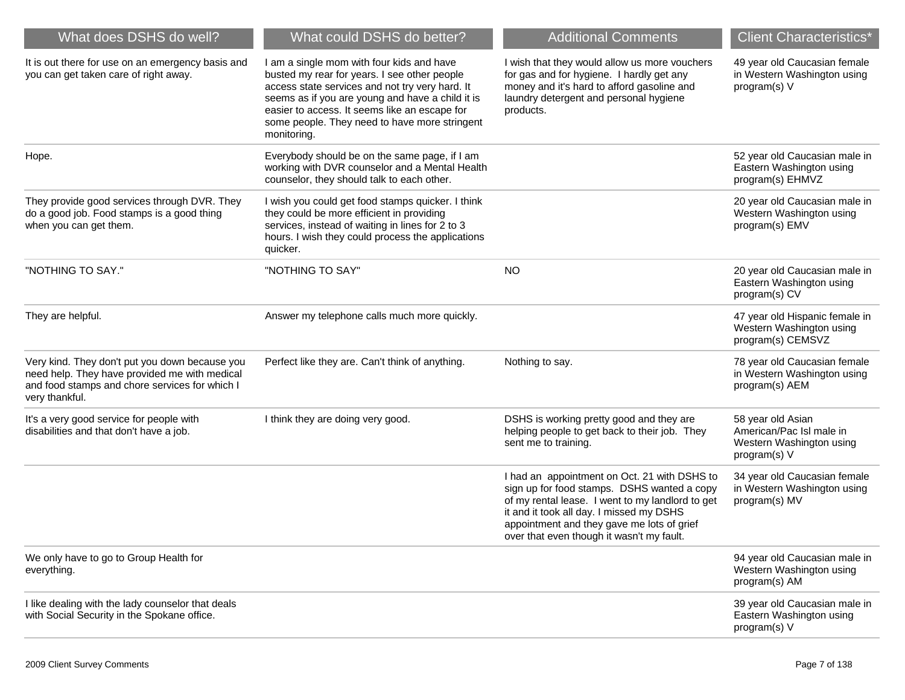| What does DSHS do well? | What could DSHS do better? | Additional Comments | Client Characteristics* |
| --- | --- | --- | --- |
| It is out there for use on an emergency basis and you can get taken care of right away. | I am a single mom with four kids and have busted my rear for years. I see other people access state services and not try very hard. It seems as if you are young and have a child it is easier to access. It seems like an escape for some people. They need to have more stringent monitoring. | I wish that they would allow us more vouchers for gas and for hygiene. I hardly get any money and it's hard to afford gasoline and laundry detergent and personal hygiene products. | 49 year old Caucasian female in Western Washington using program(s) V |
| Hope. | Everybody should be on the same page, if I am working with DVR counselor and a Mental Health counselor, they should talk to each other. | | 52 year old Caucasian male in Eastern Washington using program(s) EHMVZ |
| They provide good services through DVR. They do a good job. Food stamps is a good thing when you can get them. | I wish you could get food stamps quicker. I think they could be more efficient in providing services, instead of waiting in lines for 2 to 3 hours. I wish they could process the applications quicker. | | 20 year old Caucasian male in Western Washington using program(s) EMV |
| "NOTHING TO SAY." | "NOTHING TO SAY" | NO | 20 year old Caucasian male in Eastern Washington using program(s) CV |
| They are helpful. | Answer my telephone calls much more quickly. | | 47 year old Hispanic female in Western Washington using program(s) CEMSVZ |
| Very kind. They don't put you down because you need help. They have provided me with medical and food stamps and chore services for which I very thankful. | Perfect like they are. Can't think of anything. | Nothing to say. | 78 year old Caucasian female in Western Washington using program(s) AEM |
| It's a very good service for people with disabilities and that don't have a job. | I think they are doing very good. | DSHS is working pretty good and they are helping people to get back to their job. They sent me to training. | 58 year old Asian American/Pac Isl male in Western Washington using program(s) V |
| | | I had an appointment on Oct. 21 with DSHS to sign up for food stamps. DSHS wanted a copy of my rental lease. I went to my landlord to get it and it took all day. I missed my DSHS appointment and they gave me lots of grief over that even though it wasn't my fault. | 34 year old Caucasian female in Western Washington using program(s) MV |
| We only have to go to Group Health for everything. | | | 94 year old Caucasian male in Western Washington using program(s) AM |
| I like dealing with the lady counselor that deals with Social Security in the Spokane office. | | | 39 year old Caucasian male in Eastern Washington using program(s) V |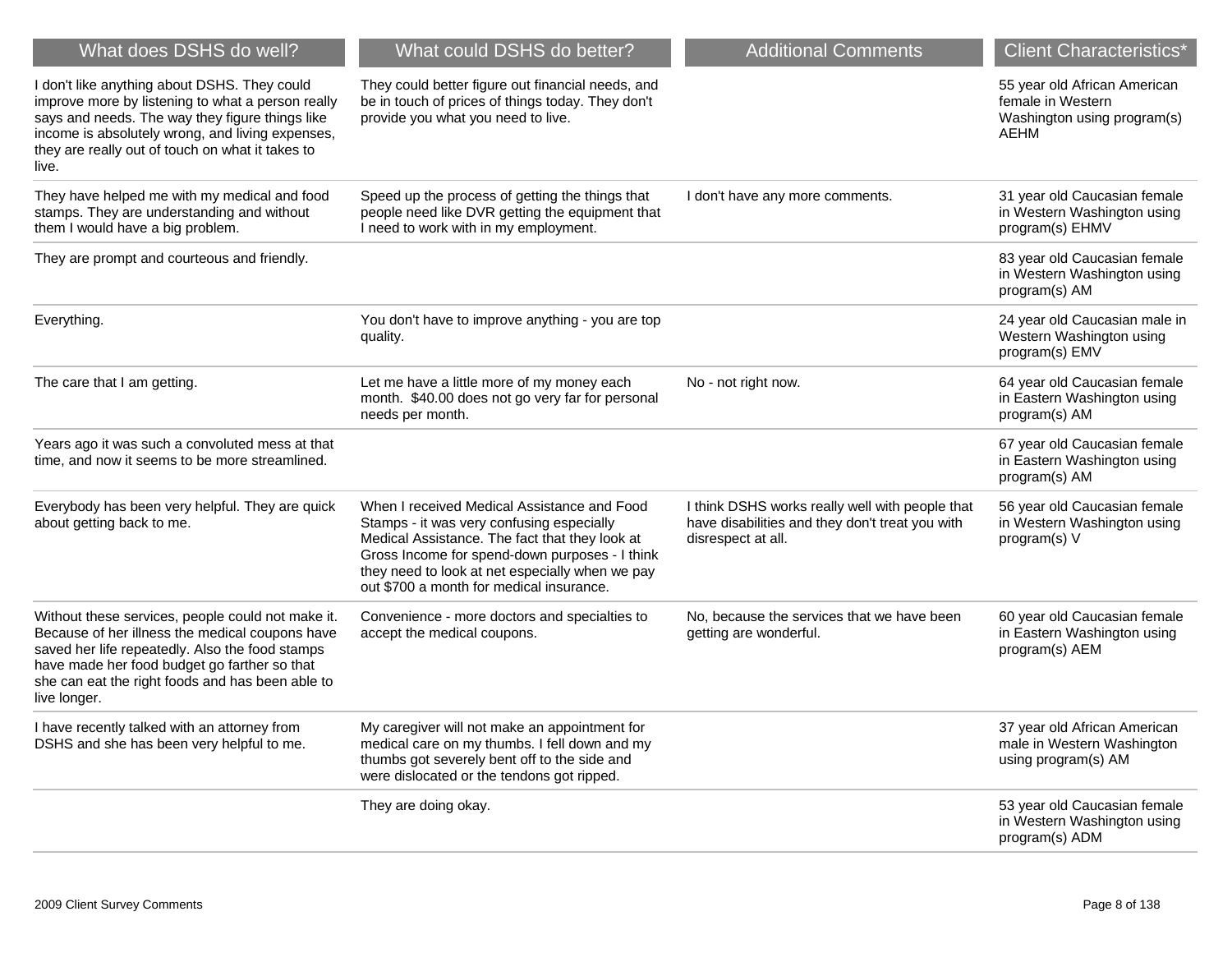| What does DSHS do well? | What could DSHS do better? | Additional Comments | Client Characteristics* |
| --- | --- | --- | --- |
| I don't like anything about DSHS. They could improve more by listening to what a person really says and needs. The way they figure things like income is absolutely wrong, and living expenses, they are really out of touch on what it takes to live. | They could better figure out financial needs, and be in touch of prices of things today. They don't provide you what you need to live. | | 55 year old African American female in Western Washington using program(s) AEHM |
| They have helped me with my medical and food stamps. They are understanding and without them I would have a big problem. | Speed up the process of getting the things that people need like DVR getting the equipment that I need to work with in my employment. | I don't have any more comments. | 31 year old Caucasian female in Western Washington using program(s) EHMV |
| They are prompt and courteous and friendly. | | | 83 year old Caucasian female in Western Washington using program(s) AM |
| Everything. | You don't have to improve anything - you are top quality. | | 24 year old Caucasian male in Western Washington using program(s) EMV |
| The care that I am getting. | Let me have a little more of my money each month. $40.00 does not go very far for personal needs per month. | No - not right now. | 64 year old Caucasian female in Eastern Washington using program(s) AM |
| Years ago it was such a convoluted mess at that time, and now it seems to be more streamlined. | | | 67 year old Caucasian female in Eastern Washington using program(s) AM |
| Everybody has been very helpful. They are quick about getting back to me. | When I received Medical Assistance and Food Stamps - it was very confusing especially Medical Assistance. The fact that they look at Gross Income for spend-down purposes - I think they need to look at net especially when we pay out $700 a month for medical insurance. | I think DSHS works really well with people that have disabilities and they don't treat you with disrespect at all. | 56 year old Caucasian female in Western Washington using program(s) V |
| Without these services, people could not make it. Because of her illness the medical coupons have saved her life repeatedly. Also the food stamps have made her food budget go farther so that she can eat the right foods and has been able to live longer. | Convenience - more doctors and specialties to accept the medical coupons. | No, because the services that we have been getting are wonderful. | 60 year old Caucasian female in Eastern Washington using program(s) AEM |
| I have recently talked with an attorney from DSHS and she has been very helpful to me. | My caregiver will not make an appointment for medical care on my thumbs. I fell down and my thumbs got severely bent off to the side and were dislocated or the tendons got ripped. | | 37 year old African American male in Western Washington using program(s) AM |
| | They are doing okay. | | 53 year old Caucasian female in Western Washington using program(s) ADM |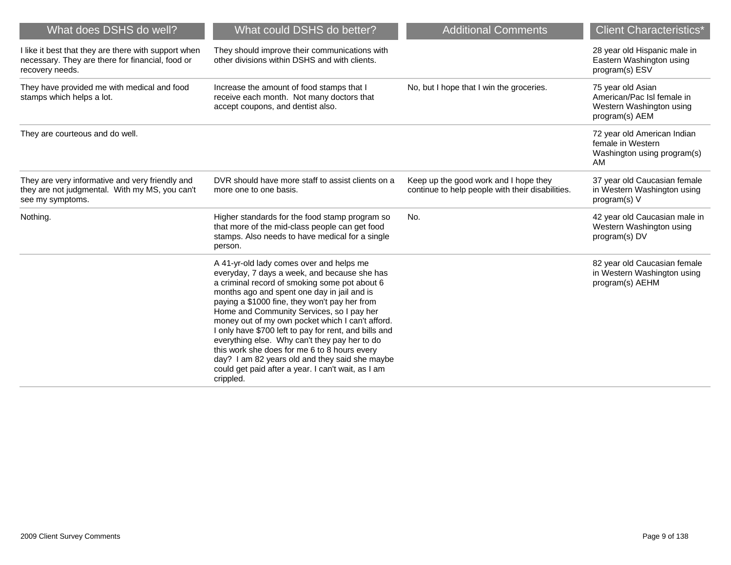| What does DSHS do well? | What could DSHS do better? | Additional Comments | Client Characteristics* |
| --- | --- | --- | --- |
| I like it best that they are there with support when necessary. They are there for financial, food or recovery needs. | They should improve their communications with other divisions within DSHS and with clients. | | 28 year old Hispanic male in Eastern Washington using program(s) ESV |
| They have provided me with medical and food stamps which helps a lot. | Increase the amount of food stamps that I receive each month. Not many doctors that accept coupons, and dentist also. | No, but I hope that I win the groceries. | 75 year old Asian American/Pac Isl female in Western Washington using program(s) AEM |
| They are courteous and do well. | | | 72 year old American Indian female in Western Washington using program(s) AM |
| They are very informative and very friendly and they are not judgmental. With my MS, you can't see my symptoms. | DVR should have more staff to assist clients on a more one to one basis. | Keep up the good work and I hope they continue to help people with their disabilities. | 37 year old Caucasian female in Western Washington using program(s) V |
| Nothing. | Higher standards for the food stamp program so that more of the mid-class people can get food stamps. Also needs to have medical for a single person. | No. | 42 year old Caucasian male in Western Washington using program(s) DV |
| | A 41-yr-old lady comes over and helps me everyday, 7 days a week, and because she has a criminal record of smoking some pot about 6 months ago and spent one day in jail and is paying a $1000 fine, they won't pay her from Home and Community Services, so I pay her money out of my own pocket which I can't afford. I only have $700 left to pay for rent, and bills and everything else. Why can't they pay her to do this work she does for me 6 to 8 hours every day? I am 82 years old and they said she maybe could get paid after a year. I can't wait, as I am crippled. | | 82 year old Caucasian female in Western Washington using program(s) AEHM |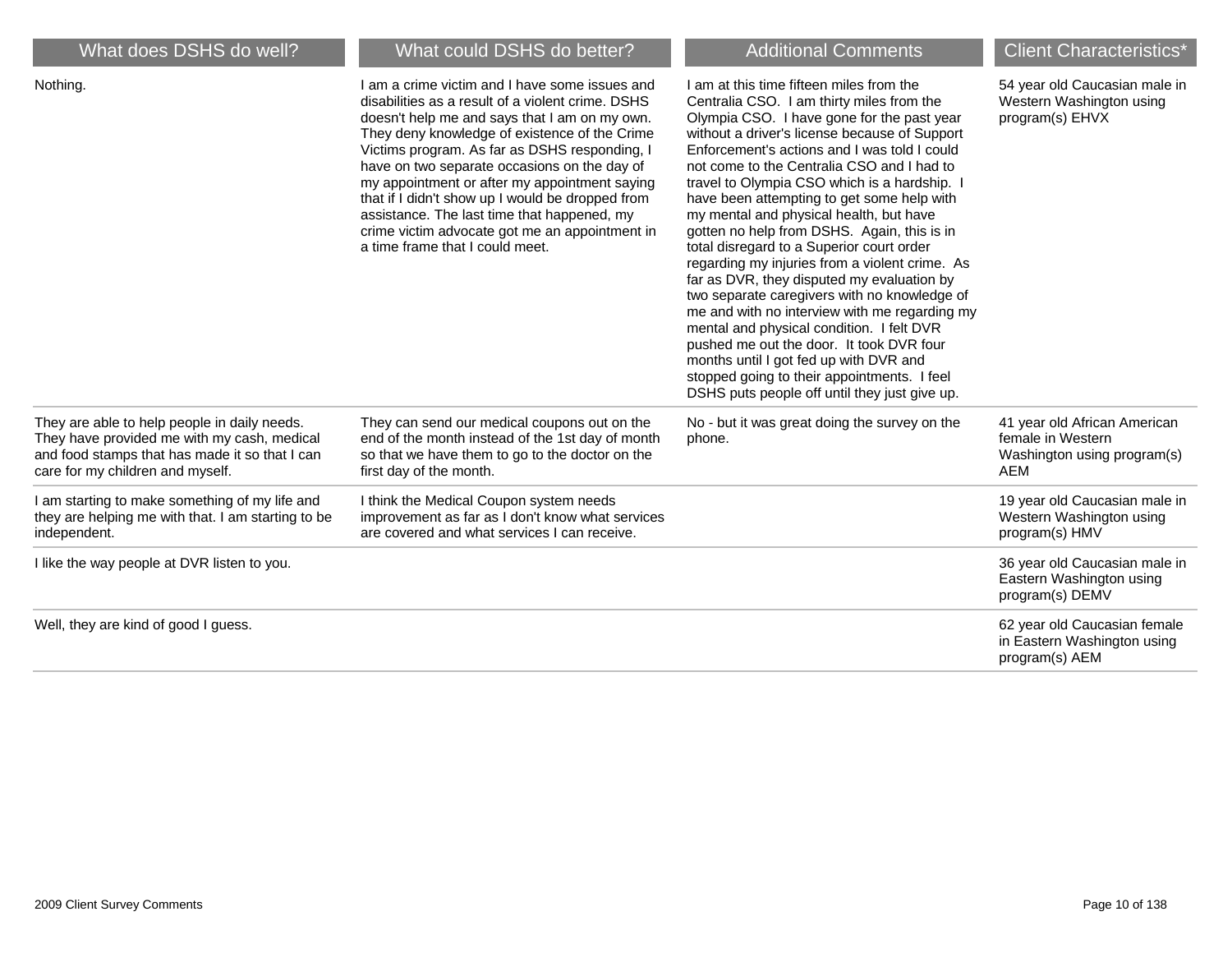| What does DSHS do well? | What could DSHS do better? | Additional Comments | Client Characteristics* |
|---|---|---|---|
| Nothing. | I am a crime victim and I have some issues and disabilities as a result of a violent crime. DSHS doesn't help me and says that I am on my own. They deny knowledge of existence of the Crime Victims program. As far as DSHS responding, I have on two separate occasions on the day of my appointment or after my appointment saying that if I didn't show up I would be dropped from assistance. The last time that happened, my crime victim advocate got me an appointment in a time frame that I could meet. | I am at this time fifteen miles from the Centralia CSO. I am thirty miles from the Olympia CSO. I have gone for the past year without a driver's license because of Support Enforcement's actions and I was told I could not come to the Centralia CSO and I had to travel to Olympia CSO which is a hardship. I have been attempting to get some help with my mental and physical health, but have gotten no help from DSHS. Again, this is in total disregard to a Superior court order regarding my injuries from a violent crime. As far as DVR, they disputed my evaluation by two separate caregivers with no knowledge of me and with no interview with me regarding my mental and physical condition. I felt DVR pushed me out the door. It took DVR four months until I got fed up with DVR and stopped going to their appointments. I feel DSHS puts people off until they just give up. | 54 year old Caucasian male in Western Washington using program(s) EHVX |
| They are able to help people in daily needs. They have provided me with my cash, medical and food stamps that has made it so that I can care for my children and myself. | They can send our medical coupons out on the end of the month instead of the 1st day of month so that we have them to go to the doctor on the first day of the month. | No - but it was great doing the survey on the phone. | 41 year old African American female in Western Washington using program(s) AEM |
| I am starting to make something of my life and they are helping me with that. I am starting to be independent. | I think the Medical Coupon system needs improvement as far as I don't know what services are covered and what services I can receive. | | 19 year old Caucasian male in Western Washington using program(s) HMV |
| I like the way people at DVR listen to you. | | | 36 year old Caucasian male in Eastern Washington using program(s) DEMV |
| Well, they are kind of good I guess. | | | 62 year old Caucasian female in Eastern Washington using program(s) AEM |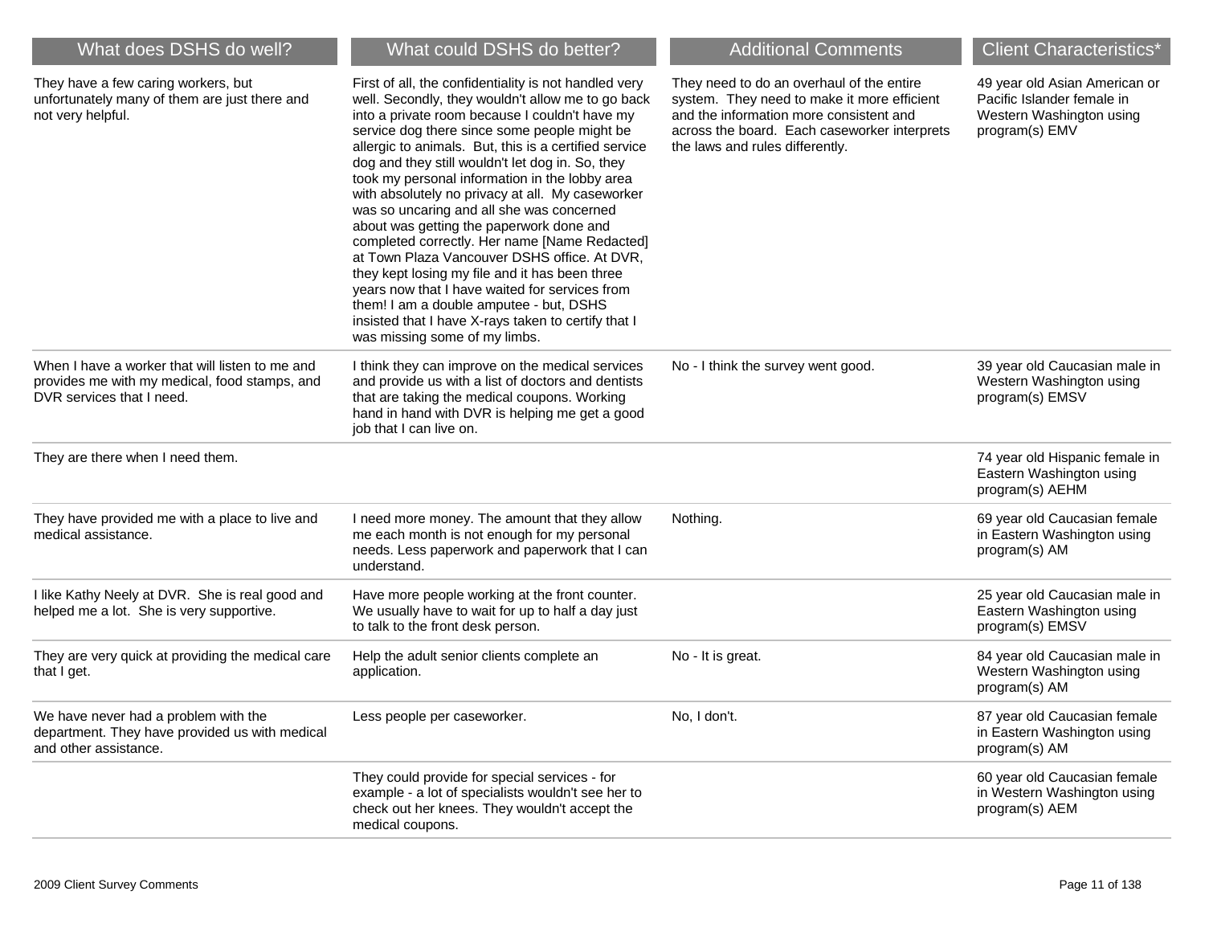| What does DSHS do well? | What could DSHS do better? | Additional Comments | Client Characteristics* |
|---|---|---|---|
| They have a few caring workers, but unfortunately many of them are just there and not very helpful. | First of all, the confidentiality is not handled very well. Secondly, they wouldn't allow me to go back into a private room because I couldn't have my service dog there since some people might be allergic to animals. But, this is a certified service dog and they still wouldn't let dog in. So, they took my personal information in the lobby area with absolutely no privacy at all. My caseworker was so uncaring and all she was concerned about was getting the paperwork done and completed correctly. Her name [Name Redacted] at Town Plaza Vancouver DSHS office. At DVR, they kept losing my file and it has been three years now that I have waited for services from them! I am a double amputee - but, DSHS insisted that I have X-rays taken to certify that I was missing some of my limbs. | They need to do an overhaul of the entire system. They need to make it more efficient and the information more consistent and across the board. Each caseworker interprets the laws and rules differently. | 49 year old Asian American or Pacific Islander female in Western Washington using program(s) EMV |
| When I have a worker that will listen to me and provides me with my medical, food stamps, and DVR services that I need. | I think they can improve on the medical services and provide us with a list of doctors and dentists that are taking the medical coupons. Working hand in hand with DVR is helping me get a good job that I can live on. | No - I think the survey went good. | 39 year old Caucasian male in Western Washington using program(s) EMSV |
| They are there when I need them. | | | 74 year old Hispanic female in Eastern Washington using program(s) AEHM |
| They have provided me with a place to live and medical assistance. | I need more money. The amount that they allow me each month is not enough for my personal needs. Less paperwork and paperwork that I can understand. | Nothing. | 69 year old Caucasian female in Eastern Washington using program(s) AM |
| I like Kathy Neely at DVR. She is real good and helped me a lot. She is very supportive. | Have more people working at the front counter. We usually have to wait for up to half a day just to talk to the front desk person. | | 25 year old Caucasian male in Eastern Washington using program(s) EMSV |
| They are very quick at providing the medical care that I get. | Help the adult senior clients complete an application. | No - It is great. | 84 year old Caucasian male in Western Washington using program(s) AM |
| We have never had a problem with the department. They have provided us with medical and other assistance. | Less people per caseworker. | No, I don't. | 87 year old Caucasian female in Eastern Washington using program(s) AM |
| | They could provide for special services - for example - a lot of specialists wouldn't see her to check out her knees. They wouldn't accept the medical coupons. | | 60 year old Caucasian female in Western Washington using program(s) AEM |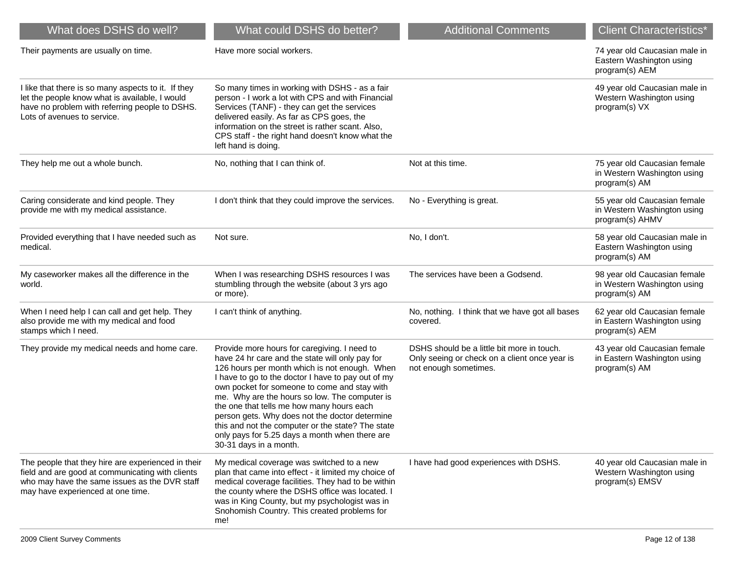| What does DSHS do well? | What could DSHS do better? | Additional Comments | Client Characteristics* |
|---|---|---|---|
| Their payments are usually on time. | Have more social workers. | | 74 year old Caucasian male in Eastern Washington using program(s) AEM |
| I like that there is so many aspects to it. If they let the people know what is available, I would have no problem with referring people to DSHS. Lots of avenues to service. | So many times in working with DSHS - as a fair person - I work a lot with CPS and with Financial Services (TANF) - they can get the services delivered easily. As far as CPS goes, the information on the street is rather scant. Also, CPS staff - the right hand doesn't know what the left hand is doing. | | 49 year old Caucasian male in Western Washington using program(s) VX |
| They help me out a whole bunch. | No, nothing that I can think of. | Not at this time. | 75 year old Caucasian female in Western Washington using program(s) AM |
| Caring considerate and kind people. They provide me with my medical assistance. | I don't think that they could improve the services. | No - Everything is great. | 55 year old Caucasian female in Western Washington using program(s) AHMV |
| Provided everything that I have needed such as medical. | Not sure. | No, I don't. | 58 year old Caucasian male in Eastern Washington using program(s) AM |
| My caseworker makes all the difference in the world. | When I was researching DSHS resources I was stumbling through the website (about 3 yrs ago or more). | The services have been a Godsend. | 98 year old Caucasian female in Western Washington using program(s) AM |
| When I need help I can call and get help. They also provide me with my medical and food stamps which I need. | I can't think of anything. | No, nothing. I think that we have got all bases covered. | 62 year old Caucasian female in Eastern Washington using program(s) AEM |
| They provide my medical needs and home care. | Provide more hours for caregiving. I need to have 24 hr care and the state will only pay for 126 hours per month which is not enough. When I have to go to the doctor I have to pay out of my own pocket for someone to come and stay with me. Why are the hours so low. The computer is the one that tells me how many hours each person gets. Why does not the doctor determine this and not the computer or the state? The state only pays for 5.25 days a month when there are 30-31 days in a month. | DSHS should be a little bit more in touch. Only seeing or check on a client once year is not enough sometimes. | 43 year old Caucasian female in Eastern Washington using program(s) AM |
| The people that they hire are experienced in their field and are good at communicating with clients who may have the same issues as the DVR staff may have experienced at one time. | My medical coverage was switched to a new plan that came into effect - it limited my choice of medical coverage facilities. They had to be within the county where the DSHS office was located. I was in King County, but my psychologist was in Snohomish Country. This created problems for me! | I have had good experiences with DSHS. | 40 year old Caucasian male in Western Washington using program(s) EMSV |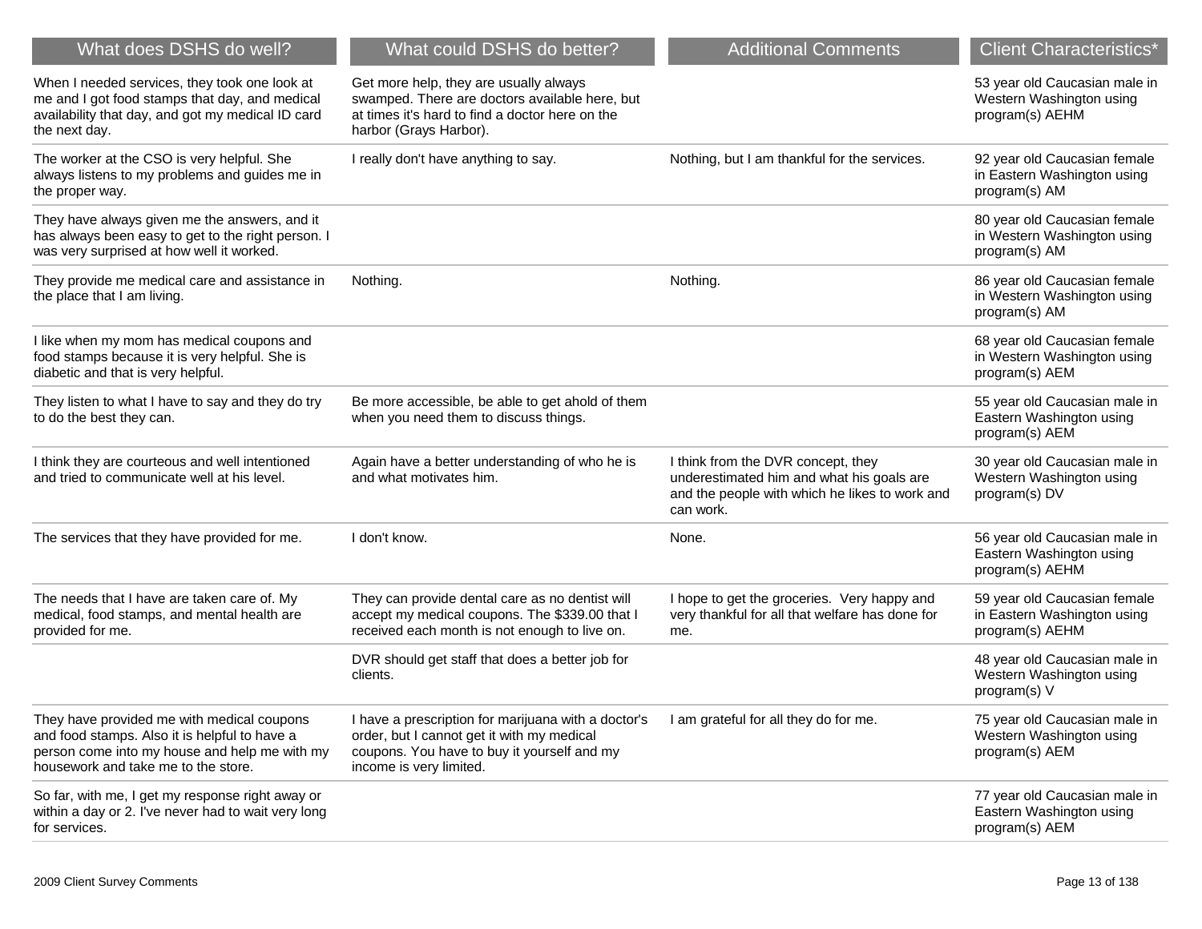| What does DSHS do well? | What could DSHS do better? | Additional Comments | Client Characteristics* |
|---|---|---|---|
| When I needed services, they took one look at me and I got food stamps that day, and medical availability that day, and got my medical ID card the next day. | Get more help, they are usually always swamped. There are doctors available here, but at times it's hard to find a doctor here on the harbor (Grays Harbor). | | 53 year old Caucasian male in Western Washington using program(s) AEHM |
| The worker at the CSO is very helpful. She always listens to my problems and guides me in the proper way. | I really don't have anything to say. | Nothing, but I am thankful for the services. | 92 year old Caucasian female in Eastern Washington using program(s) AM |
| They have always given me the answers, and it has always been easy to get to the right person. I was very surprised at how well it worked. | | | 80 year old Caucasian female in Western Washington using program(s) AM |
| They provide me medical care and assistance in the place that I am living. | Nothing. | Nothing. | 86 year old Caucasian female in Western Washington using program(s) AM |
| I like when my mom has medical coupons and food stamps because it is very helpful. She is diabetic and that is very helpful. | | | 68 year old Caucasian female in Western Washington using program(s) AEM |
| They listen to what I have to say and they do try to do the best they can. | Be more accessible, be able to get ahold of them when you need them to discuss things. | | 55 year old Caucasian male in Eastern Washington using program(s) AEM |
| I think they are courteous and well intentioned and tried to communicate well at his level. | Again have a better understanding of who he is and what motivates him. | I think from the DVR concept, they underestimated him and what his goals are and the people with which he likes to work and can work. | 30 year old Caucasian male in Western Washington using program(s) DV |
| The services that they have provided for me. | I don't know. | None. | 56 year old Caucasian male in Eastern Washington using program(s) AEHM |
| The needs that I have are taken care of. My medical, food stamps, and mental health are provided for me. | They can provide dental care as no dentist will accept my medical coupons. The $339.00 that I received each month is not enough to live on. | I hope to get the groceries. Very happy and very thankful for all that welfare has done for me. | 59 year old Caucasian female in Eastern Washington using program(s) AEHM |
| | DVR should get staff that does a better job for clients. | | 48 year old Caucasian male in Western Washington using program(s) V |
| They have provided me with medical coupons and food stamps. Also it is helpful to have a person come into my house and help me with my housework and take me to the store. | I have a prescription for marijuana with a doctor's order, but I cannot get it with my medical coupons. You have to buy it yourself and my income is very limited. | I am grateful for all they do for me. | 75 year old Caucasian male in Western Washington using program(s) AEM |
| So far, with me, I get my response right away or within a day or 2. I've never had to wait very long for services. | | | 77 year old Caucasian male in Eastern Washington using program(s) AEM |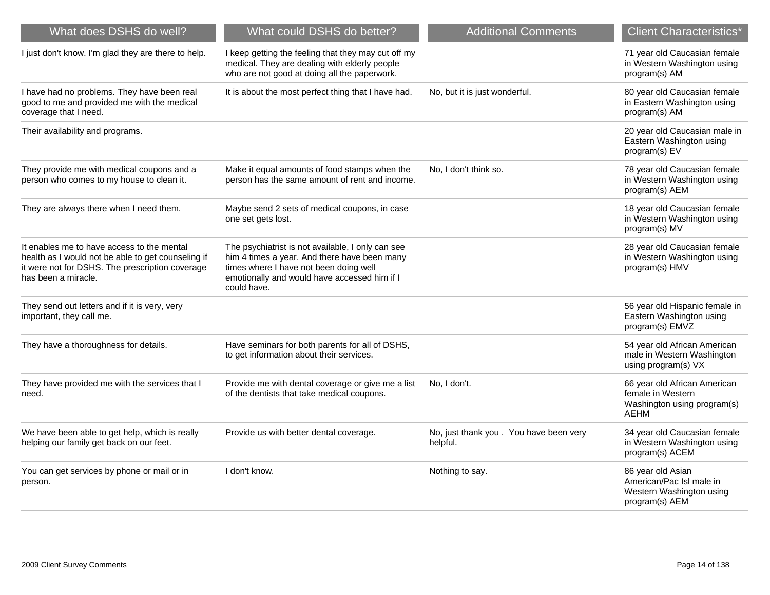| What does DSHS do well? | What could DSHS do better? | Additional Comments | Client Characteristics* |
|---|---|---|---|
| I just don't know. I'm glad they are there to help. | I keep getting the feeling that they may cut off my medical. They are dealing with elderly people who are not good at doing all the paperwork. | | 71 year old Caucasian female in Western Washington using program(s) AM |
| I have had no problems. They have been real good to me and provided me with the medical coverage that I need. | It is about the most perfect thing that I have had. | No, but it is just wonderful. | 80 year old Caucasian female in Eastern Washington using program(s) AM |
| Their availability and programs. | | | 20 year old Caucasian male in Eastern Washington using program(s) EV |
| They provide me with medical coupons and a person who comes to my house to clean it. | Make it equal amounts of food stamps when the person has the same amount of rent and income. | No, I don't think so. | 78 year old Caucasian female in Western Washington using program(s) AEM |
| They are always there when I need them. | Maybe send 2 sets of medical coupons, in case one set gets lost. | | 18 year old Caucasian female in Western Washington using program(s) MV |
| It enables me to have access to the mental health as I would not be able to get counseling if it were not for DSHS. The prescription coverage has been a miracle. | The psychiatrist is not available, I only can see him 4 times a year. And there have been many times where I have not been doing well emotionally and would have accessed him if I could have. | | 28 year old Caucasian female in Western Washington using program(s) HMV |
| They send out letters and if it is very, very important, they call me. | | | 56 year old Hispanic female in Eastern Washington using program(s) EMVZ |
| They have a thoroughness for details. | Have seminars for both parents for all of DSHS, to get information about their services. | | 54 year old African American male in Western Washington using program(s) VX |
| They have provided me with the services that I need. | Provide me with dental coverage or give me a list of the dentists that take medical coupons. | No, I don't. | 66 year old African American female in Western Washington using program(s) AEHM |
| We have been able to get help, which is really helping our family get back on our feet. | Provide us with better dental coverage. | No, just thank you . You have been very helpful. | 34 year old Caucasian female in Western Washington using program(s) ACEM |
| You can get services by phone or mail or in person. | I don't know. | Nothing to say. | 86 year old Asian American/Pac Isl male in Western Washington using program(s) AEM |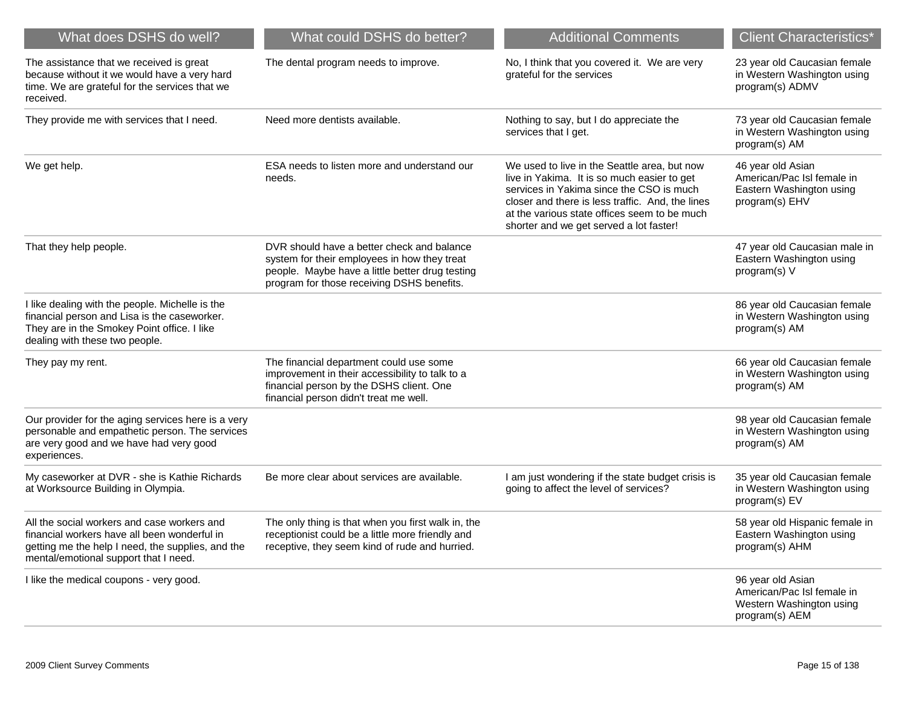| What does DSHS do well? | What could DSHS do better? | Additional Comments | Client Characteristics* |
| --- | --- | --- | --- |
| The assistance that we received is great because without it we would have a very hard time. We are grateful for the services that we received. | The dental program needs to improve. | No, I think that you covered it. We are very grateful for the services | 23 year old Caucasian female in Western Washington using program(s) ADMV |
| They provide me with services that I need. | Need more dentists available. | Nothing to say, but I do appreciate the services that I get. | 73 year old Caucasian female in Western Washington using program(s) AM |
| We get help. | ESA needs to listen more and understand our needs. | We used to live in the Seattle area, but now live in Yakima. It is so much easier to get services in Yakima since the CSO is much closer and there is less traffic. And, the lines at the various state offices seem to be much shorter and we get served a lot faster! | 46 year old Asian American/Pac Isl female in Eastern Washington using program(s) EHV |
| That they help people. | DVR should have a better check and balance system for their employees in how they treat people. Maybe have a little better drug testing program for those receiving DSHS benefits. | | 47 year old Caucasian male in Eastern Washington using program(s) V |
| I like dealing with the people. Michelle is the financial person and Lisa is the caseworker. They are in the Smokey Point office. I like dealing with these two people. | | | 86 year old Caucasian female in Western Washington using program(s) AM |
| They pay my rent. | The financial department could use some improvement in their accessibility to talk to a financial person by the DSHS client. One financial person didn't treat me well. | | 66 year old Caucasian female in Western Washington using program(s) AM |
| Our provider for the aging services here is a very personable and empathetic person. The services are very good and we have had very good experiences. | | | 98 year old Caucasian female in Western Washington using program(s) AM |
| My caseworker at DVR - she is Kathie Richards at Worksource Building in Olympia. | Be more clear about services are available. | I am just wondering if the state budget crisis is going to affect the level of services? | 35 year old Caucasian female in Western Washington using program(s) EV |
| All the social workers and case workers and financial workers have all been wonderful in getting me the help I need, the supplies, and the mental/emotional support that I need. | The only thing is that when you first walk in, the receptionist could be a little more friendly and receptive, they seem kind of rude and hurried. | | 58 year old Hispanic female in Eastern Washington using program(s) AHM |
| I like the medical coupons - very good. | | | 96 year old Asian American/Pac Isl female in Western Washington using program(s) AEM |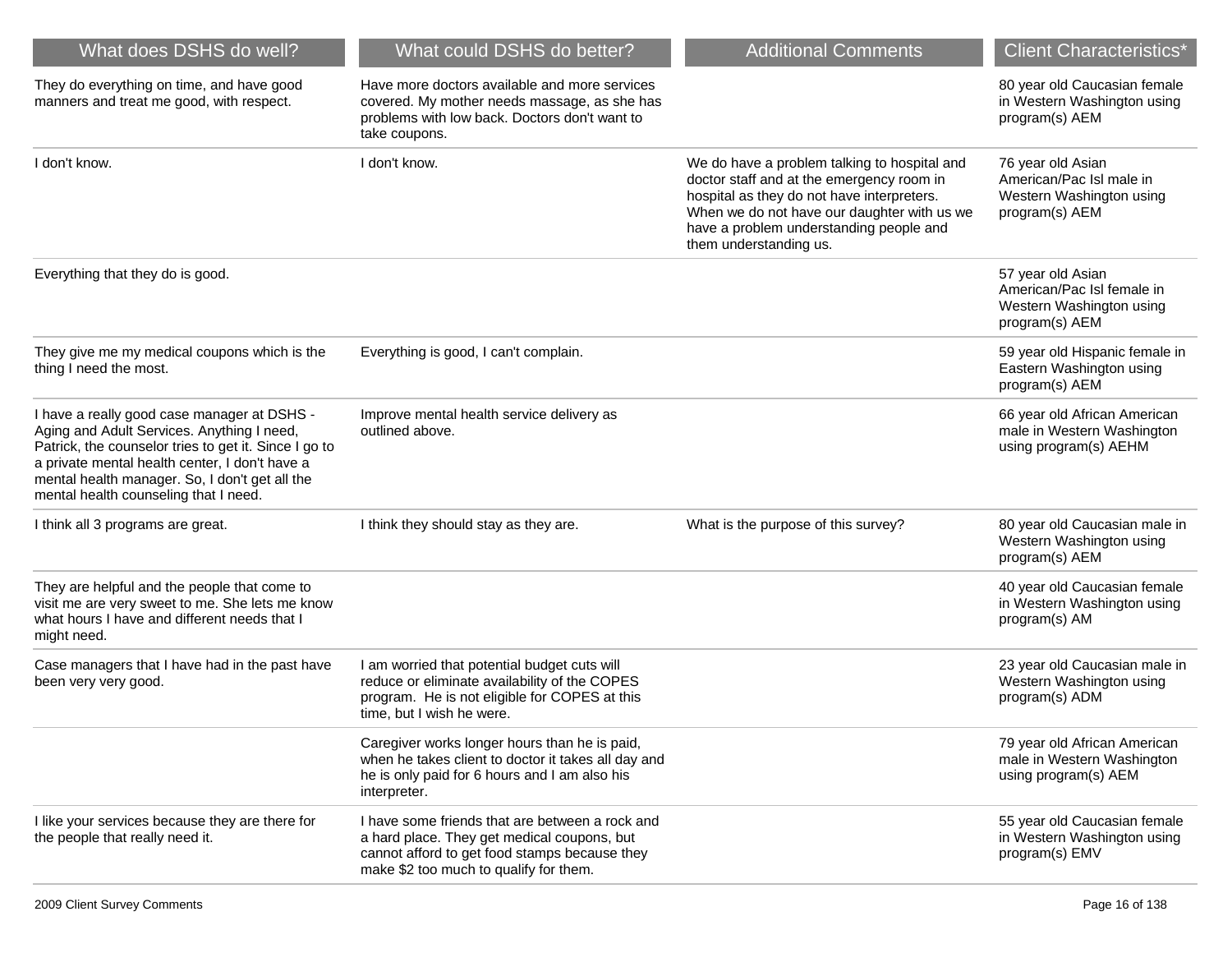| What does DSHS do well? | What could DSHS do better? | Additional Comments | Client Characteristics* |
| --- | --- | --- | --- |
| They do everything on time, and have good manners and treat me good, with respect. | Have more doctors available and more services covered. My mother needs massage, as she has problems with low back. Doctors don't want to take coupons. | | 80 year old Caucasian female in Western Washington using program(s) AEM |
| I don't know. | I don't know. | We do have a problem talking to hospital and doctor staff and at the emergency room in hospital as they do not have interpreters. When we do not have our daughter with us we have a problem understanding people and them understanding us. | 76 year old Asian American/Pac Isl male in Western Washington using program(s) AEM |
| Everything that they do is good. | | | 57 year old Asian American/Pac Isl female in Western Washington using program(s) AEM |
| They give me my medical coupons which is the thing I need the most. | Everything is good, I can't complain. | | 59 year old Hispanic female in Eastern Washington using program(s) AEM |
| I have a really good case manager at DSHS - Aging and Adult Services. Anything I need, Patrick, the counselor tries to get it. Since I go to a private mental health center, I don't have a mental health manager. So, I don't get all the mental health counseling that I need. | Improve mental health service delivery as outlined above. | | 66 year old African American male in Western Washington using program(s) AEHM |
| I think all 3 programs are great. | I think they should stay as they are. | What is the purpose of this survey? | 80 year old Caucasian male in Western Washington using program(s) AEM |
| They are helpful and the people that come to visit me are very sweet to me. She lets me know what hours I have and different needs that I might need. | | | 40 year old Caucasian female in Western Washington using program(s) AM |
| Case managers that I have had in the past have been very very good. | I am worried that potential budget cuts will reduce or eliminate availability of the COPES program. He is not eligible for COPES at this time, but I wish he were. | | 23 year old Caucasian male in Western Washington using program(s) ADM |
| | Caregiver works longer hours than he is paid, when he takes client to doctor it takes all day and he is only paid for 6 hours and I am also his interpreter. | | 79 year old African American male in Western Washington using program(s) AEM |
| I like your services because they are there for the people that really need it. | I have some friends that are between a rock and a hard place. They get medical coupons, but cannot afford to get food stamps because they make $2 too much to qualify for them. | | 55 year old Caucasian female in Western Washington using program(s) EMV |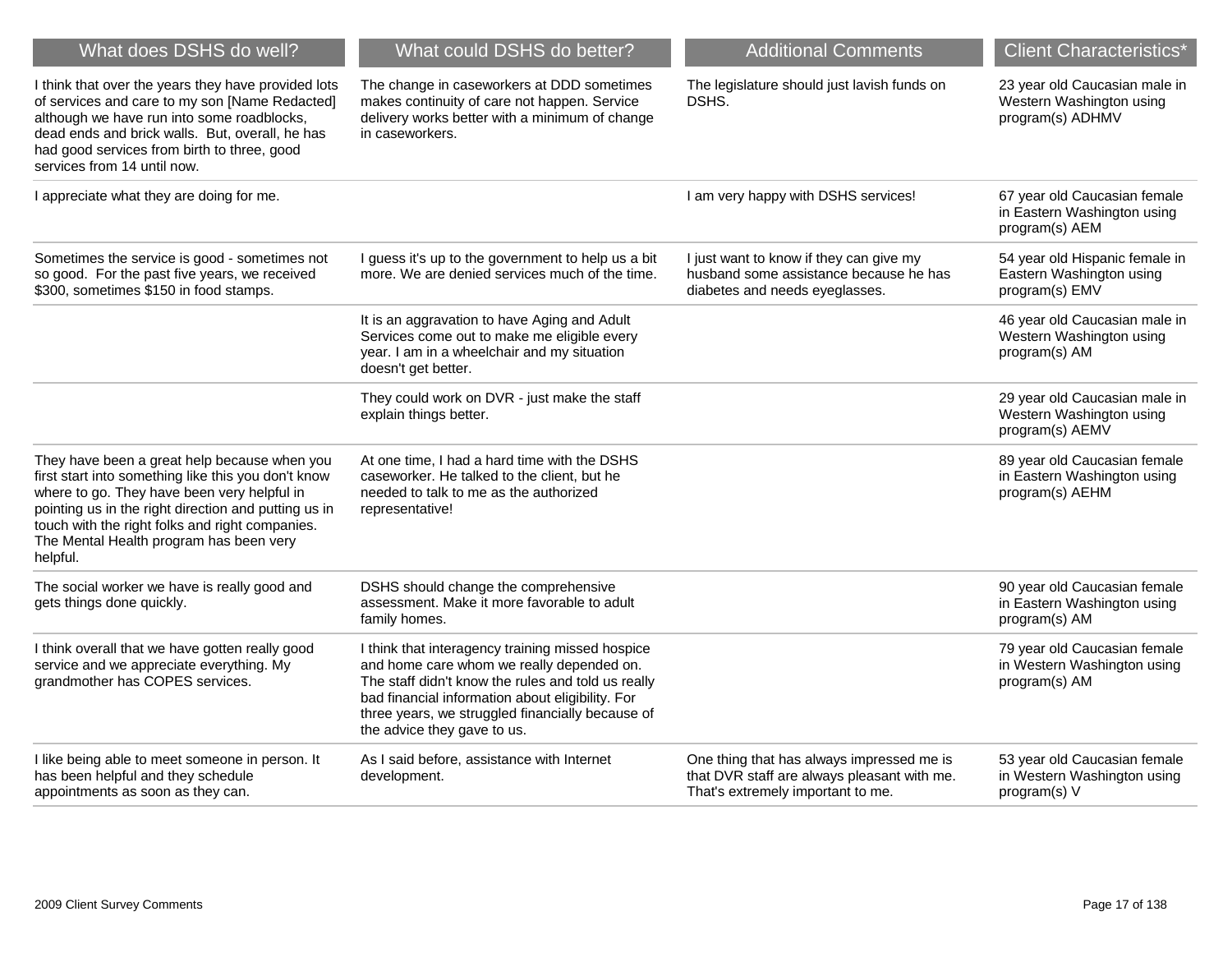| What does DSHS do well? | What could DSHS do better? | Additional Comments | Client Characteristics* |
|---|---|---|---|
| I think that over the years they have provided lots of services and care to my son [Name Redacted] although we have run into some roadblocks, dead ends and brick walls. But, overall, he has had good services from birth to three, good services from 14 until now. | The change in caseworkers at DDD sometimes makes continuity of care not happen. Service delivery works better with a minimum of change in caseworkers. | The legislature should just lavish funds on DSHS. | 23 year old Caucasian male in Western Washington using program(s) ADHMV |
| I appreciate what they are doing for me. | | I am very happy with DSHS services! | 67 year old Caucasian female in Eastern Washington using program(s) AEM |
| Sometimes the service is good - sometimes not so good. For the past five years, we received $300, sometimes $150 in food stamps. | I guess it's up to the government to help us a bit more. We are denied services much of the time. | I just want to know if they can give my husband some assistance because he has diabetes and needs eyeglasses. | 54 year old Hispanic female in Eastern Washington using program(s) EMV |
| | It is an aggravation to have Aging and Adult Services come out to make me eligible every year. I am in a wheelchair and my situation doesn't get better. | | 46 year old Caucasian male in Western Washington using program(s) AM |
| | They could work on DVR - just make the staff explain things better. | | 29 year old Caucasian male in Western Washington using program(s) AEMV |
| They have been a great help because when you first start into something like this you don't know where to go. They have been very helpful in pointing us in the right direction and putting us in touch with the right folks and right companies. The Mental Health program has been very helpful. | At one time, I had a hard time with the DSHS caseworker. He talked to the client, but he needed to talk to me as the authorized representative! | | 89 year old Caucasian female in Eastern Washington using program(s) AEHM |
| The social worker we have is really good and gets things done quickly. | DSHS should change the comprehensive assessment. Make it more favorable to adult family homes. | | 90 year old Caucasian female in Eastern Washington using program(s) AM |
| I think overall that we have gotten really good service and we appreciate everything. My grandmother has COPES services. | I think that interagency training missed hospice and home care whom we really depended on. The staff didn't know the rules and told us really bad financial information about eligibility. For three years, we struggled financially because of the advice they gave to us. | | 79 year old Caucasian female in Western Washington using program(s) AM |
| I like being able to meet someone in person. It has been helpful and they schedule appointments as soon as they can. | As I said before, assistance with Internet development. | One thing that has always impressed me is that DVR staff are always pleasant with me. That's extremely important to me. | 53 year old Caucasian female in Western Washington using program(s) V |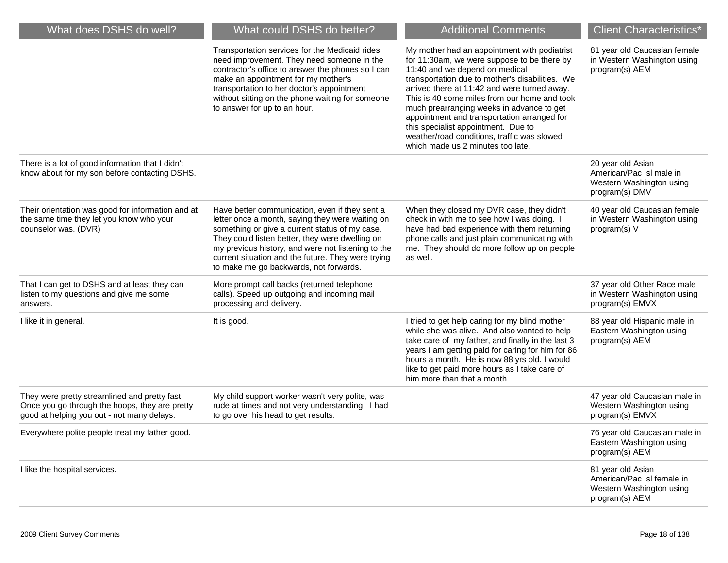| What does DSHS do well? | What could DSHS do better? | Additional Comments | Client Characteristics* |
|---|---|---|---|
| | Transportation services for the Medicaid rides need improvement. They need someone in the contractor's office to answer the phones so I can make an appointment for my mother's transportation to her doctor's appointment without sitting on the phone waiting for someone to answer for up to an hour. | My mother had an appointment with podiatrist for 11:30am, we were suppose to be there by 11:40 and we depend on medical transportation due to mother's disabilities. We arrived there at 11:42 and were turned away. This is 40 some miles from our home and took much prearranging weeks in advance to get appointment and transportation arranged for this specialist appointment. Due to weather/road conditions, traffic was slowed which made us 2 minutes too late. | 81 year old Caucasian female in Western Washington using program(s) AEM |
| There is a lot of good information that I didn't know about for my son before contacting DSHS. | | | 20 year old Asian American/Pac Isl male in Western Washington using program(s) DMV |
| Their orientation was good for information and at the same time they let you know who your counselor was. (DVR) | Have better communication, even if they sent a letter once a month, saying they were waiting on something or give a current status of my case. They could listen better, they were dwelling on my previous history, and were not listening to the current situation and the future. They were trying to make me go backwards, not forwards. | When they closed my DVR case, they didn't check in with me to see how I was doing. I have had bad experience with them returning phone calls and just plain communicating with me. They should do more follow up on people as well. | 40 year old Caucasian female in Western Washington using program(s) V |
| That I can get to DSHS and at least they can listen to my questions and give me some answers. | More prompt call backs (returned telephone calls). Speed up outgoing and incoming mail processing and delivery. | | 37 year old Other Race male in Western Washington using program(s) EMVX |
| I like it in general. | It is good. | I tried to get help caring for my blind mother while she was alive. And also wanted to help take care of my father, and finally in the last 3 years I am getting paid for caring for him for 86 hours a month. He is now 88 yrs old. I would like to get paid more hours as I take care of him more than that a month. | 88 year old Hispanic male in Eastern Washington using program(s) AEM |
| They were pretty streamlined and pretty fast. Once you go through the hoops, they are pretty good at helping you out - not many delays. | My child support worker wasn't very polite, was rude at times and not very understanding. I had to go over his head to get results. | | 47 year old Caucasian male in Western Washington using program(s) EMVX |
| Everywhere polite people treat my father good. | | | 76 year old Caucasian male in Eastern Washington using program(s) AEM |
| I like the hospital services. | | | 81 year old Asian American/Pac Isl female in Western Washington using program(s) AEM |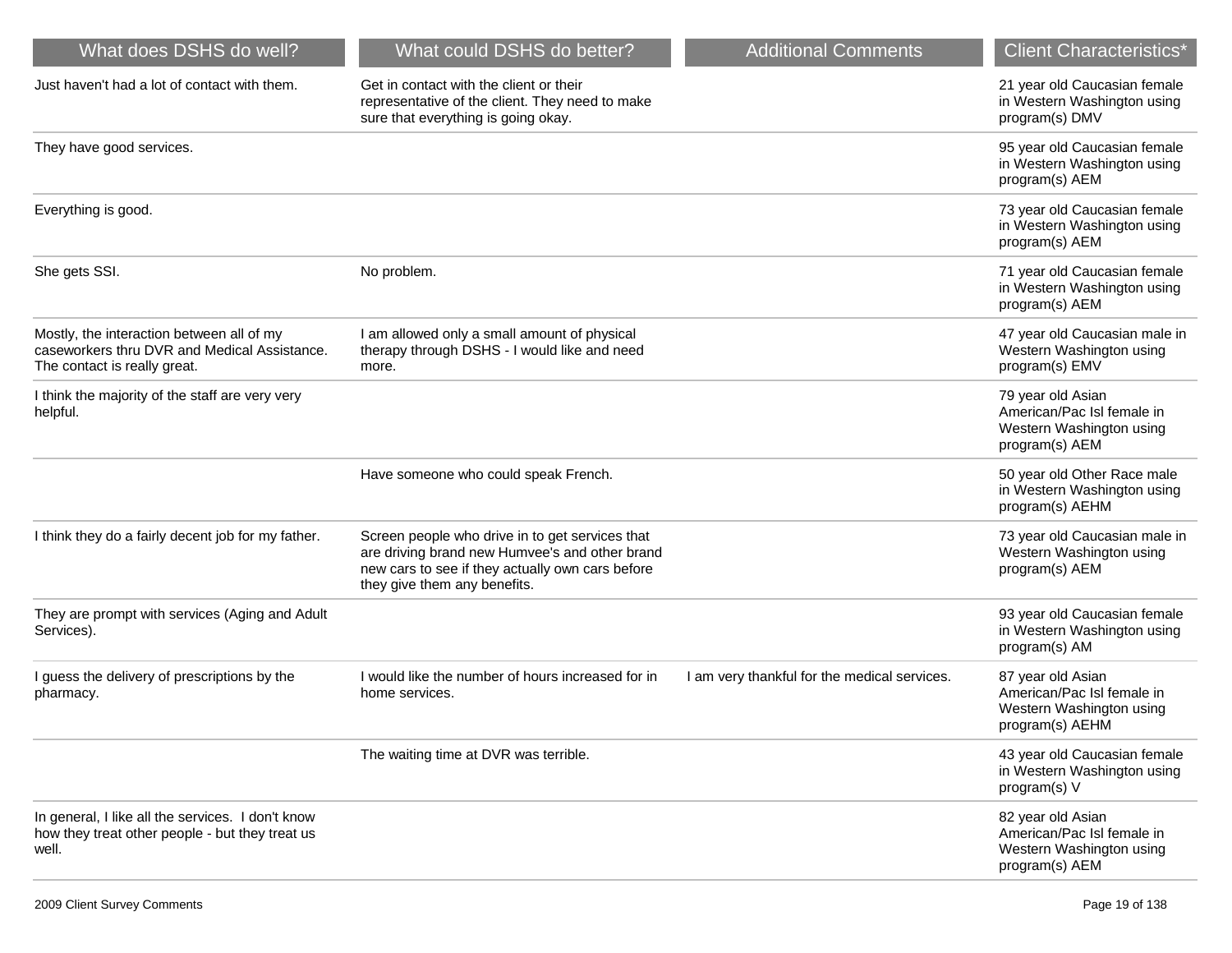| What does DSHS do well? | What could DSHS do better? | Additional Comments | Client Characteristics* |
| --- | --- | --- | --- |
| Just haven't had a lot of contact with them. | Get in contact with the client or their representative of the client. They need to make sure that everything is going okay. | | 21 year old Caucasian female in Western Washington using program(s) DMV |
| They have good services. | | | 95 year old Caucasian female in Western Washington using program(s) AEM |
| Everything is good. | | | 73 year old Caucasian female in Western Washington using program(s) AEM |
| She gets SSI. | No problem. | | 71 year old Caucasian female in Western Washington using program(s) AEM |
| Mostly, the interaction between all of my caseworkers thru DVR and Medical Assistance. The contact is really great. | I am allowed only a small amount of physical therapy through DSHS - I would like and need more. | | 47 year old Caucasian male in Western Washington using program(s) EMV |
| I think the majority of the staff are very very helpful. | | | 79 year old Asian American/Pac Isl female in Western Washington using program(s) AEM |
| | Have someone who could speak French. | | 50 year old Other Race male in Western Washington using program(s) AEHM |
| I think they do a fairly decent job for my father. | Screen people who drive in to get services that are driving brand new Humvee's and other brand new cars to see if they actually own cars before they give them any benefits. | | 73 year old Caucasian male in Western Washington using program(s) AEM |
| They are prompt with services (Aging and Adult Services). | | | 93 year old Caucasian female in Western Washington using program(s) AM |
| I guess the delivery of prescriptions by the pharmacy. | I would like the number of hours increased for in home services. | I am very thankful for the medical services. | 87 year old Asian American/Pac Isl female in Western Washington using program(s) AEHM |
| | The waiting time at DVR was terrible. | | 43 year old Caucasian female in Western Washington using program(s) V |
| In general, I like all the services. I don't know how they treat other people - but they treat us well. | | | 82 year old Asian American/Pac Isl female in Western Washington using program(s) AEM |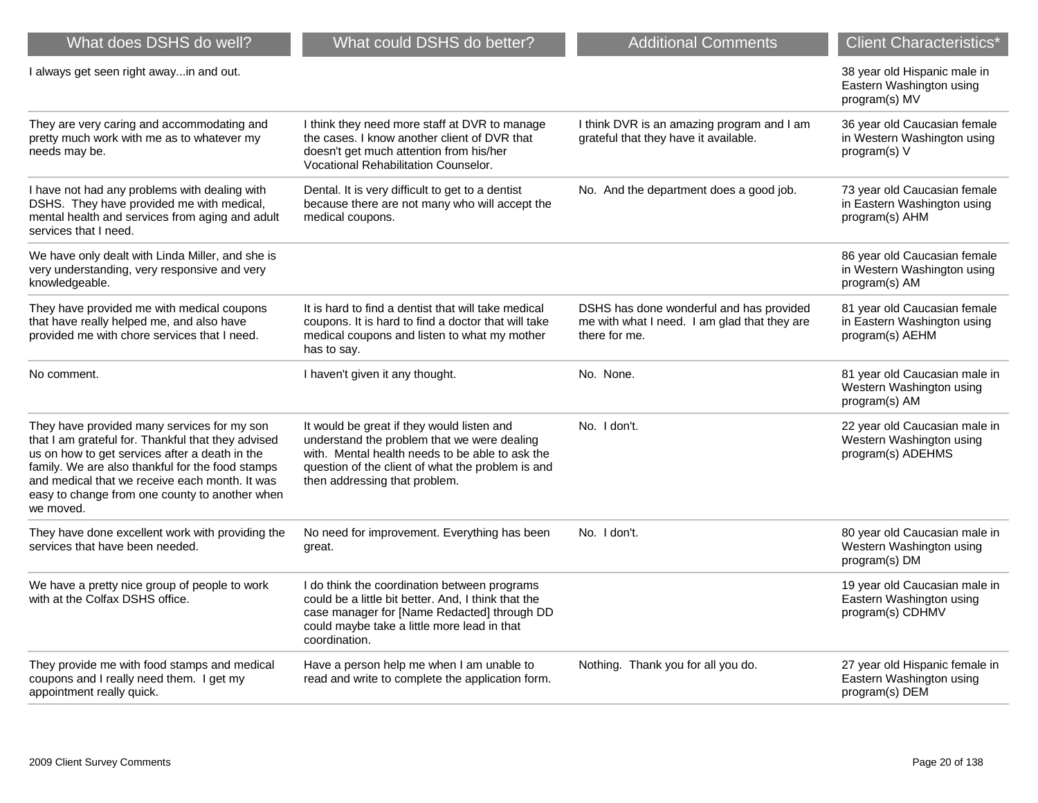| What does DSHS do well? | What could DSHS do better? | Additional Comments | Client Characteristics* |
|---|---|---|---|
| I always get seen right away...in and out. | | | 38 year old Hispanic male in Eastern Washington using program(s) MV |
| They are very caring and accommodating and pretty much work with me as to whatever my needs may be. | I think they need more staff at DVR to manage the cases. I know another client of DVR that doesn't get much attention from his/her Vocational Rehabilitation Counselor. | I think DVR is an amazing program and I am grateful that they have it available. | 36 year old Caucasian female in Western Washington using program(s) V |
| I have not had any problems with dealing with DSHS. They have provided me with medical, mental health and services from aging and adult services that I need. | Dental. It is very difficult to get to a dentist because there are not many who will accept the medical coupons. | No. And the department does a good job. | 73 year old Caucasian female in Eastern Washington using program(s) AHM |
| We have only dealt with Linda Miller, and she is very understanding, very responsive and very knowledgeable. | | | 86 year old Caucasian female in Western Washington using program(s) AM |
| They have provided me with medical coupons that have really helped me, and also have provided me with chore services that I need. | It is hard to find a dentist that will take medical coupons. It is hard to find a doctor that will take medical coupons and listen to what my mother has to say. | DSHS has done wonderful and has provided me with what I need. I am glad that they are there for me. | 81 year old Caucasian female in Eastern Washington using program(s) AEHM |
| No comment. | I haven't given it any thought. | No. None. | 81 year old Caucasian male in Western Washington using program(s) AM |
| They have provided many services for my son that I am grateful for. Thankful that they advised us on how to get services after a death in the family. We are also thankful for the food stamps and medical that we receive each month. It was easy to change from one county to another when we moved. | It would be great if they would listen and understand the problem that we were dealing with. Mental health needs to be able to ask the question of the client of what the problem is and then addressing that problem. | No. I don't. | 22 year old Caucasian male in Western Washington using program(s) ADEHMS |
| They have done excellent work with providing the services that have been needed. | No need for improvement. Everything has been great. | No. I don't. | 80 year old Caucasian male in Western Washington using program(s) DM |
| We have a pretty nice group of people to work with at the Colfax DSHS office. | I do think the coordination between programs could be a little bit better. And, I think that the case manager for [Name Redacted] through DD could maybe take a little more lead in that coordination. | | 19 year old Caucasian male in Eastern Washington using program(s) CDHMV |
| They provide me with food stamps and medical coupons and I really need them. I get my appointment really quick. | Have a person help me when I am unable to read and write to complete the application form. | Nothing. Thank you for all you do. | 27 year old Hispanic female in Eastern Washington using program(s) DEM |

2009 Client Survey Comments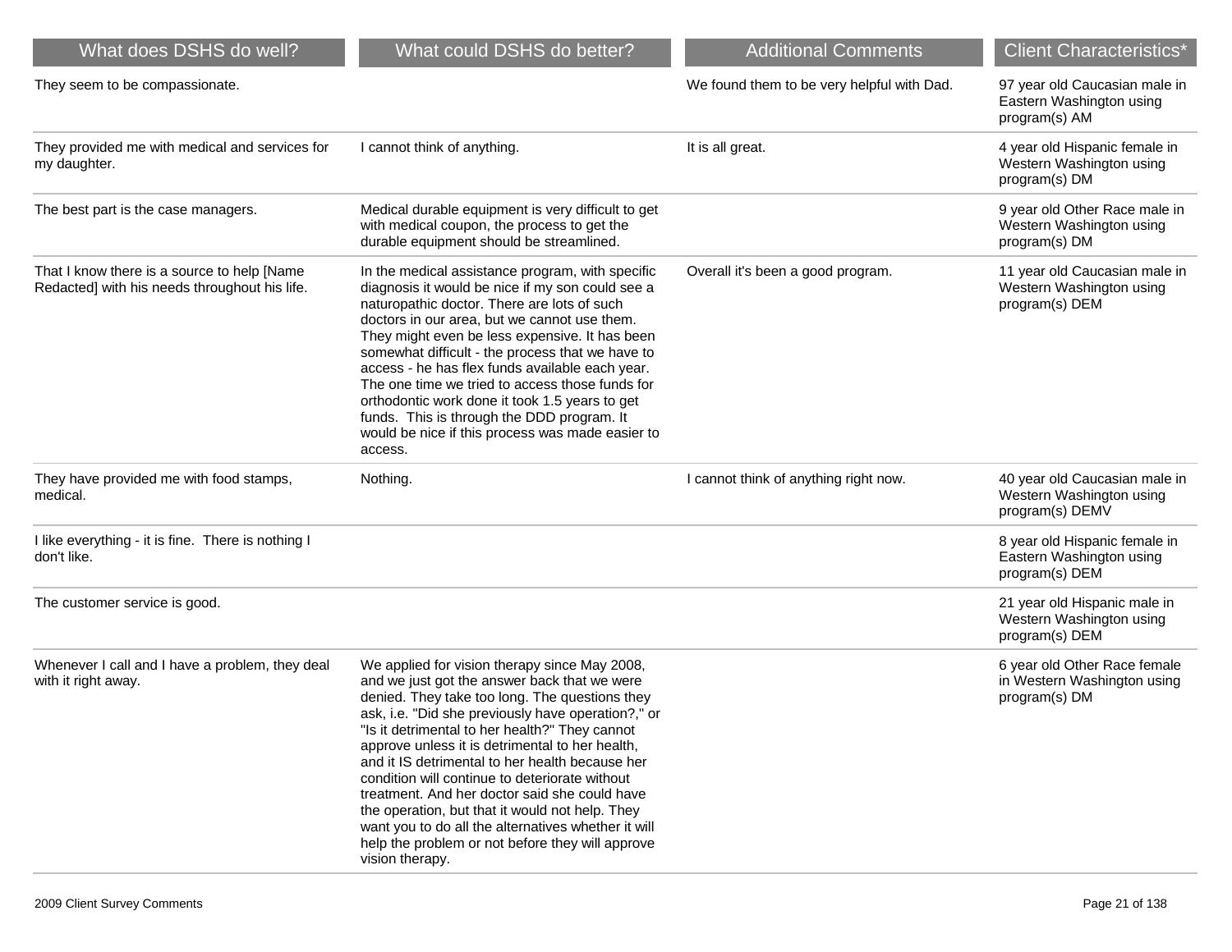| What does DSHS do well? | What could DSHS do better? | Additional Comments | Client Characteristics* |
| --- | --- | --- | --- |
| They seem to be compassionate. | | We found them to be very helpful with Dad. | 97 year old Caucasian male in Eastern Washington using program(s) AM |
| They provided me with medical and services for my daughter. | I cannot think of anything. | It is all great. | 4 year old Hispanic female in Western Washington using program(s) DM |
| The best part is the case managers. | Medical durable equipment is very difficult to get with medical coupon, the process to get the durable equipment should be streamlined. | | 9 year old Other Race male in Western Washington using program(s) DM |
| That I know there is a source to help [Name Redacted] with his needs throughout his life. | In the medical assistance program, with specific diagnosis it would be nice if my son could see a naturopathic doctor. There are lots of such doctors in our area, but we cannot use them. They might even be less expensive. It has been somewhat difficult - the process that we have to access - he has flex funds available each year. The one time we tried to access those funds for orthodontic work done it took 1.5 years to get funds. This is through the DDD program. It would be nice if this process was made easier to access. | Overall it's been a good program. | 11 year old Caucasian male in Western Washington using program(s) DEM |
| They have provided me with food stamps, medical. | Nothing. | I cannot think of anything right now. | 40 year old Caucasian male in Western Washington using program(s) DEMV |
| I like everything - it is fine. There is nothing I don't like. | | | 8 year old Hispanic female in Eastern Washington using program(s) DEM |
| The customer service is good. | | | 21 year old Hispanic male in Western Washington using program(s) DEM |
| Whenever I call and I have a problem, they deal with it right away. | We applied for vision therapy since May 2008, and we just got the answer back that we were denied. They take too long. The questions they ask, i.e. "Did she previously have operation?," or "Is it detrimental to her health?" They cannot approve unless it is detrimental to her health, and it IS detrimental to her health because her condition will continue to deteriorate without treatment. And her doctor said she could have the operation, but that it would not help. They want you to do all the alternatives whether it will help the problem or not before they will approve vision therapy. | | 6 year old Other Race female in Western Washington using program(s) DM |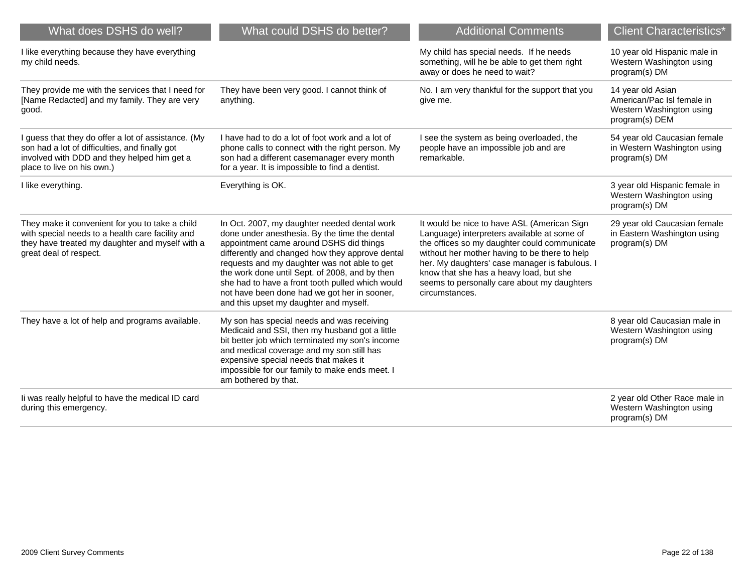| What does DSHS do well? | What could DSHS do better? | Additional Comments | Client Characteristics* |
| --- | --- | --- | --- |
| I like everything because they have everything my child needs. | | My child has special needs. If he needs something, will he be able to get them right away or does he need to wait? | 10 year old Hispanic male in Western Washington using program(s) DM |
| They provide me with the services that I need for [Name Redacted] and my family. They are very good. | They have been very good. I cannot think of anything. | No. I am very thankful for the support that you give me. | 14 year old Asian American/Pac Isl female in Western Washington using program(s) DEM |
| I guess that they do offer a lot of assistance. (My son had a lot of difficulties, and finally got involved with DDD and they helped him get a place to live on his own.) | I have had to do a lot of foot work and a lot of phone calls to connect with the right person. My son had a different casemanager every month for a year. It is impossible to find a dentist. | I see the system as being overloaded, the people have an impossible job and are remarkable. | 54 year old Caucasian female in Western Washington using program(s) DM |
| I like everything. | Everything is OK. | | 3 year old Hispanic female in Western Washington using program(s) DM |
| They make it convenient for you to take a child with special needs to a health care facility and they have treated my daughter and myself with a great deal of respect. | In Oct. 2007, my daughter needed dental work done under anesthesia. By the time the dental appointment came around DSHS did things differently and changed how they approve dental requests and my daughter was not able to get the work done until Sept. of 2008, and by then she had to have a front tooth pulled which would not have been done had we got her in sooner, and this upset my daughter and myself. | It would be nice to have ASL (American Sign Language) interpreters available at some of the offices so my daughter could communicate without her mother having to be there to help her. My daughters' case manager is fabulous. I know that she has a heavy load, but she seems to personally care about my daughters circumstances. | 29 year old Caucasian female in Eastern Washington using program(s) DM |
| They have a lot of help and programs available. | My son has special needs and was receiving Medicaid and SSI, then my husband got a little bit better job which terminated my son's income and medical coverage and my son still has expensive special needs that makes it impossible for our family to make ends meet. I am bothered by that. | | 8 year old Caucasian male in Western Washington using program(s) DM |
| Ii was really helpful to have the medical ID card during this emergency. | | | 2 year old Other Race male in Western Washington using program(s) DM |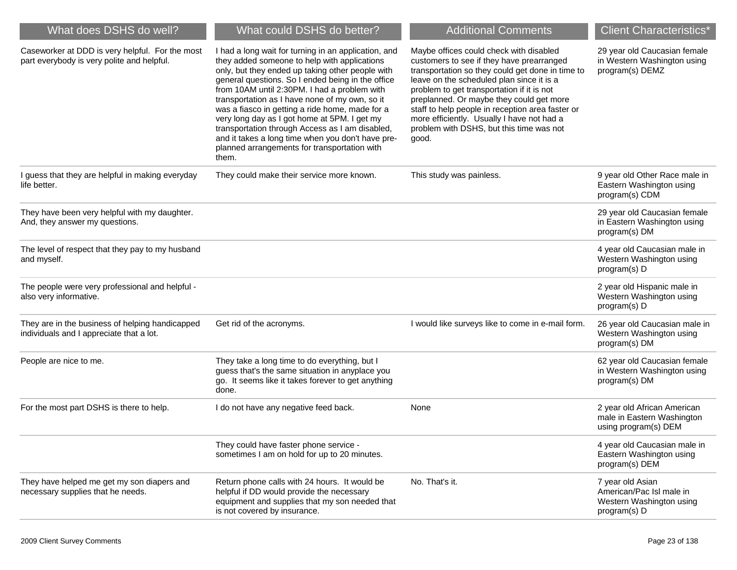| What does DSHS do well? | What could DSHS do better? | Additional Comments | Client Characteristics* |
| --- | --- | --- | --- |
| Caseworker at DDD is very helpful. For the most part everybody is very polite and helpful. | I had a long wait for turning in an application, and they added someone to help with applications only, but they ended up taking other people with general questions. So I ended being in the office from 10AM until 2:30PM. I had a problem with transportation as I have none of my own, so it was a fiasco in getting a ride home, made for a very long day as I got home at 5PM. I get my transportation through Access as I am disabled, and it takes a long time when you don't have pre-planned arrangements for transportation with them. | Maybe offices could check with disabled customers to see if they have prearranged transportation so they could get done in time to leave on the scheduled plan since it is a problem to get transportation if it is not preplanned. Or maybe they could get more staff to help people in reception area faster or more efficiently. Usually I have not had a problem with DSHS, but this time was not good. | 29 year old Caucasian female in Western Washington using program(s) DEMZ |
| I guess that they are helpful in making everyday life better. | They could make their service more known. | This study was painless. | 9 year old Other Race male in Eastern Washington using program(s) CDM |
| They have been very helpful with my daughter. And, they answer my questions. | | | 29 year old Caucasian female in Eastern Washington using program(s) DM |
| The level of respect that they pay to my husband and myself. | | | 4 year old Caucasian male in Western Washington using program(s) D |
| The people were very professional and helpful - also very informative. | | | 2 year old Hispanic male in Western Washington using program(s) D |
| They are in the business of helping handicapped individuals and I appreciate that a lot. | Get rid of the acronyms. | I would like surveys like to come in e-mail form. | 26 year old Caucasian male in Western Washington using program(s) DM |
| People are nice to me. | They take a long time to do everything, but I guess that's the same situation in anyplace you go. It seems like it takes forever to get anything done. | | 62 year old Caucasian female in Western Washington using program(s) DM |
| For the most part DSHS is there to help. | I do not have any negative feed back. | None | 2 year old African American male in Eastern Washington using program(s) DEM |
| | They could have faster phone service - sometimes I am on hold for up to 20 minutes. | | 4 year old Caucasian male in Eastern Washington using program(s) DEM |
| They have helped me get my son diapers and necessary supplies that he needs. | Return phone calls with 24 hours. It would be helpful if DD would provide the necessary equipment and supplies that my son needed that is not covered by insurance. | No. That's it. | 7 year old Asian American/Pac Isl male in Western Washington using program(s) D |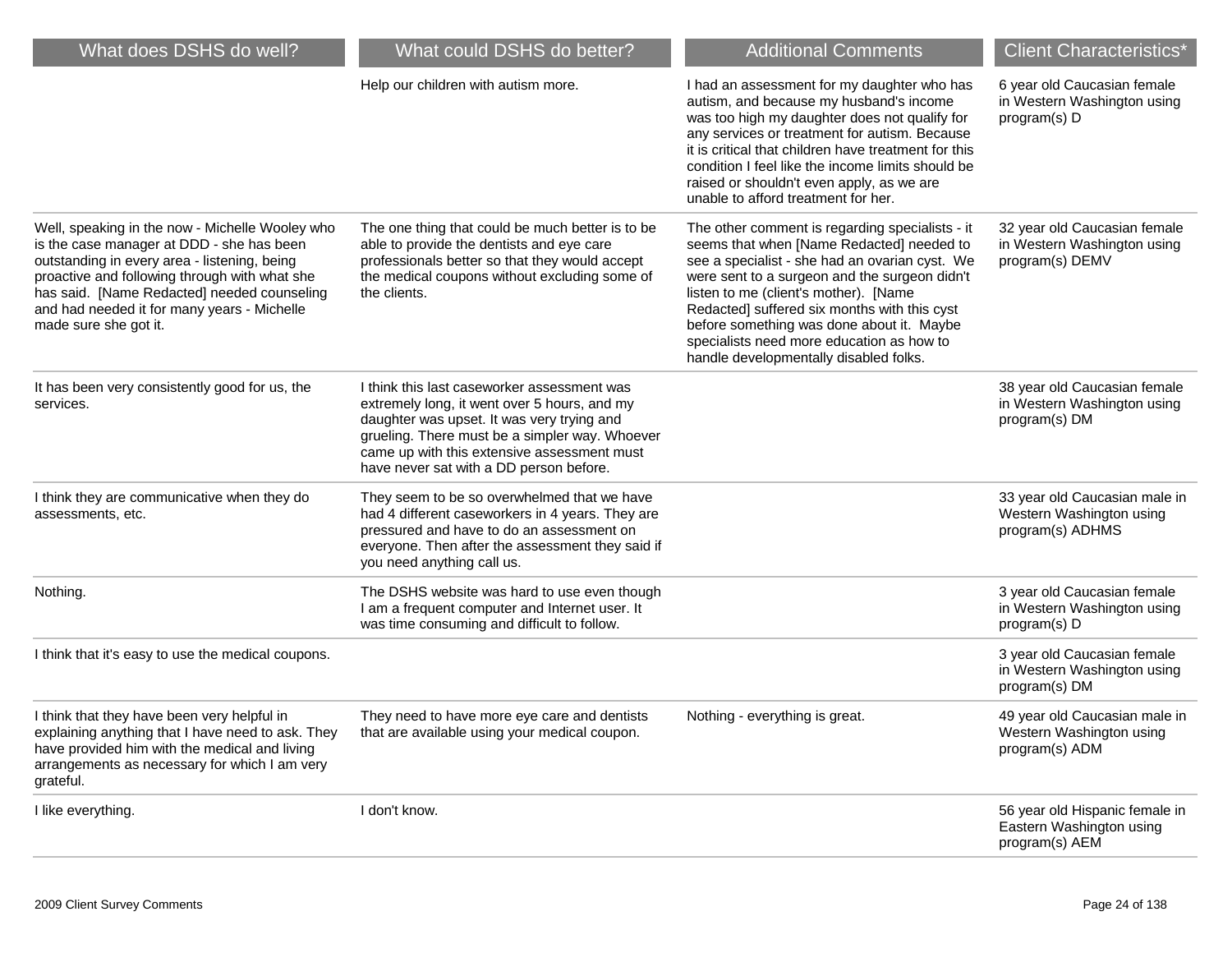| What does DSHS do well? | What could DSHS do better? | Additional Comments | Client Characteristics* |
|---|---|---|---|
| | Help our children with autism more. | I had an assessment for my daughter who has autism, and because my husband's income was too high my daughter does not qualify for any services or treatment for autism. Because it is critical that children have treatment for this condition I feel like the income limits should be raised or shouldn't even apply, as we are unable to afford treatment for her. | 6 year old Caucasian female in Western Washington using program(s) D |
| Well, speaking in the now - Michelle Wooley who is the case manager at DDD - she has been outstanding in every area - listening, being proactive and following through with what she has said. [Name Redacted] needed counseling and had needed it for many years - Michelle made sure she got it. | The one thing that could be much better is to be able to provide the dentists and eye care professionals better so that they would accept the medical coupons without excluding some of the clients. | The other comment is regarding specialists - it seems that when [Name Redacted] needed to see a specialist - she had an ovarian cyst. We were sent to a surgeon and the surgeon didn't listen to me (client's mother). [Name Redacted] suffered six months with this cyst before something was done about it. Maybe specialists need more education as how to handle developmentally disabled folks. | 32 year old Caucasian female in Western Washington using program(s) DEMV |
| It has been very consistently good for us, the services. | I think this last caseworker assessment was extremely long, it went over 5 hours, and my daughter was upset. It was very trying and grueling. There must be a simpler way. Whoever came up with this extensive assessment must have never sat with a DD person before. | | 38 year old Caucasian female in Western Washington using program(s) DM |
| I think they are communicative when they do assessments, etc. | They seem to be so overwhelmed that we have had 4 different caseworkers in 4 years. They are pressured and have to do an assessment on everyone. Then after the assessment they said if you need anything call us. | | 33 year old Caucasian male in Western Washington using program(s) ADHMS |
| Nothing. | The DSHS website was hard to use even though I am a frequent computer and Internet user. It was time consuming and difficult to follow. | | 3 year old Caucasian female in Western Washington using program(s) D |
| I think that it's easy to use the medical coupons. | | | 3 year old Caucasian female in Western Washington using program(s) DM |
| I think that they have been very helpful in explaining anything that I have need to ask. They have provided him with the medical and living arrangements as necessary for which I am very grateful. | They need to have more eye care and dentists that are available using your medical coupon. | Nothing - everything is great. | 49 year old Caucasian male in Western Washington using program(s) ADM |
| I like everything. | I don't know. | | 56 year old Hispanic female in Eastern Washington using program(s) AEM |

2009 Client Survey Comments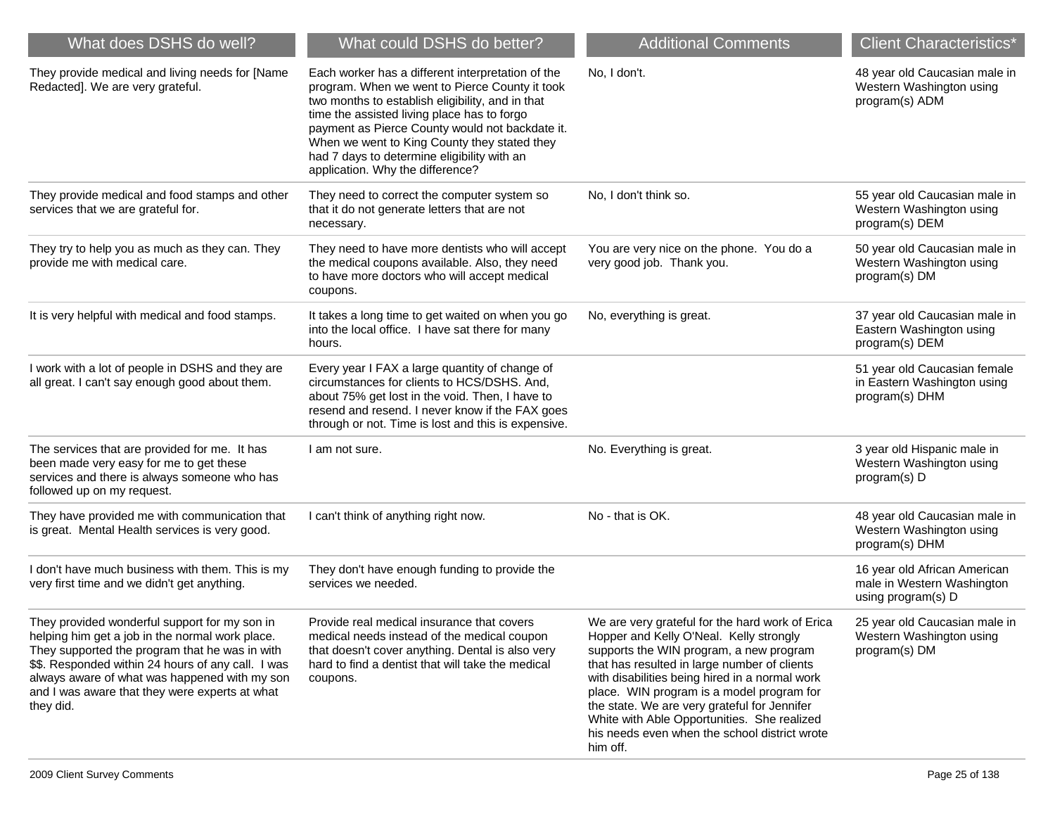| What does DSHS do well? | What could DSHS do better? | Additional Comments | Client Characteristics* |
|---|---|---|---|
| They provide medical and living needs for [Name Redacted]. We are very grateful. | Each worker has a different interpretation of the program. When we went to Pierce County it took two months to establish eligibility, and in that time the assisted living place has to forgo payment as Pierce County would not backdate it. When we went to King County they stated they had 7 days to determine eligibility with an application. Why the difference? | No, I don't. | 48 year old Caucasian male in Western Washington using program(s) ADM |
| They provide medical and food stamps and other services that we are grateful for. | They need to correct the computer system so that it do not generate letters that are not necessary. | No, I don't think so. | 55 year old Caucasian male in Western Washington using program(s) DEM |
| They try to help you as much as they can. They provide me with medical care. | They need to have more dentists who will accept the medical coupons available. Also, they need to have more doctors who will accept medical coupons. | You are very nice on the phone. You do a very good job. Thank you. | 50 year old Caucasian male in Western Washington using program(s) DM |
| It is very helpful with medical and food stamps. | It takes a long time to get waited on when you go into the local office. I have sat there for many hours. | No, everything is great. | 37 year old Caucasian male in Eastern Washington using program(s) DEM |
| I work with a lot of people in DSHS and they are all great. I can't say enough good about them. | Every year I FAX a large quantity of change of circumstances for clients to HCS/DSHS. And, about 75% get lost in the void. Then, I have to resend and resend. I never know if the FAX goes through or not. Time is lost and this is expensive. | | 51 year old Caucasian female in Eastern Washington using program(s) DHM |
| The services that are provided for me. It has been made very easy for me to get these services and there is always someone who has followed up on my request. | I am not sure. | No. Everything is great. | 3 year old Hispanic male in Western Washington using program(s) D |
| They have provided me with communication that is great. Mental Health services is very good. | I can't think of anything right now. | No - that is OK. | 48 year old Caucasian male in Western Washington using program(s) DHM |
| I don't have much business with them. This is my very first time and we didn't get anything. | They don't have enough funding to provide the services we needed. | | 16 year old African American male in Western Washington using program(s) D |
| They provided wonderful support for my son in helping him get a job in the normal work place. They supported the program that he was in with $$. Responded within 24 hours of any call. I was always aware of what was happened with my son and I was aware that they were experts at what they did. | Provide real medical insurance that covers medical needs instead of the medical coupon that doesn't cover anything. Dental is also very hard to find a dentist that will take the medical coupons. | We are very grateful for the hard work of Erica Hopper and Kelly O'Neal. Kelly strongly supports the WIN program, a new program that has resulted in large number of clients with disabilities being hired in a normal work place. WIN program is a model program for the state. We are very grateful for Jennifer White with Able Opportunities. She realized his needs even when the school district wrote him off. | 25 year old Caucasian male in Western Washington using program(s) DM |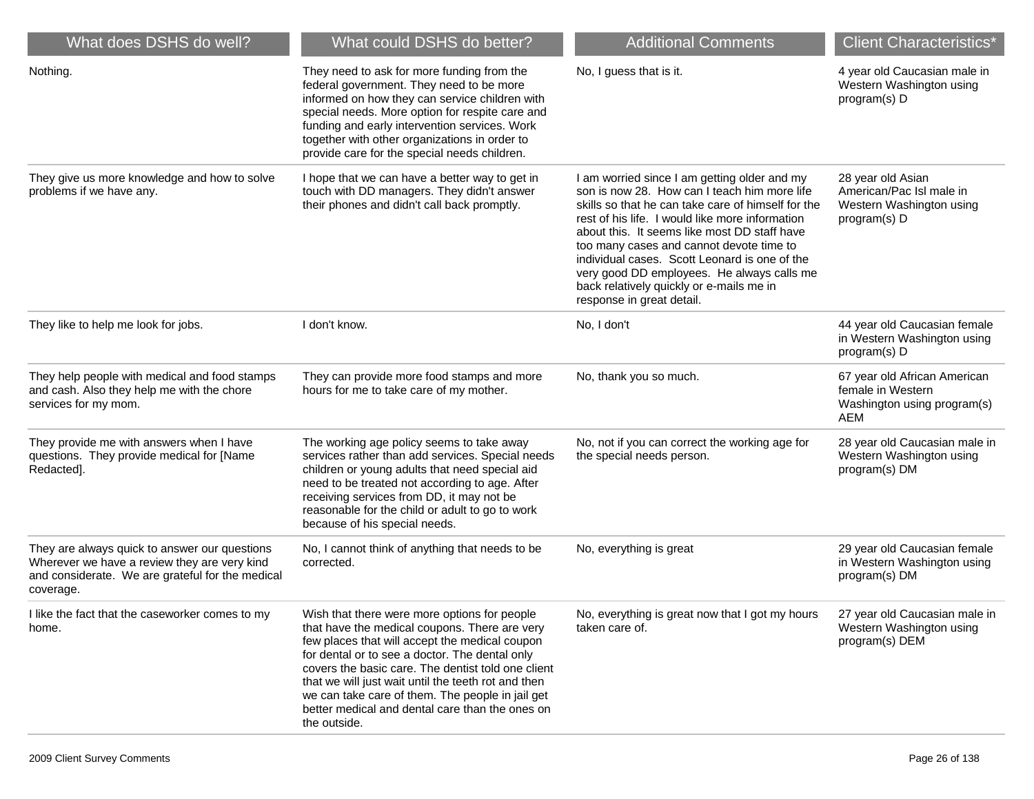| What does DSHS do well? | What could DSHS do better? | Additional Comments | Client Characteristics* |
|---|---|---|---|
| Nothing. | They need to ask for more funding from the federal government. They need to be more informed on how they can service children with special needs. More option for respite care and funding and early intervention services. Work together with other organizations in order to provide care for the special needs children. | No, I guess that is it. | 4 year old Caucasian male in Western Washington using program(s) D |
| They give us more knowledge and how to solve problems if we have any. | I hope that we can have a better way to get in touch with DD managers. They didn't answer their phones and didn't call back promptly. | I am worried since I am getting older and my son is now 28. How can I teach him more life skills so that he can take care of himself for the rest of his life. I would like more information about this. It seems like most DD staff have too many cases and cannot devote time to individual cases. Scott Leonard is one of the very good DD employees. He always calls me back relatively quickly or e-mails me in response in great detail. | 28 year old Asian American/Pac Isl male in Western Washington using program(s) D |
| They like to help me look for jobs. | I don't know. | No, I don't | 44 year old Caucasian female in Western Washington using program(s) D |
| They help people with medical and food stamps and cash. Also they help me with the chore services for my mom. | They can provide more food stamps and more hours for me to take care of my mother. | No, thank you so much. | 67 year old African American female in Western Washington using program(s) AEM |
| They provide me with answers when I have questions. They provide medical for [Name Redacted]. | The working age policy seems to take away services rather than add services. Special needs children or young adults that need special aid need to be treated not according to age. After receiving services from DD, it may not be reasonable for the child or adult to go to work because of his special needs. | No, not if you can correct the working age for the special needs person. | 28 year old Caucasian male in Western Washington using program(s) DM |
| They are always quick to answer our questions Wherever we have a review they are very kind and considerate. We are grateful for the medical coverage. | No, I cannot think of anything that needs to be corrected. | No, everything is great | 29 year old Caucasian female in Western Washington using program(s) DM |
| I like the fact that the caseworker comes to my home. | Wish that there were more options for people that have the medical coupons. There are very few places that will accept the medical coupon for dental or to see a doctor. The dental only covers the basic care. The dentist told one client that we will just wait until the teeth rot and then we can take care of them. The people in jail get better medical and dental care than the ones on the outside. | No, everything is great now that I got my hours taken care of. | 27 year old Caucasian male in Western Washington using program(s) DEM |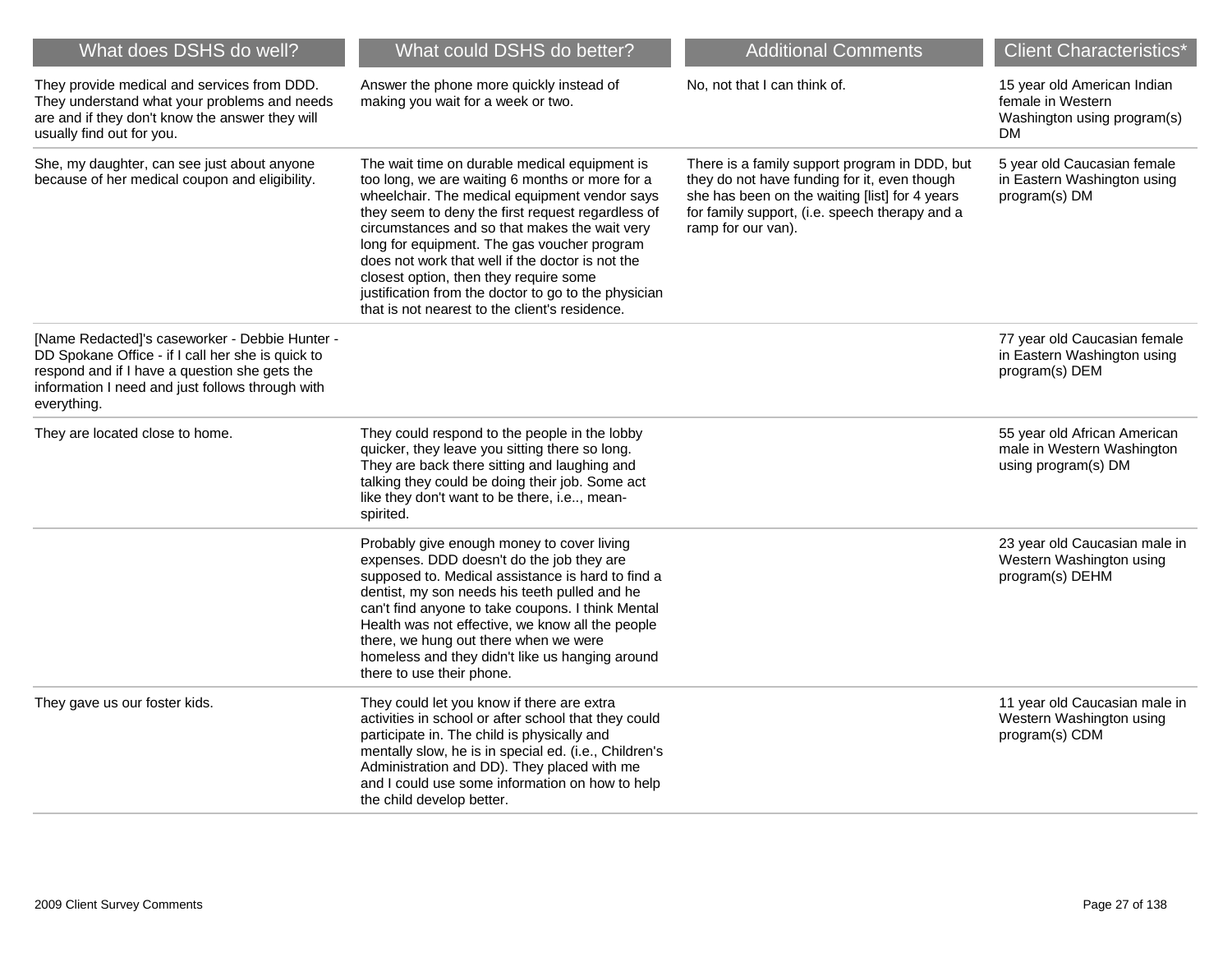| What does DSHS do well? | What could DSHS do better? | Additional Comments | Client Characteristics* |
|---|---|---|---|
| They provide medical and services from DDD. They understand what your problems and needs are and if they don't know the answer they will usually find out for you. | Answer the phone more quickly instead of making you wait for a week or two. | No, not that I can think of. | 15 year old American Indian female in Western Washington using program(s) DM |
| She, my daughter, can see just about anyone because of her medical coupon and eligibility. | The wait time on durable medical equipment is too long, we are waiting 6 months or more for a wheelchair. The medical equipment vendor says they seem to deny the first request regardless of circumstances and so that makes the wait very long for equipment. The gas voucher program does not work that well if the doctor is not the closest option, then they require some justification from the doctor to go to the physician that is not nearest to the client's residence. | There is a family support program in DDD, but they do not have funding for it, even though she has been on the waiting [list] for 4 years for family support, (i.e. speech therapy and a ramp for our van). | 5 year old Caucasian female in Eastern Washington using program(s) DM |
| [Name Redacted]'s caseworker - Debbie Hunter - DD Spokane Office - if I call her she is quick to respond and if I have a question she gets the information I need and just follows through with everything. | | | 77 year old Caucasian female in Eastern Washington using program(s) DEM |
| They are located close to home. | They could respond to the people in the lobby quicker, they leave you sitting there so long. They are back there sitting and laughing and talking they could be doing their job. Some act like they don't want to be there, i.e.., mean-spirited. | | 55 year old African American male in Western Washington using program(s) DM |
| | Probably give enough money to cover living expenses. DDD doesn't do the job they are supposed to. Medical assistance is hard to find a dentist, my son needs his teeth pulled and he can't find anyone to take coupons. I think Mental Health was not effective, we know all the people there, we hung out there when we were homeless and they didn't like us hanging around there to use their phone. | | 23 year old Caucasian male in Western Washington using program(s) DEHM |
| They gave us our foster kids. | They could let you know if there are extra activities in school or after school that they could participate in. The child is physically and mentally slow, he is in special ed. (i.e., Children's Administration and DD). They placed with me and I could use some information on how to help the child develop better. | | 11 year old Caucasian male in Western Washington using program(s) CDM |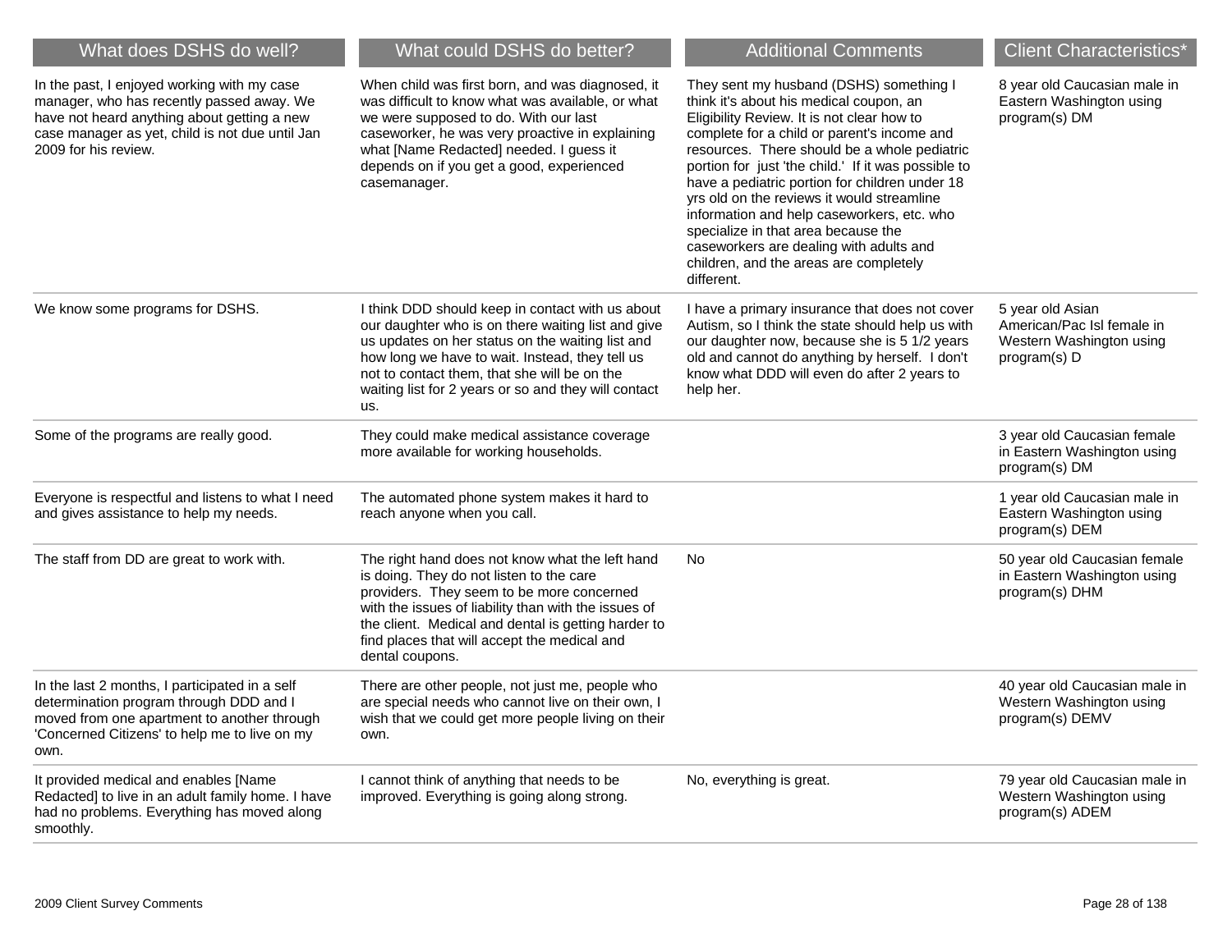| What does DSHS do well? | What could DSHS do better? | Additional Comments | Client Characteristics* |
|---|---|---|---|
| In the past, I enjoyed working with my case manager, who has recently passed away. We have not heard anything about getting a new case manager as yet, child is not due until Jan 2009 for his review. | When child was first born, and was diagnosed, it was difficult to know what was available, or what we were supposed to do. With our last caseworker, he was very proactive in explaining what [Name Redacted] needed. I guess it depends on if you get a good, experienced casemanager. | They sent my husband (DSHS) something I think it's about his medical coupon, an Eligibility Review. It is not clear how to complete for a child or parent's income and resources. There should be a whole pediatric portion for just 'the child.' If it was possible to have a pediatric portion for children under 18 yrs old on the reviews it would streamline information and help caseworkers, etc. who specialize in that area because the caseworkers are dealing with adults and children, and the areas are completely different. | 8 year old Caucasian male in Eastern Washington using program(s) DM |
| We know some programs for DSHS. | I think DDD should keep in contact with us about our daughter who is on there waiting list and give us updates on her status on the waiting list and how long we have to wait. Instead, they tell us not to contact them, that she will be on the waiting list for 2 years or so and they will contact us. | I have a primary insurance that does not cover Autism, so I think the state should help us with our daughter now, because she is 5 1/2 years old and cannot do anything by herself. I don't know what DDD will even do after 2 years to help her. | 5 year old Asian American/Pac Isl female in Western Washington using program(s) D |
| Some of the programs are really good. | They could make medical assistance coverage more available for working households. | | 3 year old Caucasian female in Eastern Washington using program(s) DM |
| Everyone is respectful and listens to what I need and gives assistance to help my needs. | The automated phone system makes it hard to reach anyone when you call. | | 1 year old Caucasian male in Eastern Washington using program(s) DEM |
| The staff from DD are great to work with. | The right hand does not know what the left hand is doing. They do not listen to the care providers. They seem to be more concerned with the issues of liability than with the issues of the client. Medical and dental is getting harder to find places that will accept the medical and dental coupons. | No | 50 year old Caucasian female in Eastern Washington using program(s) DHM |
| In the last 2 months, I participated in a self determination program through DDD and I moved from one apartment to another through 'Concerned Citizens' to help me to live on my own. | There are other people, not just me, people who are special needs who cannot live on their own, I wish that we could get more people living on their own. | | 40 year old Caucasian male in Western Washington using program(s) DEMV |
| It provided medical and enables [Name Redacted] to live in an adult family home. I have had no problems. Everything has moved along smoothly. | I cannot think of anything that needs to be improved. Everything is going along strong. | No, everything is great. | 79 year old Caucasian male in Western Washington using program(s) ADEM |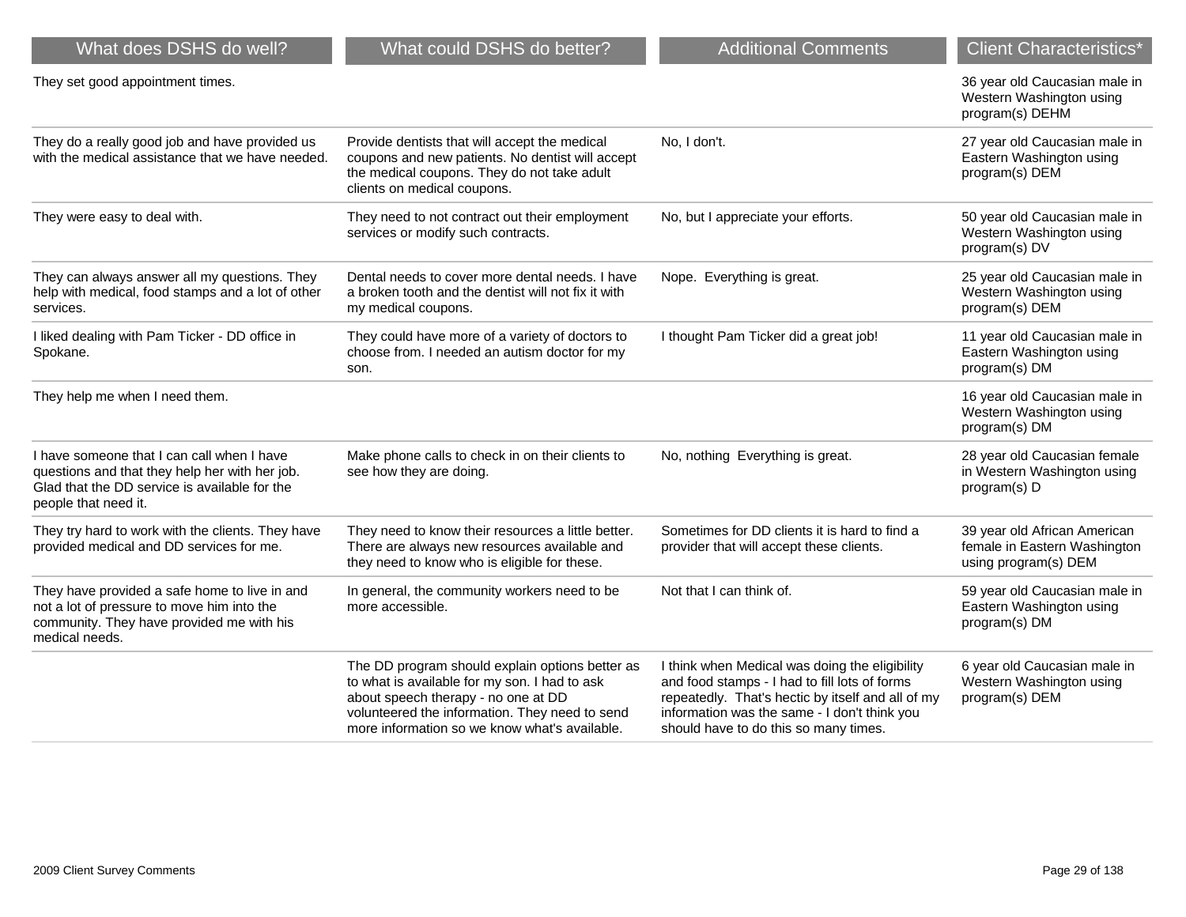| What does DSHS do well? | What could DSHS do better? | Additional Comments | Client Characteristics* |
|---|---|---|---|
| They set good appointment times. | | | 36 year old Caucasian male in Western Washington using program(s) DEHM |
| They do a really good job and have provided us with the medical assistance that we have needed. | Provide dentists that will accept the medical coupons and new patients. No dentist will accept the medical coupons. They do not take adult clients on medical coupons. | No, I don't. | 27 year old Caucasian male in Eastern Washington using program(s) DEM |
| They were easy to deal with. | They need to not contract out their employment services or modify such contracts. | No, but I appreciate your efforts. | 50 year old Caucasian male in Western Washington using program(s) DV |
| They can always answer all my questions. They help with medical, food stamps and a lot of other services. | Dental needs to cover more dental needs. I have a broken tooth and the dentist will not fix it with my medical coupons. | Nope. Everything is great. | 25 year old Caucasian male in Western Washington using program(s) DEM |
| I liked dealing with Pam Ticker - DD office in Spokane. | They could have more of a variety of doctors to choose from. I needed an autism doctor for my son. | I thought Pam Ticker did a great job! | 11 year old Caucasian male in Eastern Washington using program(s) DM |
| They help me when I need them. | | | 16 year old Caucasian male in Western Washington using program(s) DM |
| I have someone that I can call when I have questions and that they help her with her job. Glad that the DD service is available for the people that need it. | Make phone calls to check in on their clients to see how they are doing. | No, nothing Everything is great. | 28 year old Caucasian female in Western Washington using program(s) D |
| They try hard to work with the clients. They have provided medical and DD services for me. | They need to know their resources a little better. There are always new resources available and they need to know who is eligible for these. | Sometimes for DD clients it is hard to find a provider that will accept these clients. | 39 year old African American female in Eastern Washington using program(s) DEM |
| They have provided a safe home to live in and not a lot of pressure to move him into the community. They have provided me with his medical needs. | In general, the community workers need to be more accessible. | Not that I can think of. | 59 year old Caucasian male in Eastern Washington using program(s) DM |
| | The DD program should explain options better as to what is available for my son. I had to ask about speech therapy - no one at DD volunteered the information. They need to send more information so we know what's available. | I think when Medical was doing the eligibility and food stamps - I had to fill lots of forms repeatedly. That's hectic by itself and all of my information was the same - I don't think you should have to do this so many times. | 6 year old Caucasian male in Western Washington using program(s) DEM |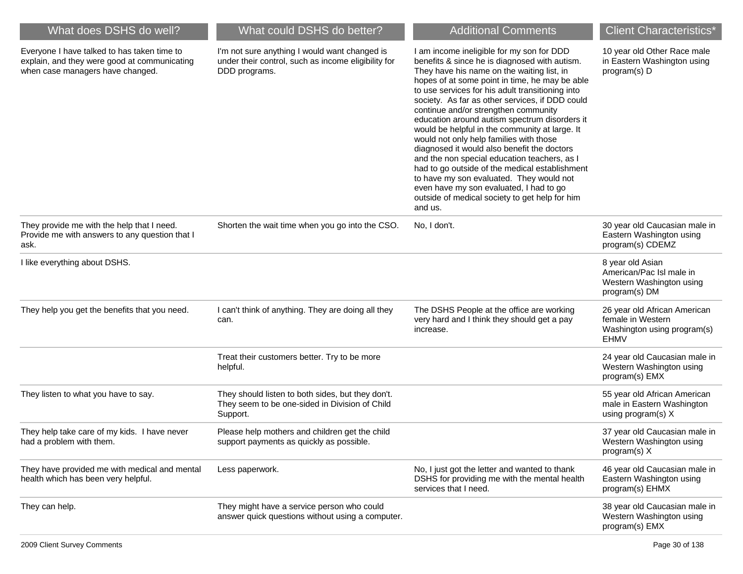| What does DSHS do well? | What could DSHS do better? | Additional Comments | Client Characteristics* |
|---|---|---|---|
| Everyone I have talked to has taken time to explain, and they were good at communicating when case managers have changed. | I'm not sure anything I would want changed is under their control, such as income eligibility for DDD programs. | I am income ineligible for my son for DDD benefits & since he is diagnosed with autism. They have his name on the waiting list, in hopes of at some point in time, he may be able to use services for his adult transitioning into society. As far as other services, if DDD could continue and/or strengthen community education around autism spectrum disorders it would be helpful in the community at large. It would not only help families with those diagnosed it would also benefit the doctors and the non special education teachers, as I had to go outside of the medical establishment to have my son evaluated. They would not even have my son evaluated, I had to go outside of medical society to get help for him and us. | 10 year old Other Race male in Eastern Washington using program(s) D |
| They provide me with the help that I need. Provide me with answers to any question that I ask. | Shorten the wait time when you go into the CSO. | No, I don't. | 30 year old Caucasian male in Eastern Washington using program(s) CDEMZ |
| I like everything about DSHS. | | | 8 year old Asian American/Pac Isl male in Western Washington using program(s) DM |
| They help you get the benefits that you need. | I can't think of anything. They are doing all they can. | The DSHS People at the office are working very hard and I think they should get a pay increase. | 26 year old African American female in Western Washington using program(s) EHMV |
| | Treat their customers better. Try to be more helpful. | | 24 year old Caucasian male in Western Washington using program(s) EMX |
| They listen to what you have to say. | They should listen to both sides, but they don't. They seem to be one-sided in Division of Child Support. | | 55 year old African American male in Eastern Washington using program(s) X |
| They help take care of my kids. I have never had a problem with them. | Please help mothers and children get the child support payments as quickly as possible. | | 37 year old Caucasian male in Western Washington using program(s) X |
| They have provided me with medical and mental health which has been very helpful. | Less paperwork. | No, I just got the letter and wanted to thank DSHS for providing me with the mental health services that I need. | 46 year old Caucasian male in Eastern Washington using program(s) EHMX |
| They can help. | They might have a service person who could answer quick questions without using a computer. | | 38 year old Caucasian male in Western Washington using program(s) EMX |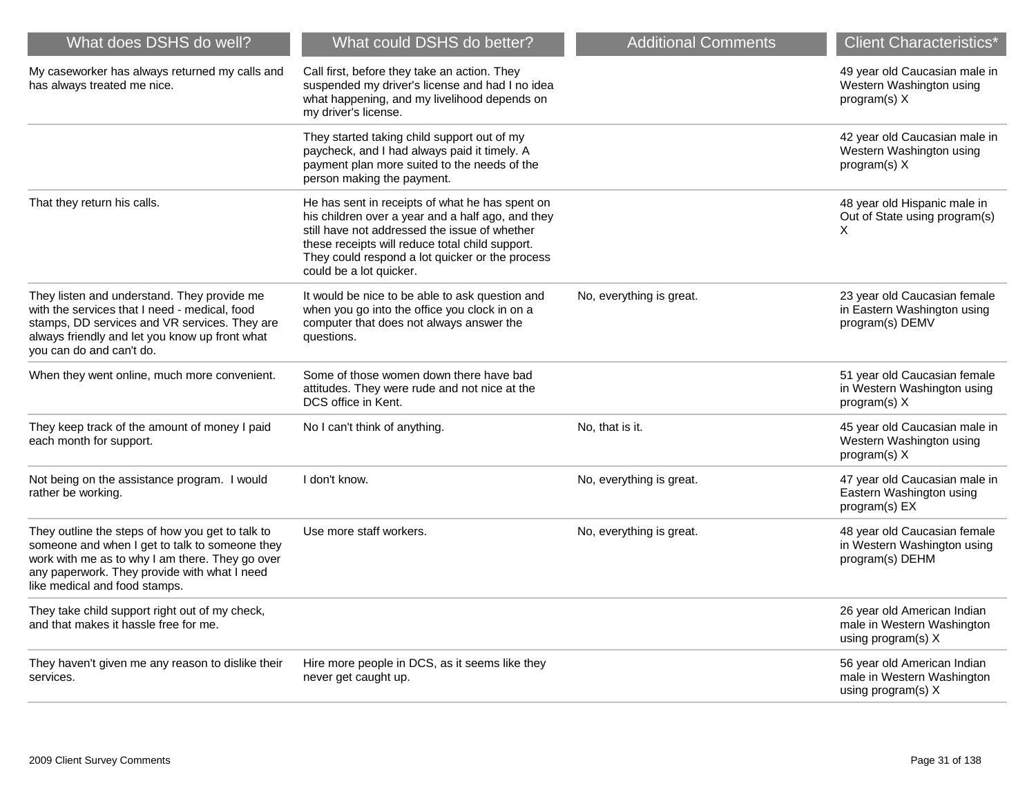| What does DSHS do well? | What could DSHS do better? | Additional Comments | Client Characteristics* |
|---|---|---|---|
| My caseworker has always returned my calls and has always treated me nice. | Call first, before they take an action. They suspended my driver's license and had I no idea what happening, and my livelihood depends on my driver's license. | | 49 year old Caucasian male in Western Washington using program(s) X |
| | They started taking child support out of my paycheck, and I had always paid it timely. A payment plan more suited to the needs of the person making the payment. | | 42 year old Caucasian male in Western Washington using program(s) X |
| That they return his calls. | He has sent in receipts of what he has spent on his children over a year and a half ago, and they still have not addressed the issue of whether these receipts will reduce total child support. They could respond a lot quicker or the process could be a lot quicker. | | 48 year old Hispanic male in Out of State using program(s) X |
| They listen and understand. They provide me with the services that I need - medical, food stamps, DD services and VR services. They are always friendly and let you know up front what you can do and can't do. | It would be nice to be able to ask question and when you go into the office you clock in on a computer that does not always answer the questions. | No, everything is great. | 23 year old Caucasian female in Eastern Washington using program(s) DEMV |
| When they went online, much more convenient. | Some of those women down there have bad attitudes. They were rude and not nice at the DCS office in Kent. | | 51 year old Caucasian female in Western Washington using program(s) X |
| They keep track of the amount of money I paid each month for support. | No I can't think of anything. | No, that is it. | 45 year old Caucasian male in Western Washington using program(s) X |
| Not being on the assistance program. I would rather be working. | I don't know. | No, everything is great. | 47 year old Caucasian male in Eastern Washington using program(s) EX |
| They outline the steps of how you get to talk to someone and when I get to talk to someone they work with me as to why I am there. They go over any paperwork. They provide with what I need like medical and food stamps. | Use more staff workers. | No, everything is great. | 48 year old Caucasian female in Western Washington using program(s) DEHM |
| They take child support right out of my check, and that makes it hassle free for me. | | | 26 year old American Indian male in Western Washington using program(s) X |
| They haven't given me any reason to dislike their services. | Hire more people in DCS, as it seems like they never get caught up. | | 56 year old American Indian male in Western Washington using program(s) X |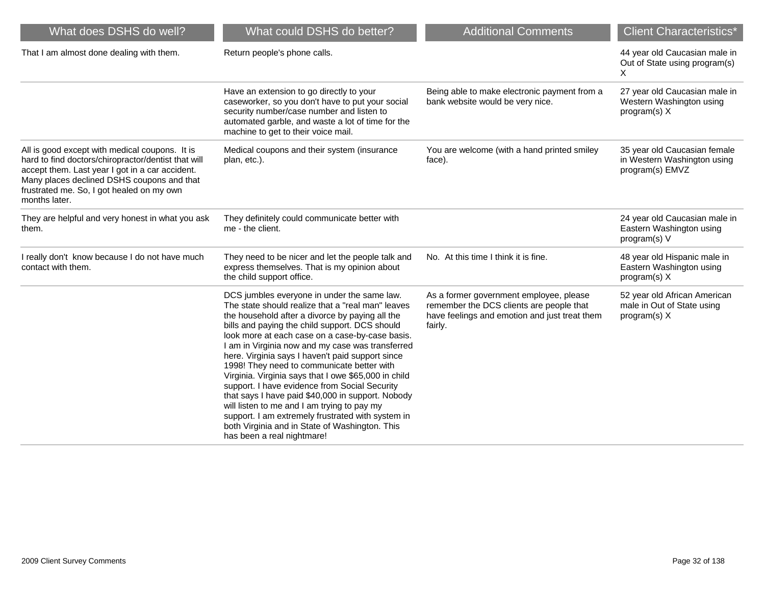| What does DSHS do well? | What could DSHS do better? | Additional Comments | Client Characteristics* |
|---|---|---|---|
| That I am almost done dealing with them. | Return people's phone calls. | | 44 year old Caucasian male in Out of State using program(s) X |
| | Have an extension to go directly to your caseworker, so you don't have to put your social security number/case number and listen to automated garble, and waste a lot of time for the machine to get to their voice mail. | Being able to make electronic payment from a bank website would be very nice. | 27 year old Caucasian male in Western Washington using program(s) X |
| All is good except with medical coupons. It is hard to find doctors/chiropractor/dentist that will accept them. Last year I got in a car accident. Many places declined DSHS coupons and that frustrated me. So, I got healed on my own months later. | Medical coupons and their system (insurance plan, etc.). | You are welcome (with a hand printed smiley face). | 35 year old Caucasian female in Western Washington using program(s) EMVZ |
| They are helpful and very honest in what you ask them. | They definitely could communicate better with me - the client. | | 24 year old Caucasian male in Eastern Washington using program(s) V |
| I really don't know because I do not have much contact with them. | They need to be nicer and let the people talk and express themselves. That is my opinion about the child support office. | No. At this time I think it is fine. | 48 year old Hispanic male in Eastern Washington using program(s) X |
| | DCS jumbles everyone in under the same law. The state should realize that a "real man" leaves the household after a divorce by paying all the bills and paying the child support. DCS should look more at each case on a case-by-case basis. I am in Virginia now and my case was transferred here. Virginia says I haven't paid support since 1998! They need to communicate better with Virginia. Virginia says that I owe $65,000 in child support. I have evidence from Social Security that says I have paid $40,000 in support. Nobody will listen to me and I am trying to pay my support. I am extremely frustrated with system in both Virginia and in State of Washington. This has been a real nightmare! | As a former government employee, please remember the DCS clients are people that have feelings and emotion and just treat them fairly. | 52 year old African American male in Out of State using program(s) X |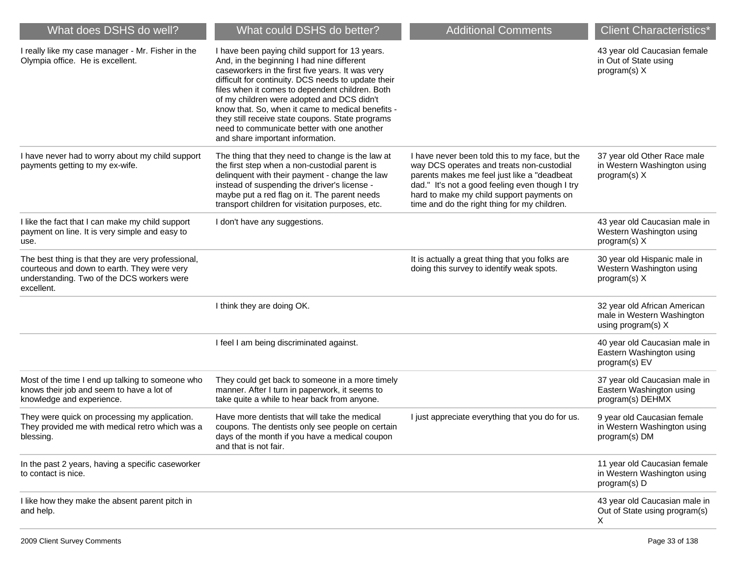| What does DSHS do well? | What could DSHS do better? | Additional Comments | Client Characteristics* |
|---|---|---|---|
| I really like my case manager - Mr. Fisher in the Olympia office. He is excellent. | I have been paying child support for 13 years. And, in the beginning I had nine different caseworkers in the first five years. It was very difficult for continuity. DCS needs to update their files when it comes to dependent children. Both of my children were adopted and DCS didn't know that. So, when it came to medical benefits - they still receive state coupons. State programs need to communicate better with one another and share important information. | | 43 year old Caucasian female in Out of State using program(s) X |
| I have never had to worry about my child support payments getting to my ex-wife. | The thing that they need to change is the law at the first step when a non-custodial parent is delinquent with their payment - change the law instead of suspending the driver's license - maybe put a red flag on it. The parent needs transport children for visitation purposes, etc. | I have never been told this to my face, but the way DCS operates and treats non-custodial parents makes me feel just like a "deadbeat dad." It's not a good feeling even though I try hard to make my child support payments on time and do the right thing for my children. | 37 year old Other Race male in Western Washington using program(s) X |
| I like the fact that I can make my child support payment on line. It is very simple and easy to use. | I don't have any suggestions. | | 43 year old Caucasian male in Western Washington using program(s) X |
| The best thing is that they are very professional, courteous and down to earth. They were very understanding. Two of the DCS workers were excellent. | | It is actually a great thing that you folks are doing this survey to identify weak spots. | 30 year old Hispanic male in Western Washington using program(s) X |
| | I think they are doing OK. | | 32 year old African American male in Western Washington using program(s) X |
| | I feel I am being discriminated against. | | 40 year old Caucasian male in Eastern Washington using program(s) EV |
| Most of the time I end up talking to someone who knows their job and seem to have a lot of knowledge and experience. | They could get back to someone in a more timely manner. After I turn in paperwork, it seems to take quite a while to hear back from anyone. | | 37 year old Caucasian male in Eastern Washington using program(s) DEHMX |
| They were quick on processing my application. They provided me with medical retro which was a blessing. | Have more dentists that will take the medical coupons. The dentists only see people on certain days of the month if you have a medical coupon and that is not fair. | I just appreciate everything that you do for us. | 9 year old Caucasian female in Western Washington using program(s) DM |
| In the past 2 years, having a specific caseworker to contact is nice. | | | 11 year old Caucasian female in Western Washington using program(s) D |
| I like how they make the absent parent pitch in and help. | | | 43 year old Caucasian male in Out of State using program(s) X |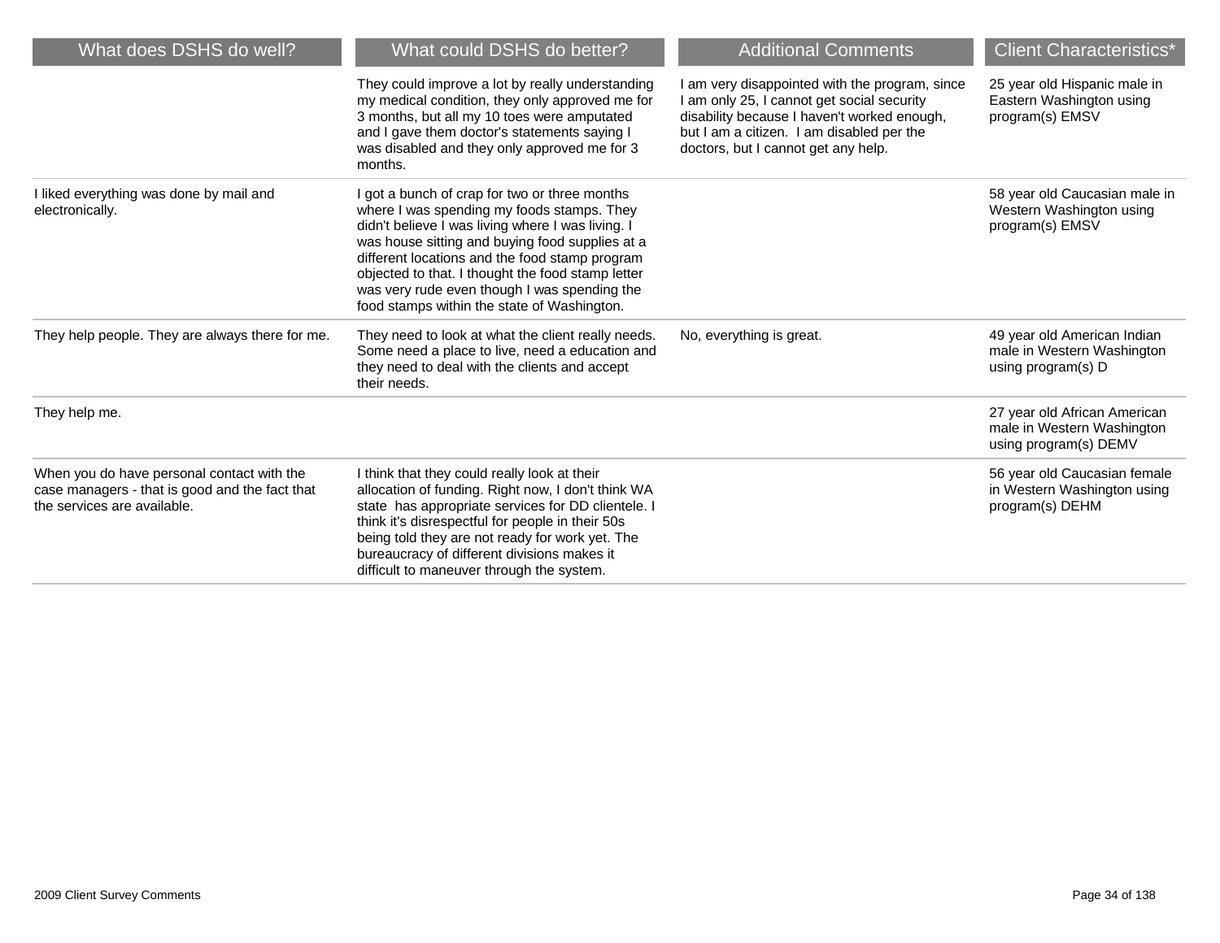| What does DSHS do well? | What could DSHS do better? | Additional Comments | Client Characteristics* |
|---|---|---|---|
| | They could improve a lot by really understanding my medical condition, they only approved me for 3 months, but all my 10 toes were amputated and I gave them doctor's statements saying I was disabled and they only approved me for 3 months. | I am very disappointed with the program, since I am only 25, I cannot get social security disability because I haven't worked enough, but I am a citizen. I am disabled per the doctors, but I cannot get any help. | 25 year old Hispanic male in Eastern Washington using program(s) EMSV |
| I liked everything was done by mail and electronically. | I got a bunch of crap for two or three months where I was spending my foods stamps. They didn't believe I was living where I was living. I was house sitting and buying food supplies at a different locations and the food stamp program objected to that. I thought the food stamp letter was very rude even though I was spending the food stamps within the state of Washington. | | 58 year old Caucasian male in Western Washington using program(s) EMSV |
| They help people. They are always there for me. | They need to look at what the client really needs. Some need a place to live, need a education and they need to deal with the clients and accept their needs. | No, everything is great. | 49 year old American Indian male in Western Washington using program(s) D |
| They help me. | | | 27 year old African American male in Western Washington using program(s) DEMV |
| When you do have personal contact with the case managers - that is good and the fact that the services are available. | I think that they could really look at their allocation of funding. Right now, I don't think WA state has appropriate services for DD clientele. I think it's disrespectful for people in their 50s being told they are not ready for work yet. The bureaucracy of different divisions makes it difficult to maneuver through the system. | | 56 year old Caucasian female in Western Washington using program(s) DEHM |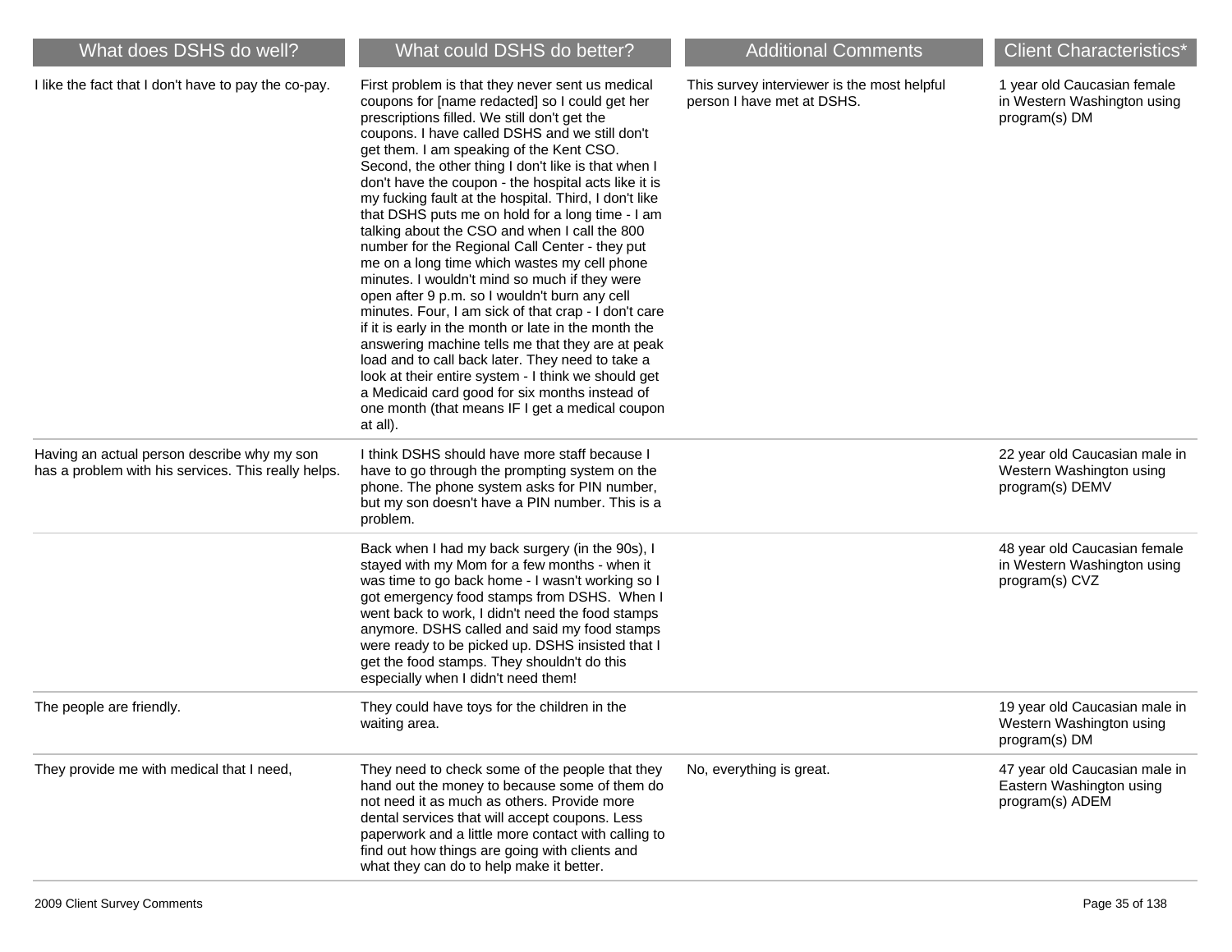| What does DSHS do well? | What could DSHS do better? | Additional Comments | Client Characteristics* |
|---|---|---|---|
| I like the fact that I don't have to pay the co-pay. | First problem is that they never sent us medical coupons for [name redacted] so I could get her prescriptions filled. We still don't get the coupons. I have called DSHS and we still don't get them. I am speaking of the Kent CSO. Second, the other thing I don't like is that when I don't have the coupon - the hospital acts like it is my fucking fault at the hospital. Third, I don't like that DSHS puts me on hold for a long time - I am talking about the CSO and when I call the 800 number for the Regional Call Center - they put me on a long time which wastes my cell phone minutes. I wouldn't mind so much if they were open after 9 p.m. so I wouldn't burn any cell minutes. Four, I am sick of that crap - I don't care if it is early in the month or late in the month the answering machine tells me that they are at peak load and to call back later. They need to take a look at their entire system - I think we should get a Medicaid card good for six months instead of one month (that means IF I get a medical coupon at all). | This survey interviewer is the most helpful person I have met at DSHS. | 1 year old Caucasian female in Western Washington using program(s) DM |
| Having an actual person describe why my son has a problem with his services. This really helps. | I think DSHS should have more staff because I have to go through the prompting system on the phone. The phone system asks for PIN number, but my son doesn't have a PIN number. This is a problem. | | 22 year old Caucasian male in Western Washington using program(s) DEMV |
| | Back when I had my back surgery (in the 90s), I stayed with my Mom for a few months - when it was time to go back home - I wasn't working so I got emergency food stamps from DSHS. When I went back to work, I didn't need the food stamps anymore. DSHS called and said my food stamps were ready to be picked up. DSHS insisted that I get the food stamps. They shouldn't do this especially when I didn't need them! | | 48 year old Caucasian female in Western Washington using program(s) CVZ |
| The people are friendly. | They could have toys for the children in the waiting area. | | 19 year old Caucasian male in Western Washington using program(s) DM |
| They provide me with medical that I need, | They need to check some of the people that they hand out the money to because some of them do not need it as much as others. Provide more dental services that will accept coupons. Less paperwork and a little more contact with calling to find out how things are going with clients and what they can do to help make it better. | No, everything is great. | 47 year old Caucasian male in Eastern Washington using program(s) ADEM |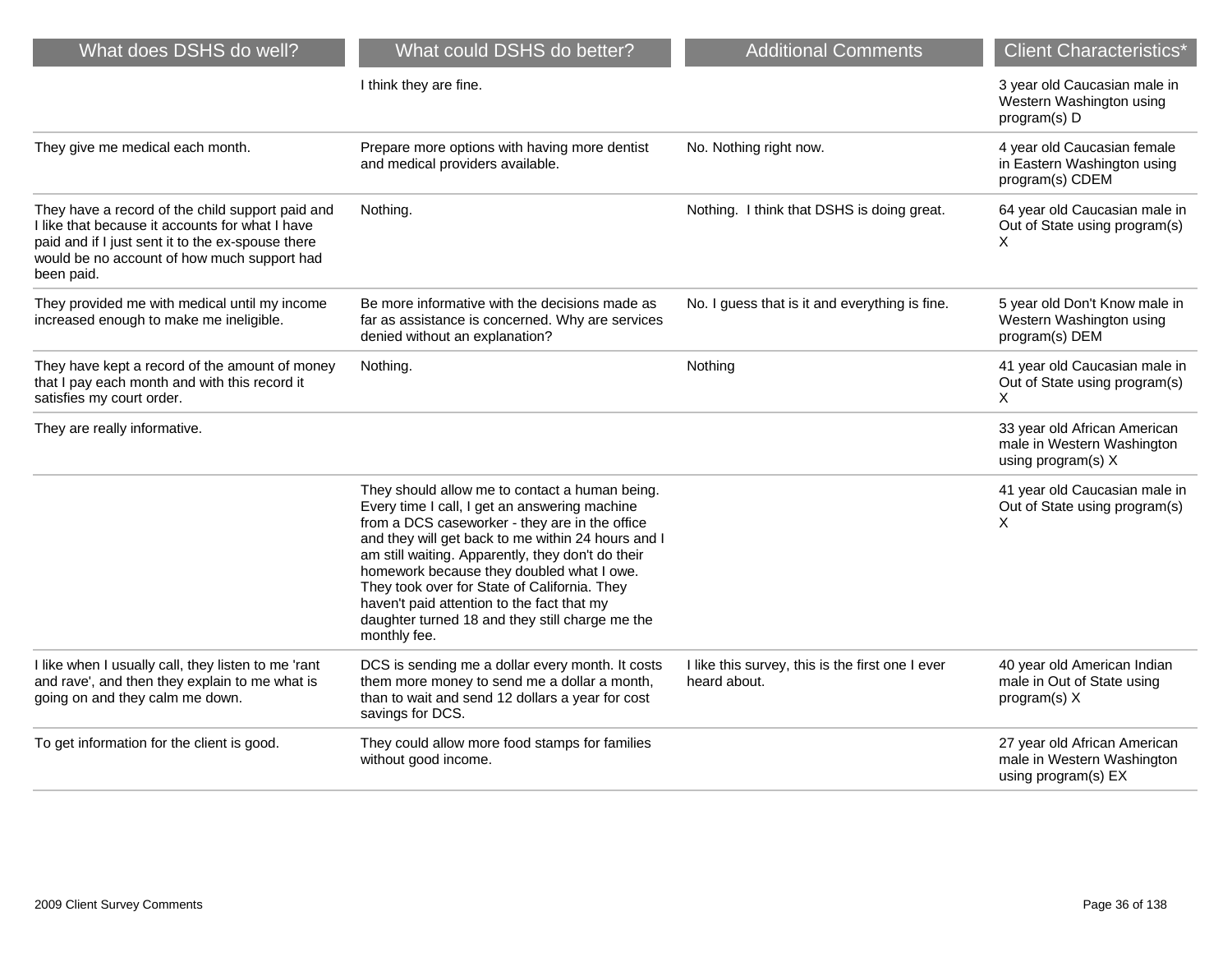| What does DSHS do well? | What could DSHS do better? | Additional Comments | Client Characteristics* |
|---|---|---|---|
| | I think they are fine. | | 3 year old Caucasian male in Western Washington using program(s) D |
| They give me medical each month. | Prepare more options with having more dentist and medical providers available. | No. Nothing right now. | 4 year old Caucasian female in Eastern Washington using program(s) CDEM |
| They have a record of the child support paid and I like that because it accounts for what I have paid and if I just sent it to the ex-spouse there would be no account of how much support had been paid. | Nothing. | Nothing.  I think that DSHS is doing great. | 64 year old Caucasian male in Out of State using program(s) X |
| They provided me with medical until my income increased enough to make me ineligible. | Be more informative with the decisions made as far as assistance is concerned. Why are services denied without an explanation? | No. I guess that is it and everything is fine. | 5 year old Don't Know male in Western Washington using program(s) DEM |
| They have kept a record of the amount of money that I pay each month and with this record it satisfies my court order. | Nothing. | Nothing | 41 year old Caucasian male in Out of State using program(s) X |
| They are really informative. | | | 33 year old African American male in Western Washington using program(s) X |
| | They should allow me to contact a human being. Every time I call, I get an answering machine from a DCS caseworker - they are in the office and they will get back to me within 24 hours and I am still waiting. Apparently, they don't do their homework because they doubled what I owe. They took over for State of California. They haven't paid attention to the fact that my daughter turned 18 and they still charge me the monthly fee. | | 41 year old Caucasian male in Out of State using program(s) X |
| I like when I usually call, they listen to me 'rant and rave', and then they explain to me what is going on and they calm me down. | DCS is sending me a dollar every month. It costs them more money to send me a dollar a month, than to wait and send 12 dollars a year for cost savings for DCS. | I like this survey, this is the first one I ever heard about. | 40 year old American Indian male in Out of State using program(s) X |
| To get information for the client is good. | They could allow more food stamps for families without good income. | | 27 year old African American male in Western Washington using program(s) EX |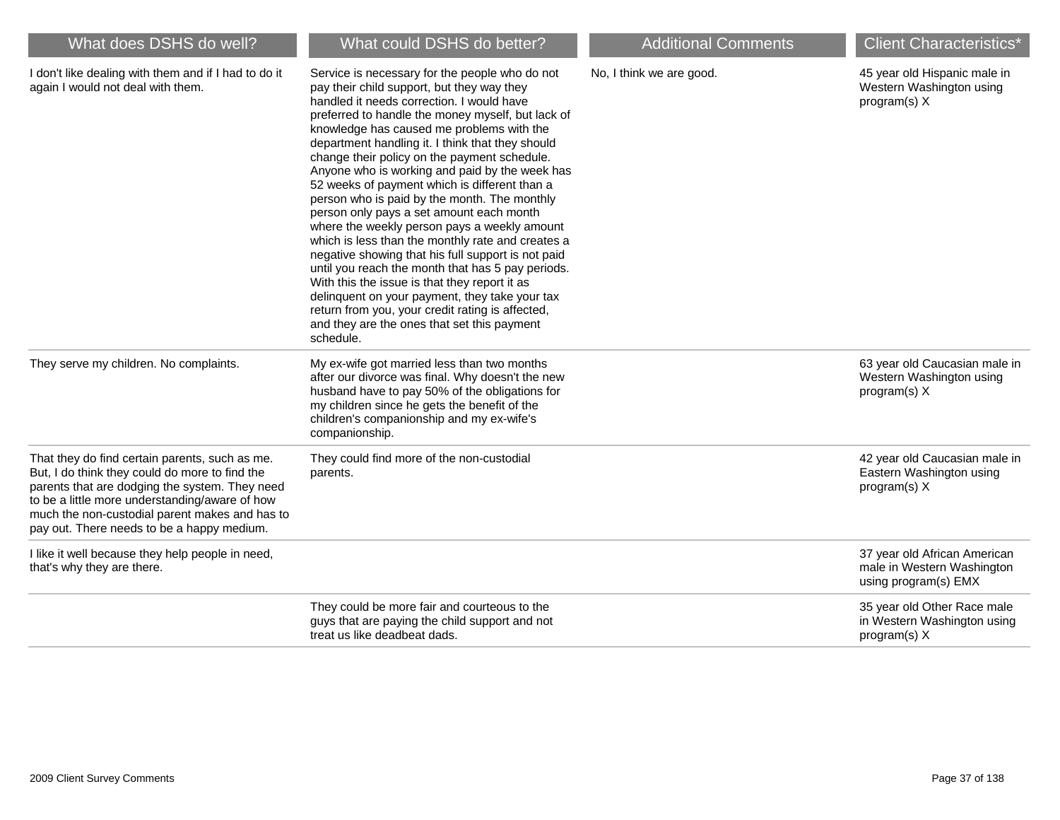| What does DSHS do well? | What could DSHS do better? | Additional Comments | Client Characteristics* |
| --- | --- | --- | --- |
| I don't like dealing with them and if I had to do it again I would not deal with them. | Service is necessary for the people who do not pay their child support, but they way they handled it needs correction. I would have preferred to handle the money myself, but lack of knowledge has caused me problems with the department handling it. I think that they should change their policy on the payment schedule. Anyone who is working and paid by the week has 52 weeks of payment which is different than a person who is paid by the month. The monthly person only pays a set amount each month where the weekly person pays a weekly amount which is less than the monthly rate and creates a negative showing that his full support is not paid until you reach the month that has 5 pay periods. With this the issue is that they report it as delinquent on your payment, they take your tax return from you, your credit rating is affected, and they are the ones that set this payment schedule. | No, I think we are good. | 45 year old Hispanic male in Western Washington using program(s) X |
| They serve my children. No complaints. | My ex-wife got married less than two months after our divorce was final. Why doesn't the new husband have to pay 50% of the obligations for my children since he gets the benefit of the children's companionship and my ex-wife's companionship. | | 63 year old Caucasian male in Western Washington using program(s) X |
| That they do find certain parents, such as me. But, I do think they could do more to find the parents that are dodging the system. They need to be a little more understanding/aware of how much the non-custodial parent makes and has to pay out. There needs to be a happy medium. | They could find more of the non-custodial parents. | | 42 year old Caucasian male in Eastern Washington using program(s) X |
| I like it well because they help people in need, that's why they are there. | | | 37 year old African American male in Western Washington using program(s) EMX |
| | They could be more fair and courteous to the guys that are paying the child support and not treat us like deadbeat dads. | | 35 year old Other Race male in Western Washington using program(s) X |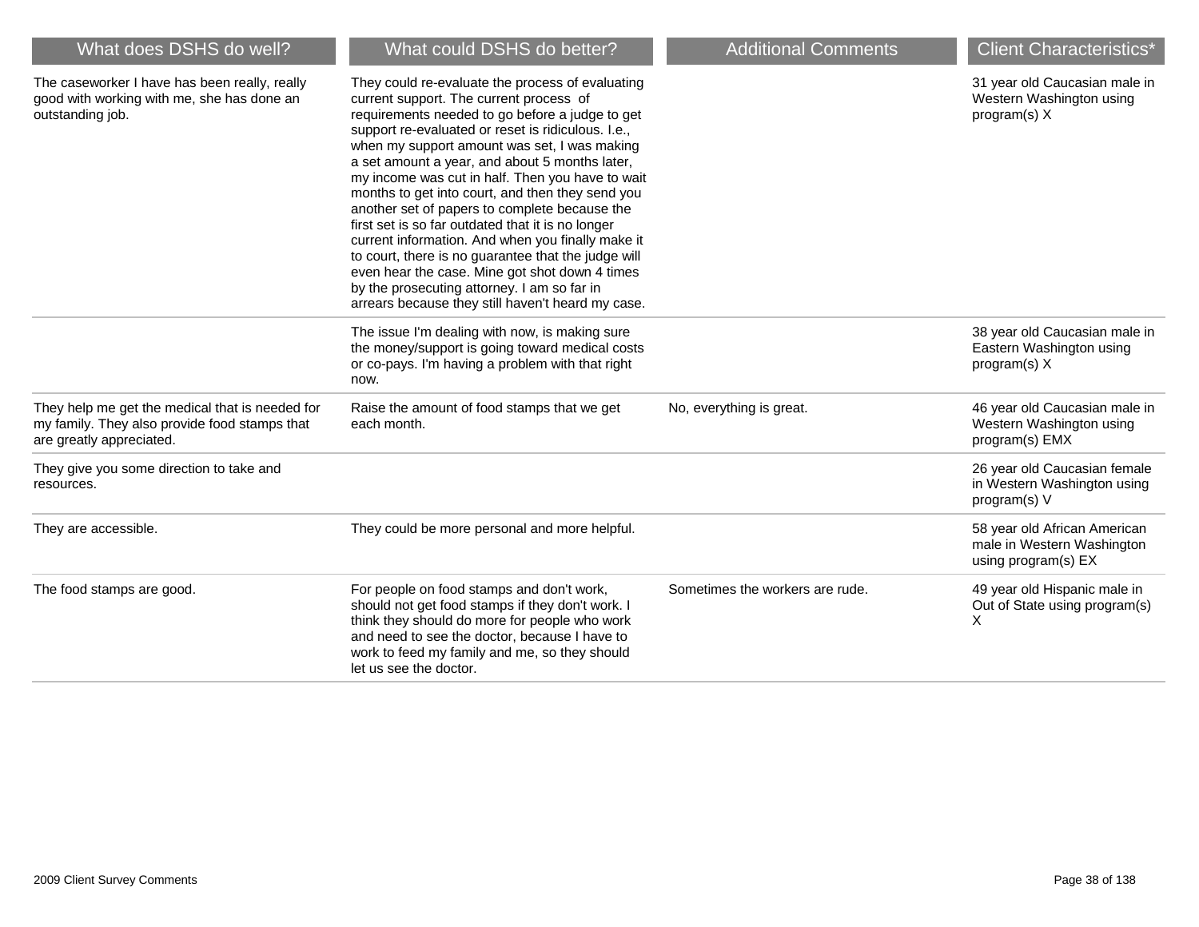| What does DSHS do well? | What could DSHS do better? | Additional Comments | Client Characteristics* |
| --- | --- | --- | --- |
| The caseworker I have has been really, really good with working with me, she has done an outstanding job. | They could re-evaluate the process of evaluating current support. The current process of requirements needed to go before a judge to get support re-evaluated or reset is ridiculous. I.e., when my support amount was set, I was making a set amount a year, and about 5 months later, my income was cut in half. Then you have to wait months to get into court, and then they send you another set of papers to complete because the first set is so far outdated that it is no longer current information. And when you finally make it to court, there is no guarantee that the judge will even hear the case. Mine got shot down 4 times by the prosecuting attorney. I am so far in arrears because they still haven't heard my case. | | 31 year old Caucasian male in Western Washington using program(s) X |
| | The issue I'm dealing with now, is making sure the money/support is going toward medical costs or co-pays. I'm having a problem with that right now. | | 38 year old Caucasian male in Eastern Washington using program(s) X |
| They help me get the medical that is needed for my family. They also provide food stamps that are greatly appreciated. | Raise the amount of food stamps that we get each month. | No, everything is great. | 46 year old Caucasian male in Western Washington using program(s) EMX |
| They give you some direction to take and resources. | | | 26 year old Caucasian female in Western Washington using program(s) V |
| They are accessible. | They could be more personal and more helpful. | | 58 year old African American male in Western Washington using program(s) EX |
| The food stamps are good. | For people on food stamps and don't work, should not get food stamps if they don't work. I think they should do more for people who work and need to see the doctor, because I have to work to feed my family and me, so they should let us see the doctor. | Sometimes the workers are rude. | 49 year old Hispanic male in Out of State using program(s) X |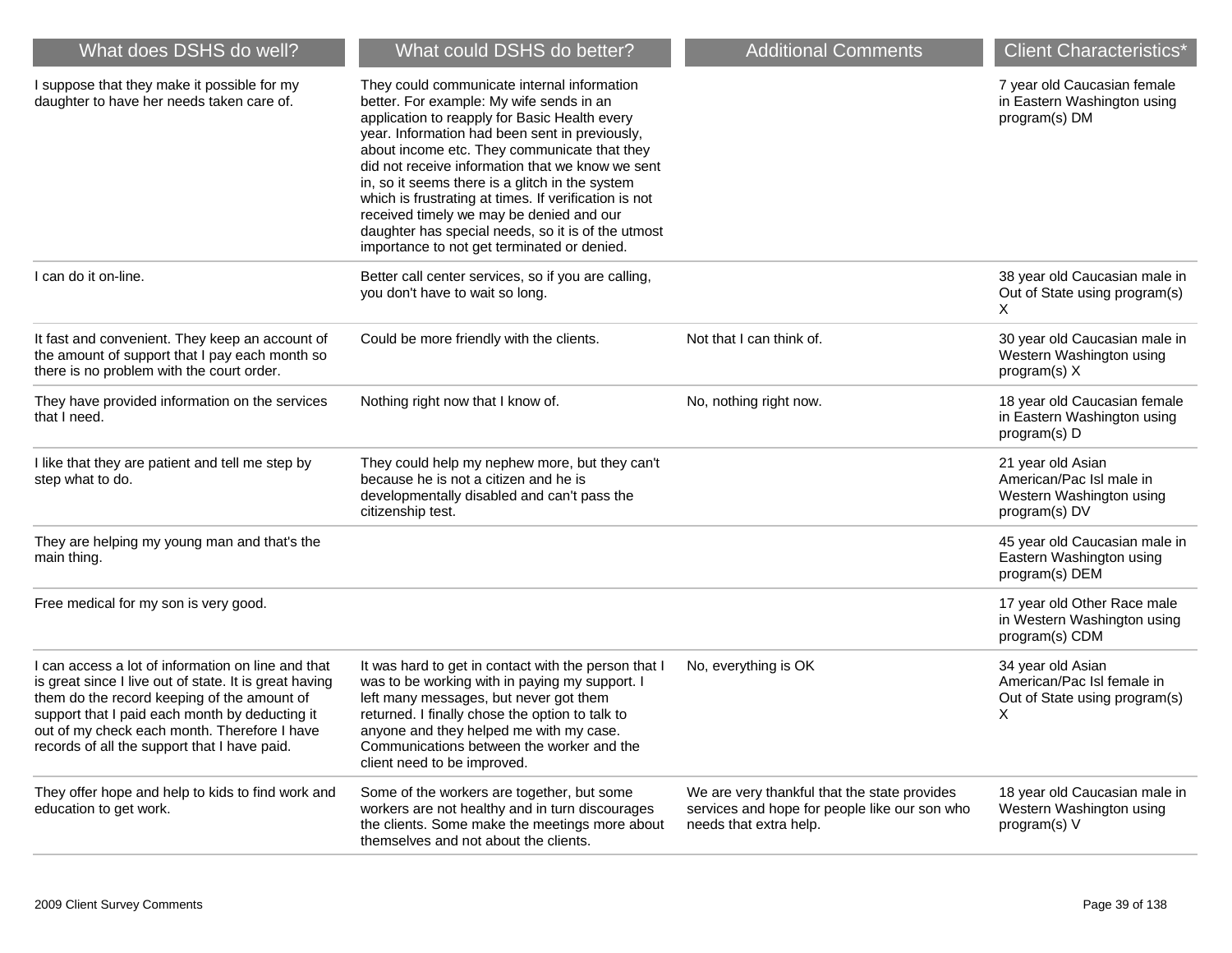| What does DSHS do well? | What could DSHS do better? | Additional Comments | Client Characteristics* |
|---|---|---|---|
| I suppose that they make it possible for my daughter to have her needs taken care of. | They could communicate internal information better. For example: My wife sends in an application to reapply for Basic Health every year. Information had been sent in previously, about income etc. They communicate that they did not receive information that we know we sent in, so it seems there is a glitch in the system which is frustrating at times. If verification is not received timely we may be denied and our daughter has special needs, so it is of the utmost importance to not get terminated or denied. | | 7 year old Caucasian female in Eastern Washington using program(s) DM |
| I can do it on-line. | Better call center services, so if you are calling, you don't have to wait so long. | | 38 year old Caucasian male in Out of State using program(s) X |
| It fast and convenient. They keep an account of the amount of support that I pay each month so there is no problem with the court order. | Could be more friendly with the clients. | Not that I can think of. | 30 year old Caucasian male in Western Washington using program(s) X |
| They have provided information on the services that I need. | Nothing right now that I know of. | No, nothing right now. | 18 year old Caucasian female in Eastern Washington using program(s) D |
| I like that they are patient and tell me step by step what to do. | They could help my nephew more, but they can't because he is not a citizen and he is developmentally disabled and can't pass the citizenship test. | | 21 year old Asian American/Pac Isl male in Western Washington using program(s) DV |
| They are helping my young man and that's the main thing. | | | 45 year old Caucasian male in Eastern Washington using program(s) DEM |
| Free medical for my son is very good. | | | 17 year old Other Race male in Western Washington using program(s) CDM |
| I can access a lot of information on line and that is great since I live out of state. It is great having them do the record keeping of the amount of support that I paid each month by deducting it out of my check each month. Therefore I have records of all the support that I have paid. | It was hard to get in contact with the person that I was to be working with in paying my support. I left many messages, but never got them returned. I finally chose the option to talk to anyone and they helped me with my case. Communications between the worker and the client need to be improved. | No, everything is OK | 34 year old Asian American/Pac Isl female in Out of State using program(s) X |
| They offer hope and help to kids to find work and education to get work. | Some of the workers are together, but some workers are not healthy and in turn discourages the clients. Some make the meetings more about themselves and not about the clients. | We are very thankful that the state provides services and hope for people like our son who needs that extra help. | 18 year old Caucasian male in Western Washington using program(s) V |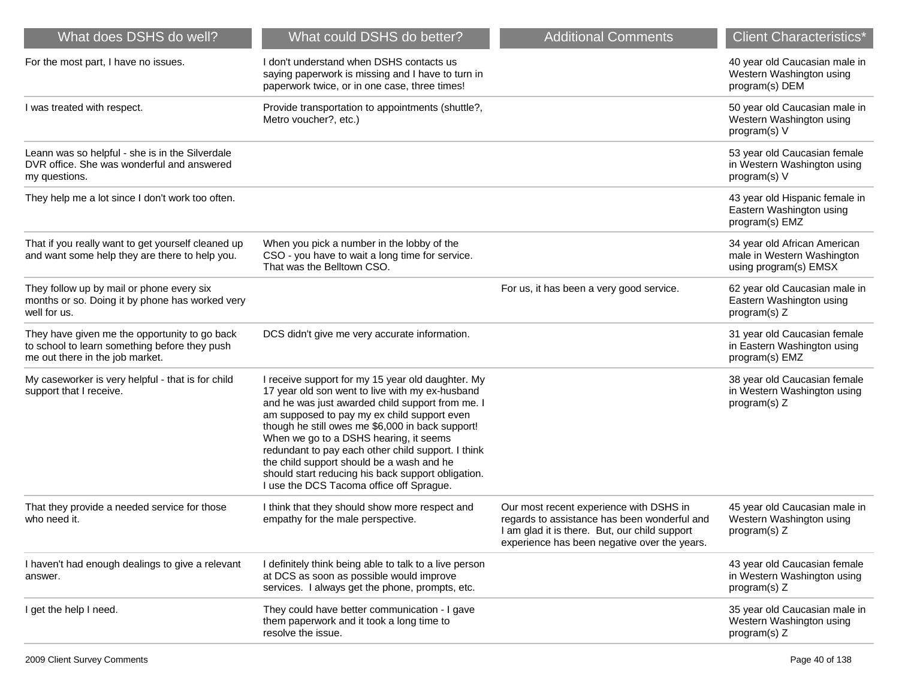| What does DSHS do well? | What could DSHS do better? | Additional Comments | Client Characteristics* |
| --- | --- | --- | --- |
| For the most part, I have no issues. | I don't understand when DSHS contacts us saying paperwork is missing and I have to turn in paperwork twice, or in one case, three times! | | 40 year old Caucasian male in Western Washington using program(s) DEM |
| I was treated with respect. | Provide transportation to appointments (shuttle?, Metro voucher?, etc.) | | 50 year old Caucasian male in Western Washington using program(s) V |
| Leann was so helpful - she is in the Silverdale DVR office. She was wonderful and answered my questions. | | | 53 year old Caucasian female in Western Washington using program(s) V |
| They help me a lot since I don't work too often. | | | 43 year old Hispanic female in Eastern Washington using program(s) EMZ |
| That if you really want to get yourself cleaned up and want some help they are there to help you. | When you pick a number in the lobby of the CSO - you have to wait a long time for service. That was the Belltown CSO. | | 34 year old African American male in Western Washington using program(s) EMSX |
| They follow up by mail or phone every six months or so. Doing it by phone has worked very well for us. | | For us, it has been a very good service. | 62 year old Caucasian male in Eastern Washington using program(s) Z |
| They have given me the opportunity to go back to school to learn something before they push me out there in the job market. | DCS didn't give me very accurate information. | | 31 year old Caucasian female in Eastern Washington using program(s) EMZ |
| My caseworker is very helpful - that is for child support that I receive. | I receive support for my 15 year old daughter. My 17 year old son went to live with my ex-husband and he was just awarded child support from me. I am supposed to pay my ex child support even though he still owes me $6,000 in back support! When we go to a DSHS hearing, it seems redundant to pay each other child support. I think the child support should be a wash and he should start reducing his back support obligation. I use the DCS Tacoma office off Sprague. | | 38 year old Caucasian female in Western Washington using program(s) Z |
| That they provide a needed service for those who need it. | I think that they should show more respect and empathy for the male perspective. | Our most recent experience with DSHS in regards to assistance has been wonderful and I am glad it is there. But, our child support experience has been negative over the years. | 45 year old Caucasian male in Western Washington using program(s) Z |
| I haven't had enough dealings to give a relevant answer. | I definitely think being able to talk to a live person at DCS as soon as possible would improve services. I always get the phone, prompts, etc. | | 43 year old Caucasian female in Western Washington using program(s) Z |
| I get the help I need. | They could have better communication - I gave them paperwork and it took a long time to resolve the issue. | | 35 year old Caucasian male in Western Washington using program(s) Z |

2009 Client Survey Comments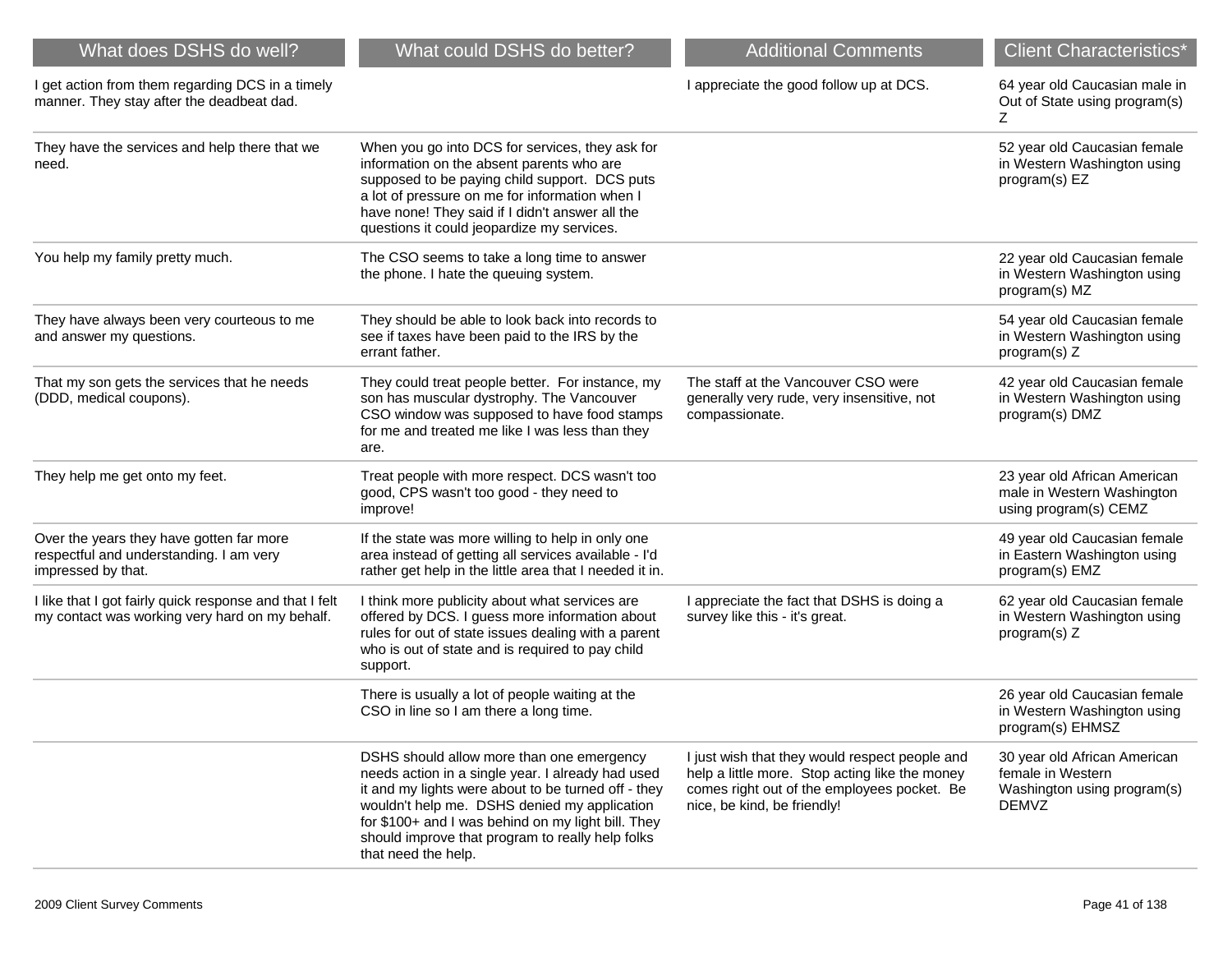| What does DSHS do well? | What could DSHS do better? | Additional Comments | Client Characteristics* |
| --- | --- | --- | --- |
| I get action from them regarding DCS in a timely manner. They stay after the deadbeat dad. | | I appreciate the good follow up at DCS. | 64 year old Caucasian male in Out of State using program(s) Z |
| They have the services and help there that we need. | When you go into DCS for services, they ask for information on the absent parents who are supposed to be paying child support. DCS puts a lot of pressure on me for information when I have none! They said if I didn't answer all the questions it could jeopardize my services. | | 52 year old Caucasian female in Western Washington using program(s) EZ |
| You help my family pretty much. | The CSO seems to take a long time to answer the phone. I hate the queuing system. | | 22 year old Caucasian female in Western Washington using program(s) MZ |
| They have always been very courteous to me and answer my questions. | They should be able to look back into records to see if taxes have been paid to the IRS by the errant father. | | 54 year old Caucasian female in Western Washington using program(s) Z |
| That my son gets the services that he needs (DDD, medical coupons). | They could treat people better. For instance, my son has muscular dystrophy. The Vancouver CSO window was supposed to have food stamps for me and treated me like I was less than they are. | The staff at the Vancouver CSO were generally very rude, very insensitive, not compassionate. | 42 year old Caucasian female in Western Washington using program(s) DMZ |
| They help me get onto my feet. | Treat people with more respect. DCS wasn't too good, CPS wasn't too good - they need to improve! | | 23 year old African American male in Western Washington using program(s) CEMZ |
| Over the years they have gotten far more respectful and understanding. I am very impressed by that. | If the state was more willing to help in only one area instead of getting all services available - I'd rather get help in the little area that I needed it in. | | 49 year old Caucasian female in Eastern Washington using program(s) EMZ |
| I like that I got fairly quick response and that I felt my contact was working very hard on my behalf. | I think more publicity about what services are offered by DCS. I guess more information about rules for out of state issues dealing with a parent who is out of state and is required to pay child support. | I appreciate the fact that DSHS is doing a survey like this - it's great. | 62 year old Caucasian female in Western Washington using program(s) Z |
| | There is usually a lot of people waiting at the CSO in line so I am there a long time. | | 26 year old Caucasian female in Western Washington using program(s) EHMSZ |
| | DSHS should allow more than one emergency needs action in a single year. I already had used it and my lights were about to be turned off - they wouldn't help me. DSHS denied my application for $100+ and I was behind on my light bill. They should improve that program to really help folks that need the help. | I just wish that they would respect people and help a little more. Stop acting like the money comes right out of the employees pocket. Be nice, be kind, be friendly! | 30 year old African American female in Western Washington using program(s) DEMVZ |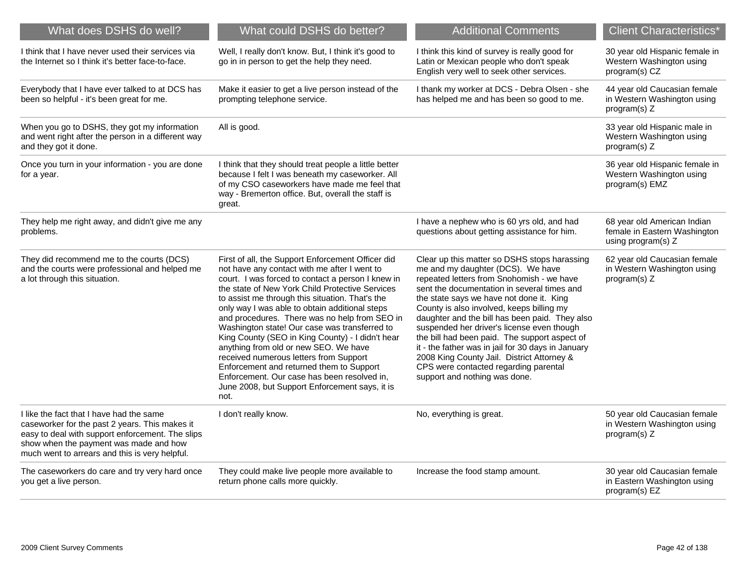| What does DSHS do well? | What could DSHS do better? | Additional Comments | Client Characteristics* |
|---|---|---|---|
| I think that I have never used their services via the Internet so I think it's better face-to-face. | Well, I really don't know. But, I think it's good to go in in person to get the help they need. | I think this kind of survey is really good for Latin or Mexican people who don't speak English very well to seek other services. | 30 year old Hispanic female in Western Washington using program(s) CZ |
| Everybody that I have ever talked to at DCS has been so helpful - it's been great for me. | Make it easier to get a live person instead of the prompting telephone service. | I thank my worker at DCS - Debra Olsen - she has helped me and has been so good to me. | 44 year old Caucasian female in Western Washington using program(s) Z |
| When you go to DSHS, they got my information and went right after the person in a different way and they got it done. | All is good. | | 33 year old Hispanic male in Western Washington using program(s) Z |
| Once you turn in your information - you are done for a year. | I think that they should treat people a little better because I felt I was beneath my caseworker. All of my CSO caseworkers have made me feel that way - Bremerton office. But, overall the staff is great. | | 36 year old Hispanic female in Western Washington using program(s) EMZ |
| They help me right away, and didn't give me any problems. | | I have a nephew who is 60 yrs old, and had questions about getting assistance for him. | 68 year old American Indian female in Eastern Washington using program(s) Z |
| They did recommend me to the courts (DCS) and the courts were professional and helped me a lot through this situation. | First of all, the Support Enforcement Officer did not have any contact with me after I went to court. I was forced to contact a person I knew in the state of New York Child Protective Services to assist me through this situation. That's the only way I was able to obtain additional steps and procedures. There was no help from SEO in Washington state! Our case was transferred to King County (SEO in King County) - I didn't hear anything from old or new SEO. We have received numerous letters from Support Enforcement and returned them to Support Enforcement. Our case has been resolved in, June 2008, but Support Enforcement says, it is not. | Clear up this matter so DSHS stops harassing me and my daughter (DCS). We have repeated letters from Snohomish - we have sent the documentation in several times and the state says we have not done it. King County is also involved, keeps billing my daughter and the bill has been paid. They also suspended her driver's license even though the bill had been paid. The support aspect of it - the father was in jail for 30 days in January 2008 King County Jail. District Attorney & CPS were contacted regarding parental support and nothing was done. | 62 year old Caucasian female in Western Washington using program(s) Z |
| I like the fact that I have had the same caseworker for the past 2 years. This makes it easy to deal with support enforcement. The slips show when the payment was made and how much went to arrears and this is very helpful. | I don't really know. | No, everything is great. | 50 year old Caucasian female in Western Washington using program(s) Z |
| The caseworkers do care and try very hard once you get a live person. | They could make live people more available to return phone calls more quickly. | Increase the food stamp amount. | 30 year old Caucasian female in Eastern Washington using program(s) EZ |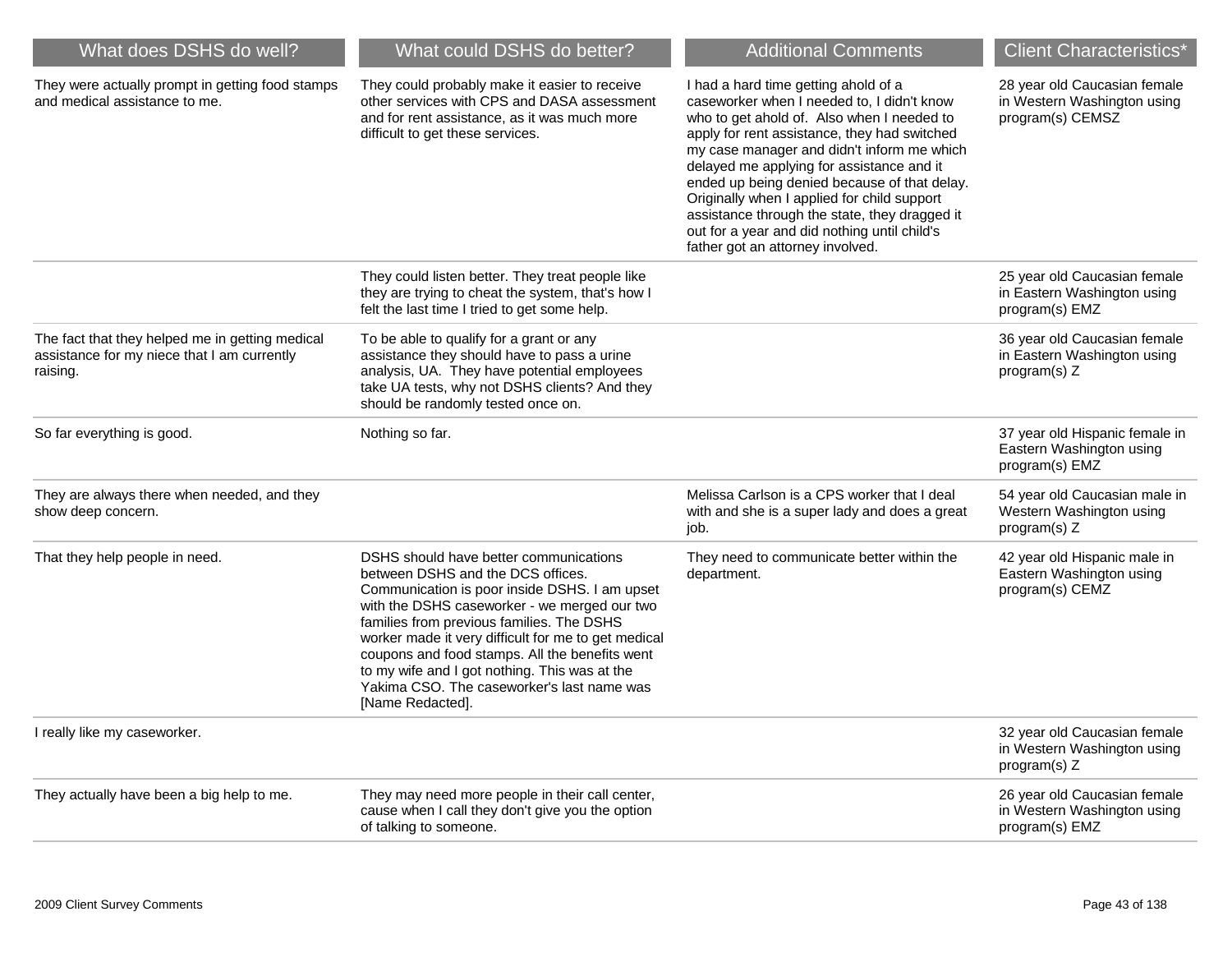| What does DSHS do well? | What could DSHS do better? | Additional Comments | Client Characteristics* |
|---|---|---|---|
| They were actually prompt in getting food stamps and medical assistance to me. | They could probably make it easier to receive other services with CPS and DASA assessment and for rent assistance, as it was much more difficult to get these services. | I had a hard time getting ahold of a caseworker when I needed to, I didn't know who to get ahold of. Also when I needed to apply for rent assistance, they had switched my case manager and didn't inform me which delayed me applying for assistance and it ended up being denied because of that delay. Originally when I applied for child support assistance through the state, they dragged it out for a year and did nothing until child's father got an attorney involved. | 28 year old Caucasian female in Western Washington using program(s) CEMSZ |
| | They could listen better. They treat people like they are trying to cheat the system, that's how I felt the last time I tried to get some help. | | 25 year old Caucasian female in Eastern Washington using program(s) EMZ |
| The fact that they helped me in getting medical assistance for my niece that I am currently raising. | To be able to qualify for a grant or any assistance they should have to pass a urine analysis, UA. They have potential employees take UA tests, why not DSHS clients? And they should be randomly tested once on. | | 36 year old Caucasian female in Eastern Washington using program(s) Z |
| So far everything is good. | Nothing so far. | | 37 year old Hispanic female in Eastern Washington using program(s) EMZ |
| They are always there when needed, and they show deep concern. | | Melissa Carlson is a CPS worker that I deal with and she is a super lady and does a great job. | 54 year old Caucasian male in Western Washington using program(s) Z |
| That they help people in need. | DSHS should have better communications between DSHS and the DCS offices. Communication is poor inside DSHS. I am upset with the DSHS caseworker - we merged our two families from previous families. The DSHS worker made it very difficult for me to get medical coupons and food stamps. All the benefits went to my wife and I got nothing. This was at the Yakima CSO. The caseworker's last name was [Name Redacted]. | They need to communicate better within the department. | 42 year old Hispanic male in Eastern Washington using program(s) CEMZ |
| I really like my caseworker. | | | 32 year old Caucasian female in Western Washington using program(s) Z |
| They actually have been a big help to me. | They may need more people in their call center, cause when I call they don't give you the option of talking to someone. | | 26 year old Caucasian female in Western Washington using program(s) EMZ |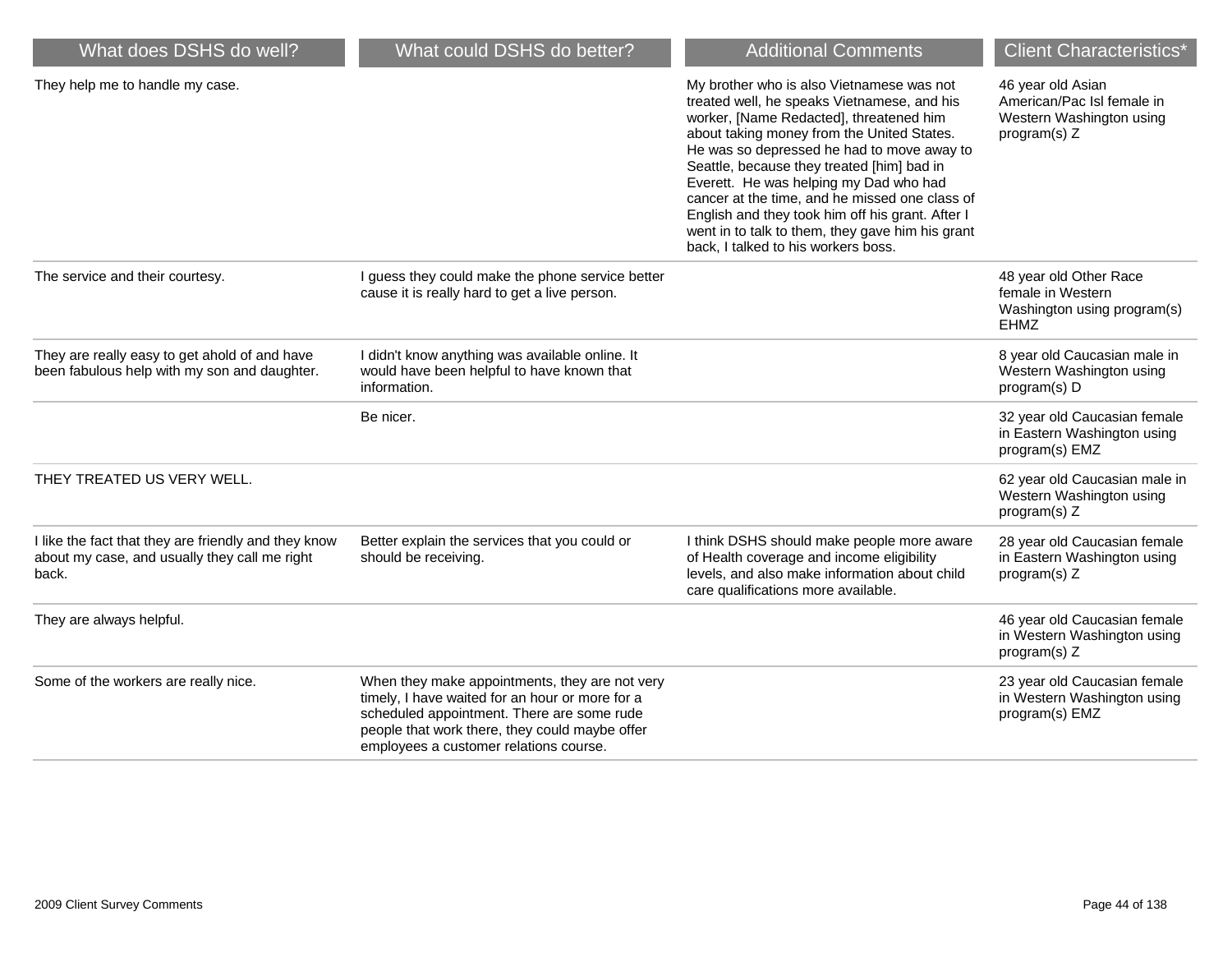| What does DSHS do well? | What could DSHS do better? | Additional Comments | Client Characteristics* |
|---|---|---|---|
| They help me to handle my case. | | My brother who is also Vietnamese was not treated well, he speaks Vietnamese, and his worker, [Name Redacted], threatened him about taking money from the United States. He was so depressed he had to move away to Seattle, because they treated [him] bad in Everett. He was helping my Dad who had cancer at the time, and he missed one class of English and they took him off his grant. After I went in to talk to them, they gave him his grant back, I talked to his workers boss. | 46 year old Asian American/Pac Isl female in Western Washington using program(s) Z |
| The service and their courtesy. | I guess they could make the phone service better cause it is really hard to get a live person. | | 48 year old Other Race female in Western Washington using program(s) EHMZ |
| They are really easy to get ahold of and have been fabulous help with my son and daughter. | I didn't know anything was available online. It would have been helpful to have known that information. | | 8 year old Caucasian male in Western Washington using program(s) D |
| | Be nicer. | | 32 year old Caucasian female in Eastern Washington using program(s) EMZ |
| THEY TREATED US VERY WELL. | | | 62 year old Caucasian male in Western Washington using program(s) Z |
| I like the fact that they are friendly and they know about my case, and usually they call me right back. | Better explain the services that you could or should be receiving. | I think DSHS should make people more aware of Health coverage and income eligibility levels, and also make information about child care qualifications more available. | 28 year old Caucasian female in Eastern Washington using program(s) Z |
| They are always helpful. | | | 46 year old Caucasian female in Western Washington using program(s) Z |
| Some of the workers are really nice. | When they make appointments, they are not very timely, I have waited for an hour or more for a scheduled appointment. There are some rude people that work there, they could maybe offer employees a customer relations course. | | 23 year old Caucasian female in Western Washington using program(s) EMZ |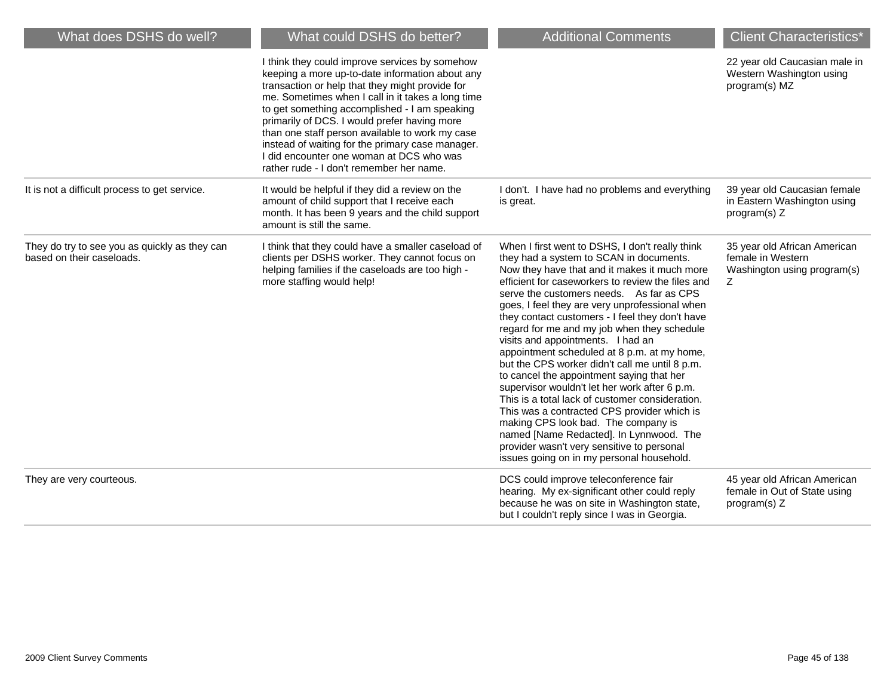| What does DSHS do well? | What could DSHS do better? | Additional Comments | Client Characteristics* |
|---|---|---|---|
| | I think they could improve services by somehow keeping a more up-to-date information about any transaction or help that they might provide for me. Sometimes when I call in it takes a long time to get something accomplished - I am speaking primarily of DCS. I would prefer having more than one staff person available to work my case instead of waiting for the primary case manager. I did encounter one woman at DCS who was rather rude - I don't remember her name. | | 22 year old Caucasian male in Western Washington using program(s) MZ |
| It is not a difficult process to get service. | It would be helpful if they did a review on the amount of child support that I receive each month. It has been 9 years and the child support amount is still the same. | I don't.  I have had no problems and everything is great. | 39 year old Caucasian female in Eastern Washington using program(s) Z |
| They do try to see you as quickly as they can based on their caseloads. | I think that they could have a smaller caseload of clients per DSHS worker. They cannot focus on helping families if the caseloads are too high - more staffing would help! | When I first went to DSHS, I don't really think they had a system to SCAN in documents. Now they have that and it makes it much more efficient for caseworkers to review the files and serve the customers needs.    As far as CPS goes, I feel they are very unprofessional when they contact customers - I feel they don't have regard for me and my job when they schedule visits and appointments.   I had an appointment scheduled at 8 p.m. at my home, but the CPS worker didn't call me until 8 p.m. to cancel the appointment saying that her supervisor wouldn't let her work after 6 p.m. This is a total lack of customer consideration. This was a contracted CPS provider which is making CPS look bad.  The company is named [Name Redacted]. In Lynnwood.  The provider wasn't very sensitive to personal issues going on in my personal household. | 35 year old African American female in Western Washington using program(s) Z |
| They are very courteous. | | DCS could improve teleconference fair hearing.  My ex-significant other could reply because he was on site in Washington state, but I couldn't reply since I was in Georgia. | 45 year old African American female in Out of State using program(s) Z |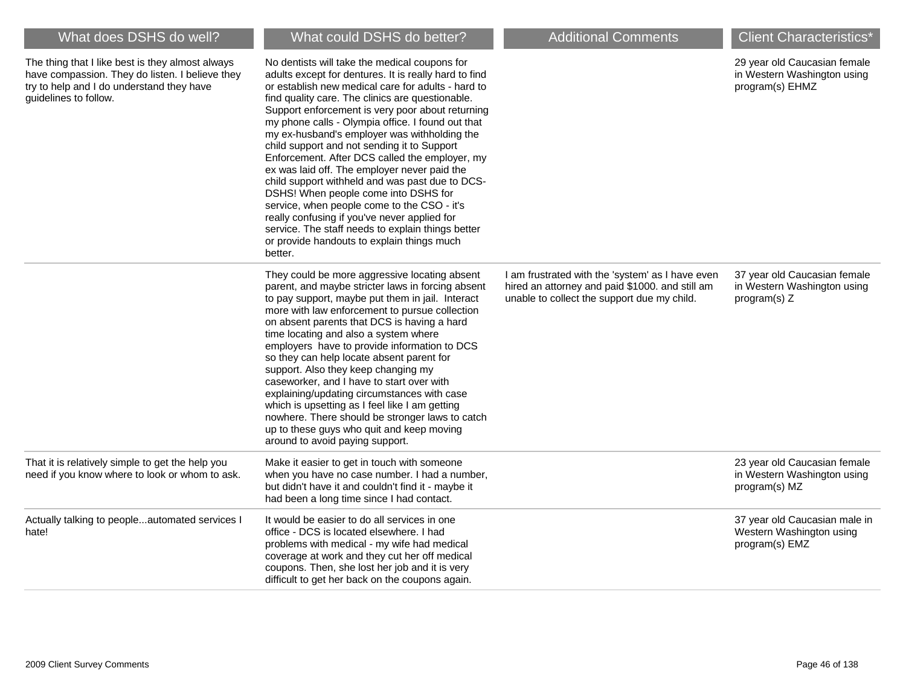| What does DSHS do well? | What could DSHS do better? | Additional Comments | Client Characteristics* |
|---|---|---|---|
| The thing that I like best is they almost always have compassion. They do listen. I believe they try to help and I do understand they have guidelines to follow. | No dentists will take the medical coupons for adults except for dentures. It is really hard to find or establish new medical care for adults - hard to find quality care. The clinics are questionable. Support enforcement is very poor about returning my phone calls - Olympia office. I found out that my ex-husband's employer was withholding the child support and not sending it to Support Enforcement. After DCS called the employer, my ex was laid off. The employer never paid the child support withheld and was past due to DCS-DSHS! When people come into DSHS for service, when people come to the CSO - it's really confusing if you've never applied for service. The staff needs to explain things better or provide handouts to explain things much better. | | 29 year old Caucasian female in Western Washington using program(s) EHMZ |
| | They could be more aggressive locating absent parent, and maybe stricter laws in forcing absent to pay support, maybe put them in jail. Interact more with law enforcement to pursue collection on absent parents that DCS is having a hard time locating and also a system where employers have to provide information to DCS so they can help locate absent parent for support. Also they keep changing my caseworker, and I have to start over with explaining/updating circumstances with case which is upsetting as I feel like I am getting nowhere. There should be stronger laws to catch up to these guys who quit and keep moving around to avoid paying support. | I am frustrated with the 'system' as I have even hired an attorney and paid $1000. and still am unable to collect the support due my child. | 37 year old Caucasian female in Western Washington using program(s) Z |
| That it is relatively simple to get the help you need if you know where to look or whom to ask. | Make it easier to get in touch with someone when you have no case number. I had a number, but didn't have it and couldn't find it - maybe it had been a long time since I had contact. | | 23 year old Caucasian female in Western Washington using program(s) MZ |
| Actually talking to people...automated services I hate! | It would be easier to do all services in one office - DCS is located elsewhere. I had problems with medical - my wife had medical coverage at work and they cut her off medical coupons. Then, she lost her job and it is very difficult to get her back on the coupons again. | | 37 year old Caucasian male in Western Washington using program(s) EMZ |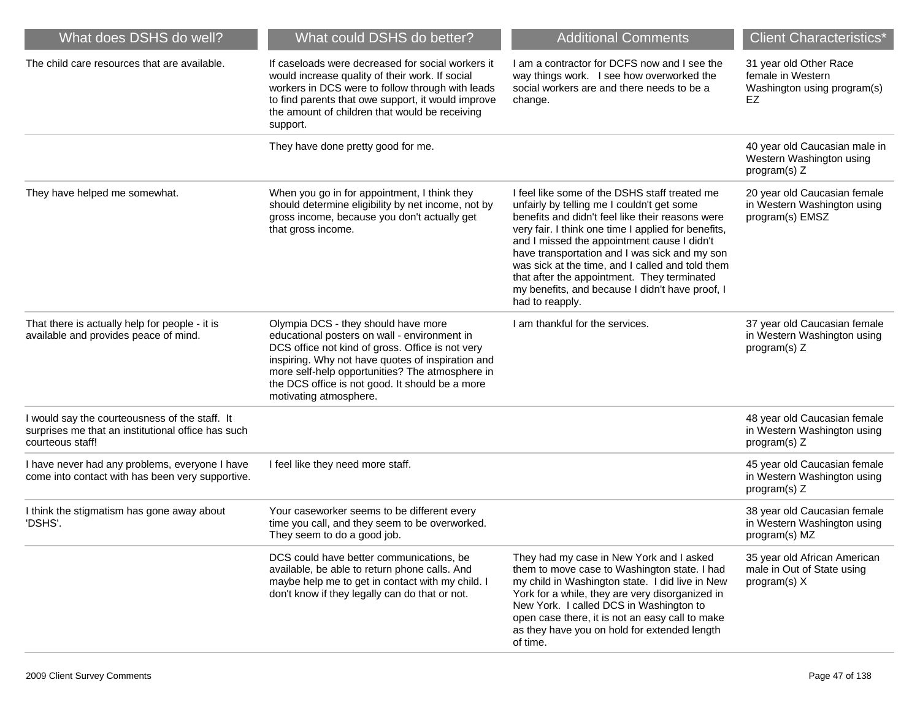| What does DSHS do well? | What could DSHS do better? | Additional Comments | Client Characteristics* |
|---|---|---|---|
| The child care resources that are available. | If caseloads were decreased for social workers it would increase quality of their work. If social workers in DCS were to follow through with leads to find parents that owe support, it would improve the amount of children that would be receiving support. | I am a contractor for DCFS now and I see the way things work. I see how overworked the social workers are and there needs to be a change. | 31 year old Other Race female in Western Washington using program(s) EZ |
| | They have done pretty good for me. | | 40 year old Caucasian male in Western Washington using program(s) Z |
| They have helped me somewhat. | When you go in for appointment, I think they should determine eligibility by net income, not by gross income, because you don't actually get that gross income. | I feel like some of the DSHS staff treated me unfairly by telling me I couldn't get some benefits and didn't feel like their reasons were very fair. I think one time I applied for benefits, and I missed the appointment cause I didn't have transportation and I was sick and my son was sick at the time, and I called and told them that after the appointment. They terminated my benefits, and because I didn't have proof, I had to reapply. | 20 year old Caucasian female in Western Washington using program(s) EMSZ |
| That there is actually help for people - it is available and provides peace of mind. | Olympia DCS - they should have more educational posters on wall - environment in DCS office not kind of gross. Office is not very inspiring. Why not have quotes of inspiration and more self-help opportunities? The atmosphere in the DCS office is not good. It should be a more motivating atmosphere. | I am thankful for the services. | 37 year old Caucasian female in Western Washington using program(s) Z |
| I would say the courteousness of the staff. It surprises me that an institutional office has such courteous staff! | | | 48 year old Caucasian female in Western Washington using program(s) Z |
| I have never had any problems, everyone I have come into contact with has been very supportive. | I feel like they need more staff. | | 45 year old Caucasian female in Western Washington using program(s) Z |
| I think the stigmatism has gone away about 'DSHS'. | Your caseworker seems to be different every time you call, and they seem to be overworked. They seem to do a good job. | | 38 year old Caucasian female in Western Washington using program(s) MZ |
| | DCS could have better communications, be available, be able to return phone calls. And maybe help me to get in contact with my child. I don't know if they legally can do that or not. | They had my case in New York and I asked them to move case to Washington state. I had my child in Washington state. I did live in New York for a while, they are very disorganized in New York. I called DCS in Washington to open case there, it is not an easy call to make as they have you on hold for extended length of time. | 35 year old African American male in Out of State using program(s) X |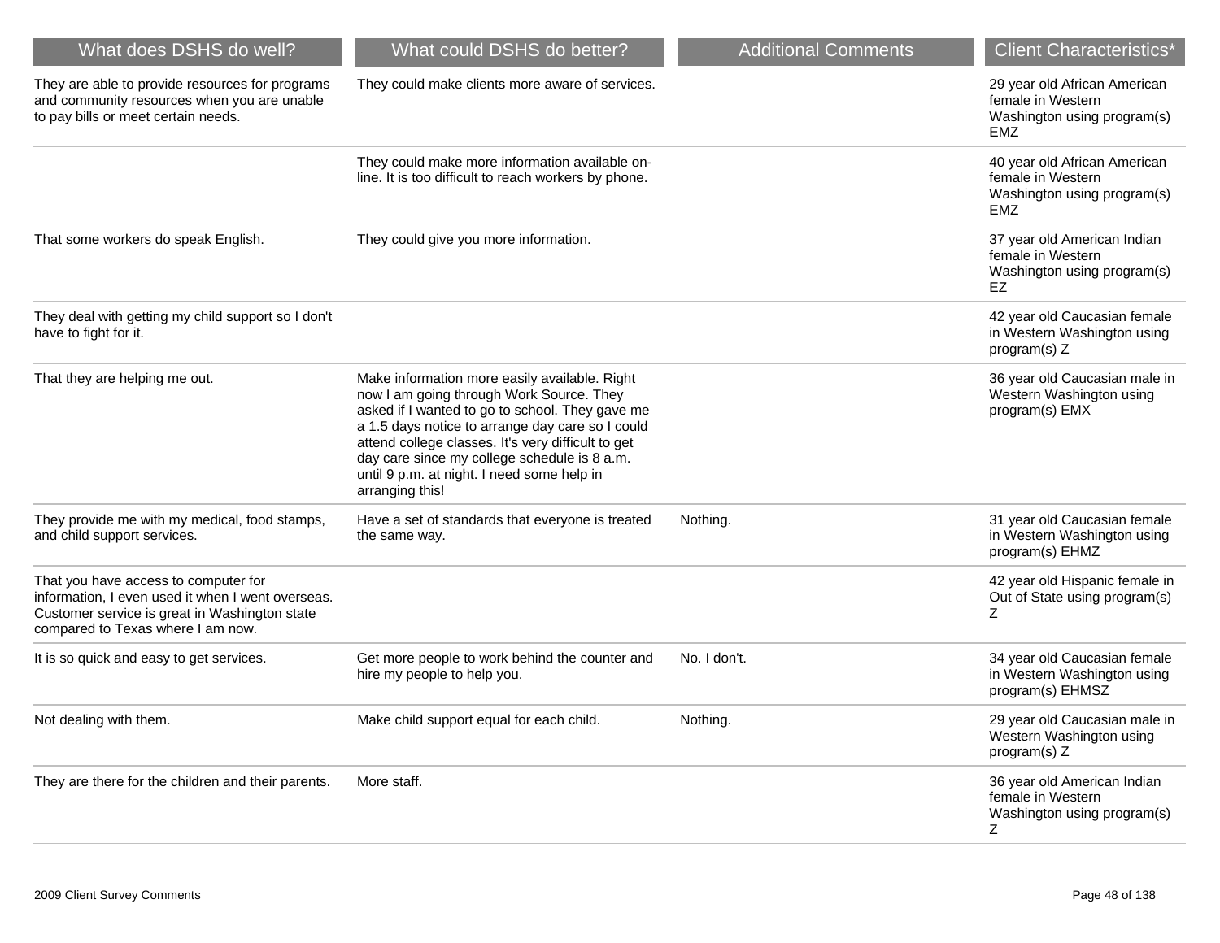| What does DSHS do well? | What could DSHS do better? | Additional Comments | Client Characteristics* |
|---|---|---|---|
| They are able to provide resources for programs and community resources when you are unable to pay bills or meet certain needs. | They could make clients more aware of services. | | 29 year old African American female in Western Washington using program(s) EMZ |
| | They could make more information available on-line. It is too difficult to reach workers by phone. | | 40 year old African American female in Western Washington using program(s) EMZ |
| That some workers do speak English. | They could give you more information. | | 37 year old American Indian female in Western Washington using program(s) EZ |
| They deal with getting my child support so I don't have to fight for it. | | | 42 year old Caucasian female in Western Washington using program(s) Z |
| That they are helping me out. | Make information more easily available. Right now I am going through Work Source. They asked if I wanted to go to school. They gave me a 1.5 days notice to arrange day care so I could attend college classes. It's very difficult to get day care since my college schedule is 8 a.m. until 9 p.m. at night. I need some help in arranging this! | | 36 year old Caucasian male in Western Washington using program(s) EMX |
| They provide me with my medical, food stamps, and child support services. | Have a set of standards that everyone is treated the same way. | Nothing. | 31 year old Caucasian female in Western Washington using program(s) EHMZ |
| That you have access to computer for information, I even used it when I went overseas. Customer service is great in Washington state compared to Texas where I am now. | | | 42 year old Hispanic female in Out of State using program(s) Z |
| It is so quick and easy to get services. | Get more people to work behind the counter and hire my people to help you. | No. I don't. | 34 year old Caucasian female in Western Washington using program(s) EHMSZ |
| Not dealing with them. | Make child support equal for each child. | Nothing. | 29 year old Caucasian male in Western Washington using program(s) Z |
| They are there for the children and their parents. | More staff. | | 36 year old American Indian female in Western Washington using program(s) Z |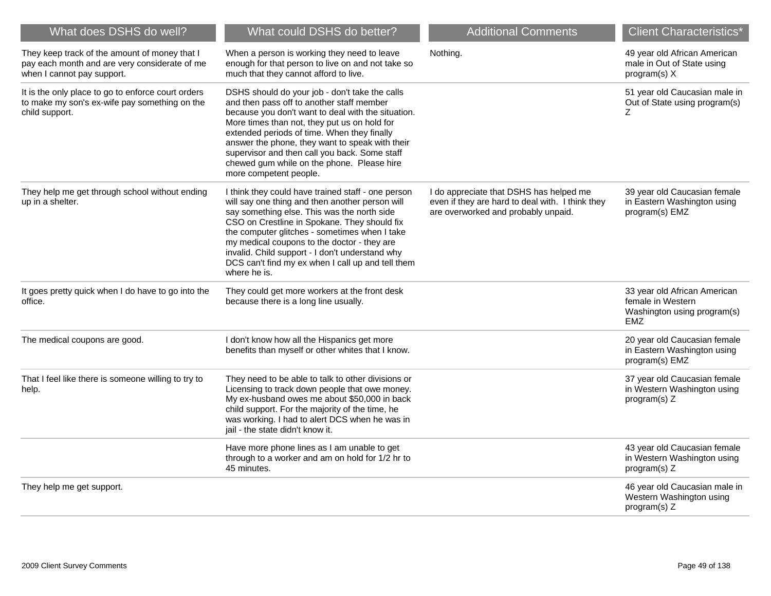| What does DSHS do well? | What could DSHS do better? | Additional Comments | Client Characteristics* |
|---|---|---|---|
| They keep track of the amount of money that I pay each month and are very considerate of me when I cannot pay support. | When a person is working they need to leave enough for that person to live on and not take so much that they cannot afford to live. | Nothing. | 49 year old African American male in Out of State using program(s) X |
| It is the only place to go to enforce court orders to make my son's ex-wife pay something on the child support. | DSHS should do your job - don't take the calls and then pass off to another staff member because you don't want to deal with the situation. More times than not, they put us on hold for extended periods of time. When they finally answer the phone, they want to speak with their supervisor and then call you back. Some staff chewed gum while on the phone. Please hire more competent people. | | 51 year old Caucasian male in Out of State using program(s) Z |
| They help me get through school without ending up in a shelter. | I think they could have trained staff - one person will say one thing and then another person will say something else. This was the north side CSO on Crestline in Spokane. They should fix the computer glitches - sometimes when I take my medical coupons to the doctor - they are invalid. Child support - I don't understand why DCS can't find my ex when I call up and tell them where he is. | I do appreciate that DSHS has helped me even if they are hard to deal with. I think they are overworked and probably unpaid. | 39 year old Caucasian female in Eastern Washington using program(s) EMZ |
| It goes pretty quick when I do have to go into the office. | They could get more workers at the front desk because there is a long line usually. | | 33 year old African American female in Western Washington using program(s) EMZ |
| The medical coupons are good. | I don't know how all the Hispanics get more benefits than myself or other whites that I know. | | 20 year old Caucasian female in Eastern Washington using program(s) EMZ |
| That I feel like there is someone willing to try to help. | They need to be able to talk to other divisions or Licensing to track down people that owe money. My ex-husband owes me about $50,000 in back child support. For the majority of the time, he was working. I had to alert DCS when he was in jail - the state didn't know it. | | 37 year old Caucasian female in Western Washington using program(s) Z |
| | Have more phone lines as I am unable to get through to a worker and am on hold for 1/2 hr to 45 minutes. | | 43 year old Caucasian female in Western Washington using program(s) Z |
| They help me get support. | | | 46 year old Caucasian male in Western Washington using program(s) Z |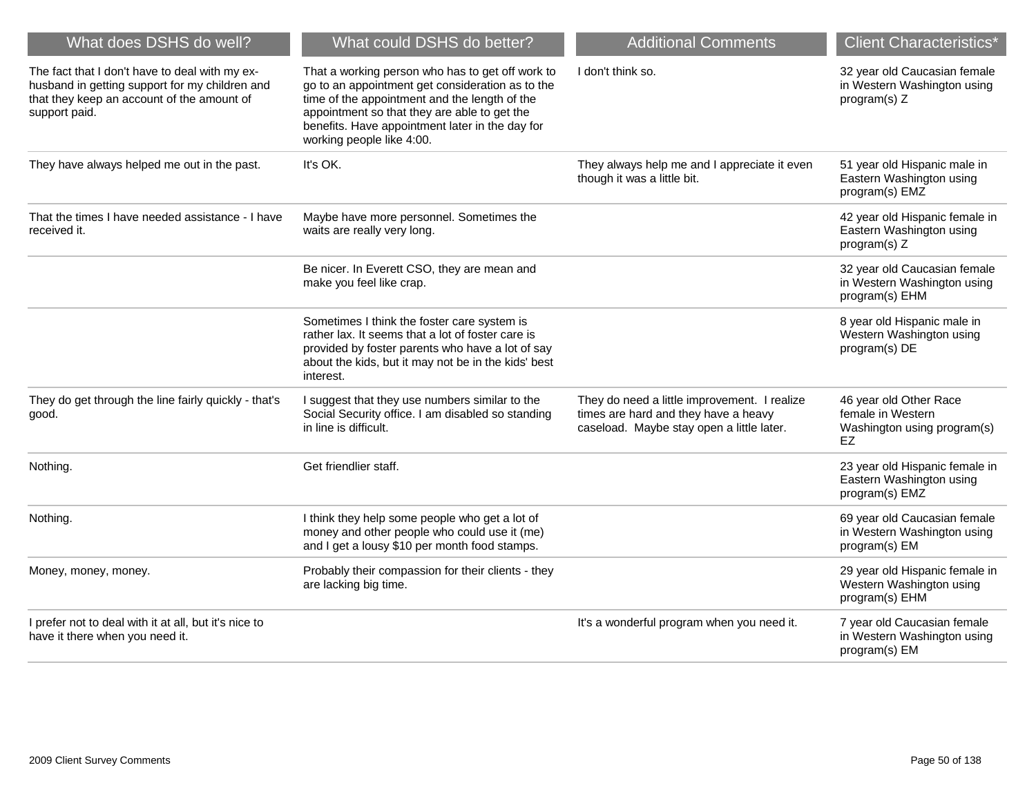| What does DSHS do well? | What could DSHS do better? | Additional Comments | Client Characteristics* |
|---|---|---|---|
| The fact that I don't have to deal with my ex-husband in getting support for my children and that they keep an account of the amount of support paid. | That a working person who has to get off work to go to an appointment get consideration as to the time of the appointment and the length of the appointment so that they are able to get the benefits. Have appointment later in the day for working people like 4:00. | I don't think so. | 32 year old Caucasian female in Western Washington using program(s) Z |
| They have always helped me out in the past. | It's OK. | They always help me and I appreciate it even though it was a little bit. | 51 year old Hispanic male in Eastern Washington using program(s) EMZ |
| That the times I have needed assistance - I have received it. | Maybe have more personnel. Sometimes the waits are really very long. | | 42 year old Hispanic female in Eastern Washington using program(s) Z |
| | Be nicer. In Everett CSO, they are mean and make you feel like crap. | | 32 year old Caucasian female in Western Washington using program(s) EHM |
| | Sometimes I think the foster care system is rather lax. It seems that a lot of foster care is provided by foster parents who have a lot of say about the kids, but it may not be in the kids' best interest. | | 8 year old Hispanic male in Western Washington using program(s) DE |
| They do get through the line fairly quickly - that's good. | I suggest that they use numbers similar to the Social Security office. I am disabled so standing in line is difficult. | They do need a little improvement. I realize times are hard and they have a heavy caseload. Maybe stay open a little later. | 46 year old Other Race female in Western Washington using program(s) EZ |
| Nothing. | Get friendlier staff. | | 23 year old Hispanic female in Eastern Washington using program(s) EMZ |
| Nothing. | I think they help some people who get a lot of money and other people who could use it (me) and I get a lousy $10 per month food stamps. | | 69 year old Caucasian female in Western Washington using program(s) EM |
| Money, money, money. | Probably their compassion for their clients - they are lacking big time. | | 29 year old Hispanic female in Western Washington using program(s) EHM |
| I prefer not to deal with it at all, but it's nice to have it there when you need it. | | It's a wonderful program when you need it. | 7 year old Caucasian female in Western Washington using program(s) EM |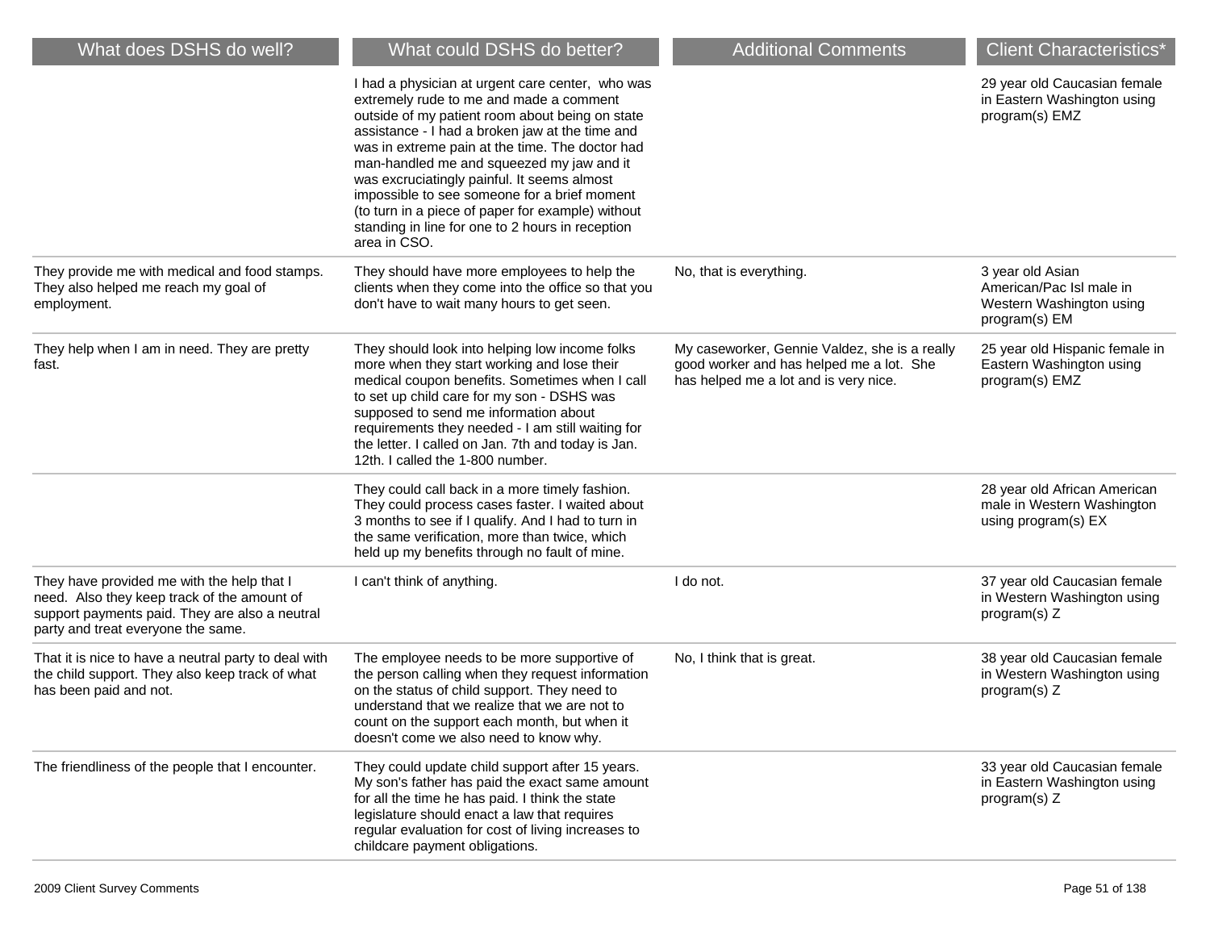| What does DSHS do well? | What could DSHS do better? | Additional Comments | Client Characteristics* |
|---|---|---|---|
| | I had a physician at urgent care center, who was extremely rude to me and made a comment outside of my patient room about being on state assistance - I had a broken jaw at the time and was in extreme pain at the time. The doctor had man-handled me and squeezed my jaw and it was excruciatingly painful. It seems almost impossible to see someone for a brief moment (to turn in a piece of paper for example) without standing in line for one to 2 hours in reception area in CSO. | | 29 year old Caucasian female in Eastern Washington using program(s) EMZ |
| They provide me with medical and food stamps. They also helped me reach my goal of employment. | They should have more employees to help the clients when they come into the office so that you don't have to wait many hours to get seen. | No, that is everything. | 3 year old Asian American/Pac Isl male in Western Washington using program(s) EM |
| They help when I am in need. They are pretty fast. | They should look into helping low income folks more when they start working and lose their medical coupon benefits. Sometimes when I call to set up child care for my son - DSHS was supposed to send me information about requirements they needed - I am still waiting for the letter. I called on Jan. 7th and today is Jan. 12th. I called the 1-800 number. | My caseworker, Gennie Valdez, she is a really good worker and has helped me a lot. She has helped me a lot and is very nice. | 25 year old Hispanic female in Eastern Washington using program(s) EMZ |
| | They could call back in a more timely fashion. They could process cases faster. I waited about 3 months to see if I qualify. And I had to turn in the same verification, more than twice, which held up my benefits through no fault of mine. | | 28 year old African American male in Western Washington using program(s) EX |
| They have provided me with the help that I need. Also they keep track of the amount of support payments paid. They are also a neutral party and treat everyone the same. | I can't think of anything. | I do not. | 37 year old Caucasian female in Western Washington using program(s) Z |
| That it is nice to have a neutral party to deal with the child support. They also keep track of what has been paid and not. | The employee needs to be more supportive of the person calling when they request information on the status of child support. They need to understand that we realize that we are not to count on the support each month, but when it doesn't come we also need to know why. | No, I think that is great. | 38 year old Caucasian female in Western Washington using program(s) Z |
| The friendliness of the people that I encounter. | They could update child support after 15 years. My son's father has paid the exact same amount for all the time he has paid. I think the state legislature should enact a law that requires regular evaluation for cost of living increases to childcare payment obligations. | | 33 year old Caucasian female in Eastern Washington using program(s) Z |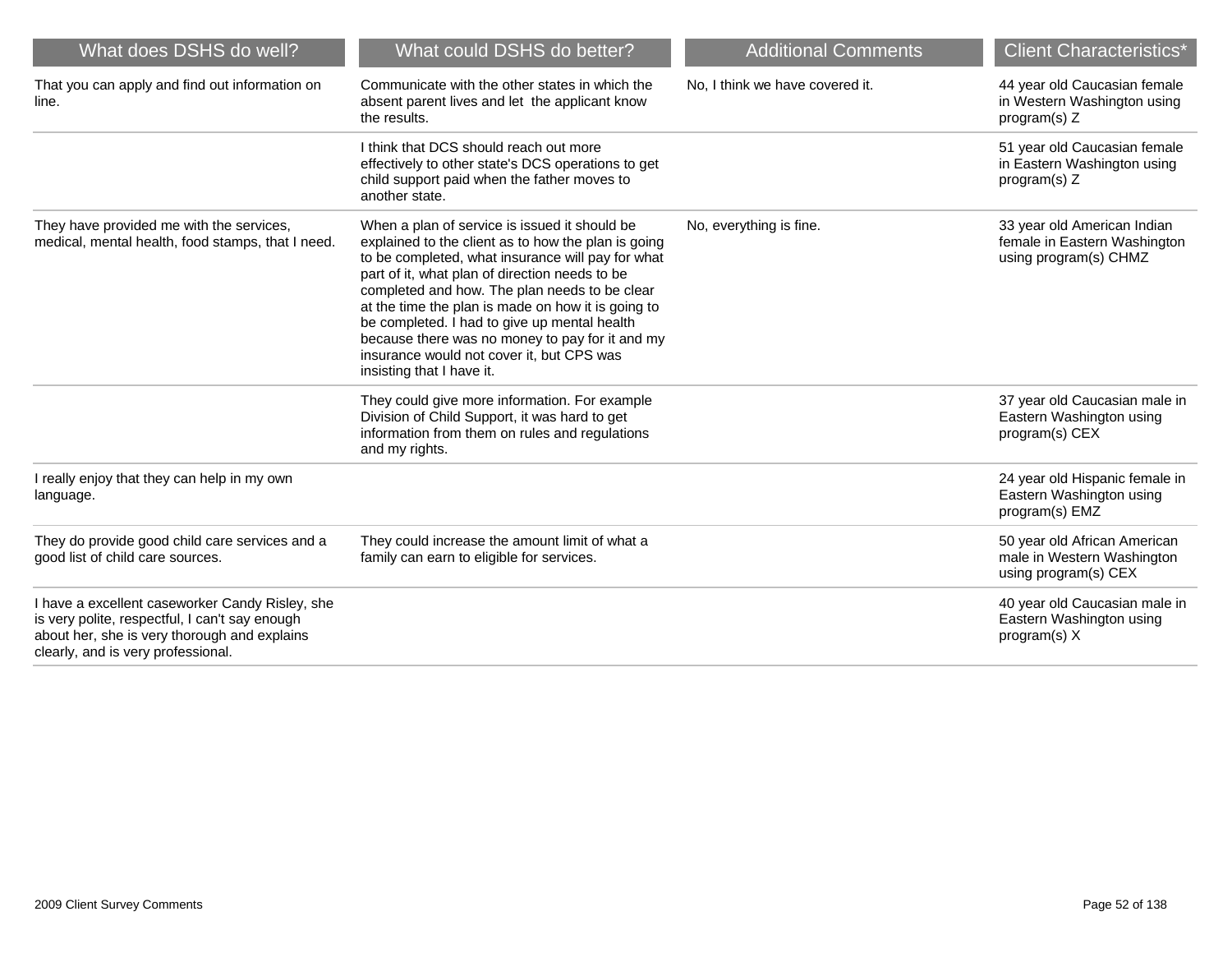| What does DSHS do well? | What could DSHS do better? | Additional Comments | Client Characteristics* |
|---|---|---|---|
| That you can apply and find out information on line. | Communicate with the other states in which the absent parent lives and let the applicant know the results. | No, I think we have covered it. | 44 year old Caucasian female in Western Washington using program(s) Z |
| | I think that DCS should reach out more effectively to other state's DCS operations to get child support paid when the father moves to another state. | | 51 year old Caucasian female in Eastern Washington using program(s) Z |
| They have provided me with the services, medical, mental health, food stamps, that I need. | When a plan of service is issued it should be explained to the client as to how the plan is going to be completed, what insurance will pay for what part of it, what plan of direction needs to be completed and how. The plan needs to be clear at the time the plan is made on how it is going to be completed. I had to give up mental health because there was no money to pay for it and my insurance would not cover it, but CPS was insisting that I have it. | No, everything is fine. | 33 year old American Indian female in Eastern Washington using program(s) CHMZ |
| | They could give more information. For example Division of Child Support, it was hard to get information from them on rules and regulations and my rights. | | 37 year old Caucasian male in Eastern Washington using program(s) CEX |
| I really enjoy that they can help in my own language. | | | 24 year old Hispanic female in Eastern Washington using program(s) EMZ |
| They do provide good child care services and a good list of child care sources. | They could increase the amount limit of what a family can earn to eligible for services. | | 50 year old African American male in Western Washington using program(s) CEX |
| I have a excellent caseworker Candy Risley, she is very polite, respectful, I can't say enough about her, she is very thorough and explains clearly, and is very professional. | | | 40 year old Caucasian male in Eastern Washington using program(s) X |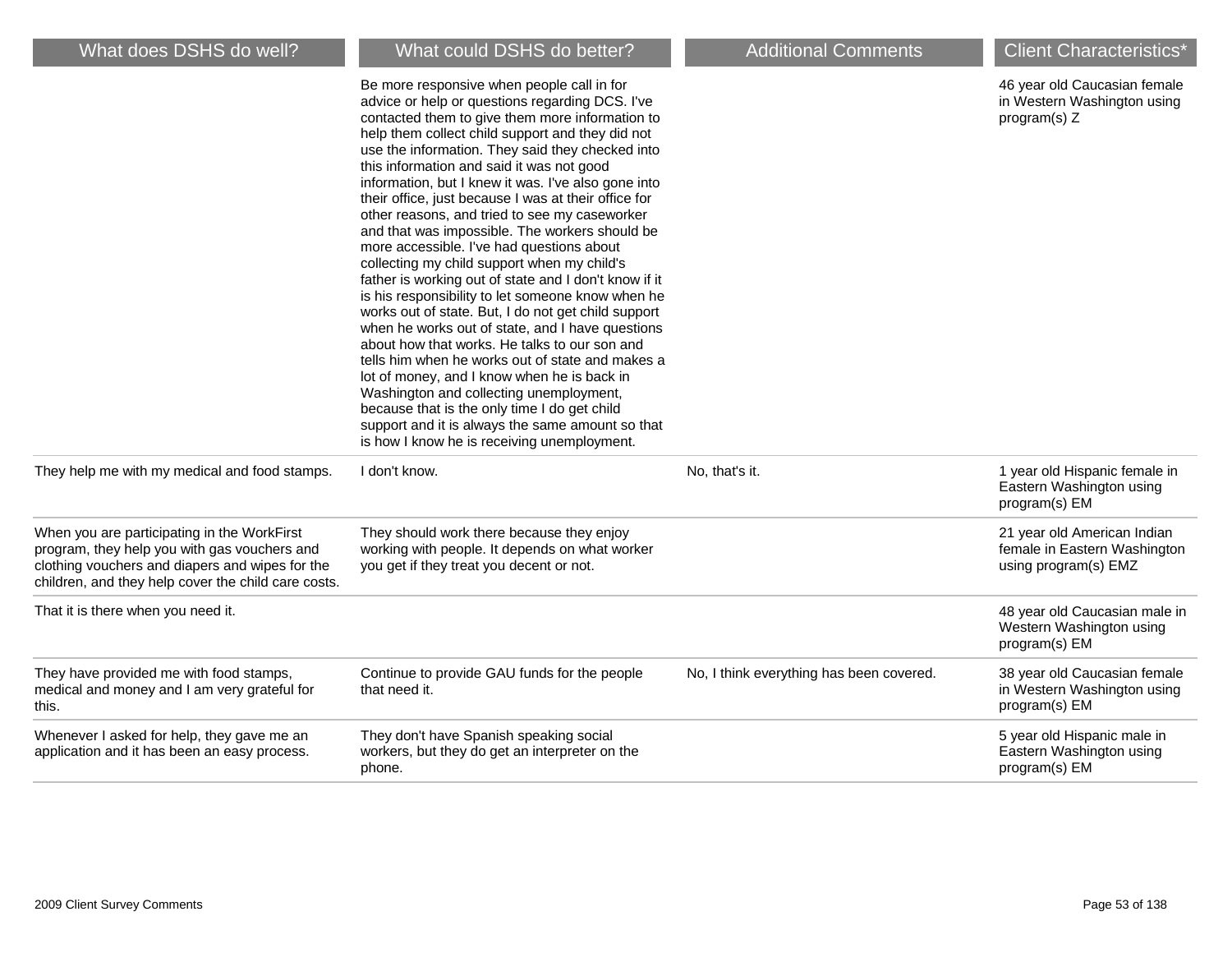| What does DSHS do well? | What could DSHS do better? | Additional Comments | Client Characteristics* |
|---|---|---|---|
| | Be more responsive when people call in for advice or help or questions regarding DCS. I've contacted them to give them more information to help them collect child support and they did not use the information. They said they checked into this information and said it was not good information, but I knew it was. I've also gone into their office, just because I was at their office for other reasons, and tried to see my caseworker and that was impossible. The workers should be more accessible. I've had questions about collecting my child support when my child's father is working out of state and I don't know if it is his responsibility to let someone know when he works out of state. But, I do not get child support when he works out of state, and I have questions about how that works. He talks to our son and tells him when he works out of state and makes a lot of money, and I know when he is back in Washington and collecting unemployment, because that is the only time I do get child support and it is always the same amount so that is how I know he is receiving unemployment. | | 46 year old Caucasian female in Western Washington using program(s) Z |
| They help me with my medical and food stamps. | I don't know. | No, that's it. | 1 year old Hispanic female in Eastern Washington using program(s) EM |
| When you are participating in the WorkFirst program, they help you with gas vouchers and clothing vouchers and diapers and wipes for the children, and they help cover the child care costs. | They should work there because they enjoy working with people. It depends on what worker you get if they treat you decent or not. | | 21 year old American Indian female in Eastern Washington using program(s) EMZ |
| That it is there when you need it. | | | 48 year old Caucasian male in Western Washington using program(s) EM |
| They have provided me with food stamps, medical and money and I am very grateful for this. | Continue to provide GAU funds for the people that need it. | No, I think everything has been covered. | 38 year old Caucasian female in Western Washington using program(s) EM |
| Whenever I asked for help, they gave me an application and it has been an easy process. | They don't have Spanish speaking social workers, but they do get an interpreter on the phone. | | 5 year old Hispanic male in Eastern Washington using program(s) EM |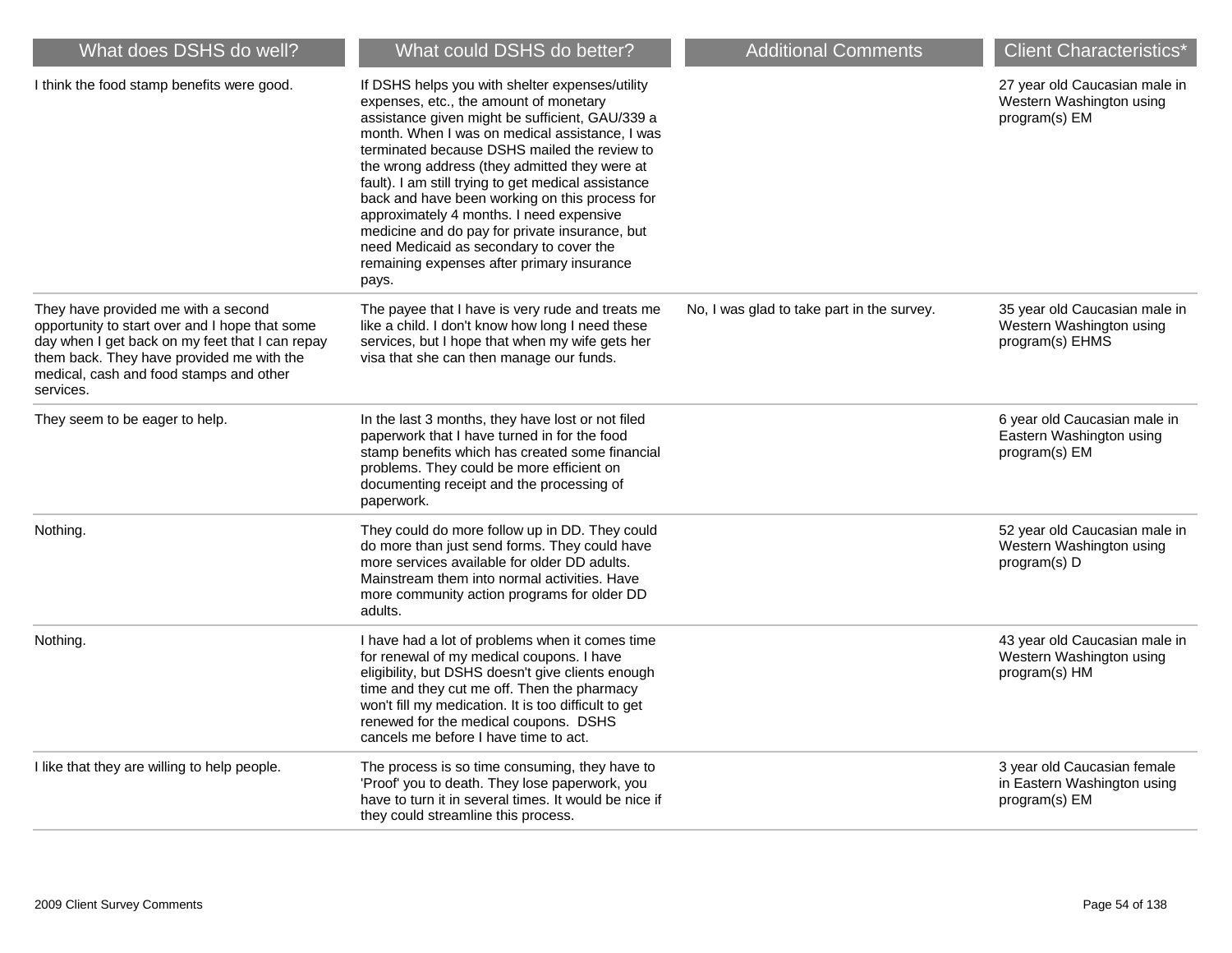| What does DSHS do well? | What could DSHS do better? | Additional Comments | Client Characteristics* |
|---|---|---|---|
| I think the food stamp benefits were good. | If DSHS helps you with shelter expenses/utility expenses, etc., the amount of monetary assistance given might be sufficient, GAU/339 a month. When I was on medical assistance, I was terminated because DSHS mailed the review to the wrong address (they admitted they were at fault). I am still trying to get medical assistance back and have been working on this process for approximately 4 months. I need expensive medicine and do pay for private insurance, but need Medicaid as secondary to cover the remaining expenses after primary insurance pays. | | 27 year old Caucasian male in Western Washington using program(s) EM |
| They have provided me with a second opportunity to start over and I hope that some day when I get back on my feet that I can repay them back. They have provided me with the medical, cash and food stamps and other services. | The payee that I have is very rude and treats me like a child. I don't know how long I need these services, but I hope that when my wife gets her visa that she can then manage our funds. | No, I was glad to take part in the survey. | 35 year old Caucasian male in Western Washington using program(s) EHMS |
| They seem to be eager to help. | In the last 3 months, they have lost or not filed paperwork that I have turned in for the food stamp benefits which has created some financial problems. They could be more efficient on documenting receipt and the processing of paperwork. | | 6 year old Caucasian male in Eastern Washington using program(s) EM |
| Nothing. | They could do more follow up in DD. They could do more than just send forms. They could have more services available for older DD adults. Mainstream them into normal activities. Have more community action programs for older DD adults. | | 52 year old Caucasian male in Western Washington using program(s) D |
| Nothing. | I have had a lot of problems when it comes time for renewal of my medical coupons. I have eligibility, but DSHS doesn't give clients enough time and they cut me off. Then the pharmacy won't fill my medication. It is too difficult to get renewed for the medical coupons. DSHS cancels me before I have time to act. | | 43 year old Caucasian male in Western Washington using program(s) HM |
| I like that they are willing to help people. | The process is so time consuming, they have to 'Proof' you to death. They lose paperwork, you have to turn it in several times. It would be nice if they could streamline this process. | | 3 year old Caucasian female in Eastern Washington using program(s) EM |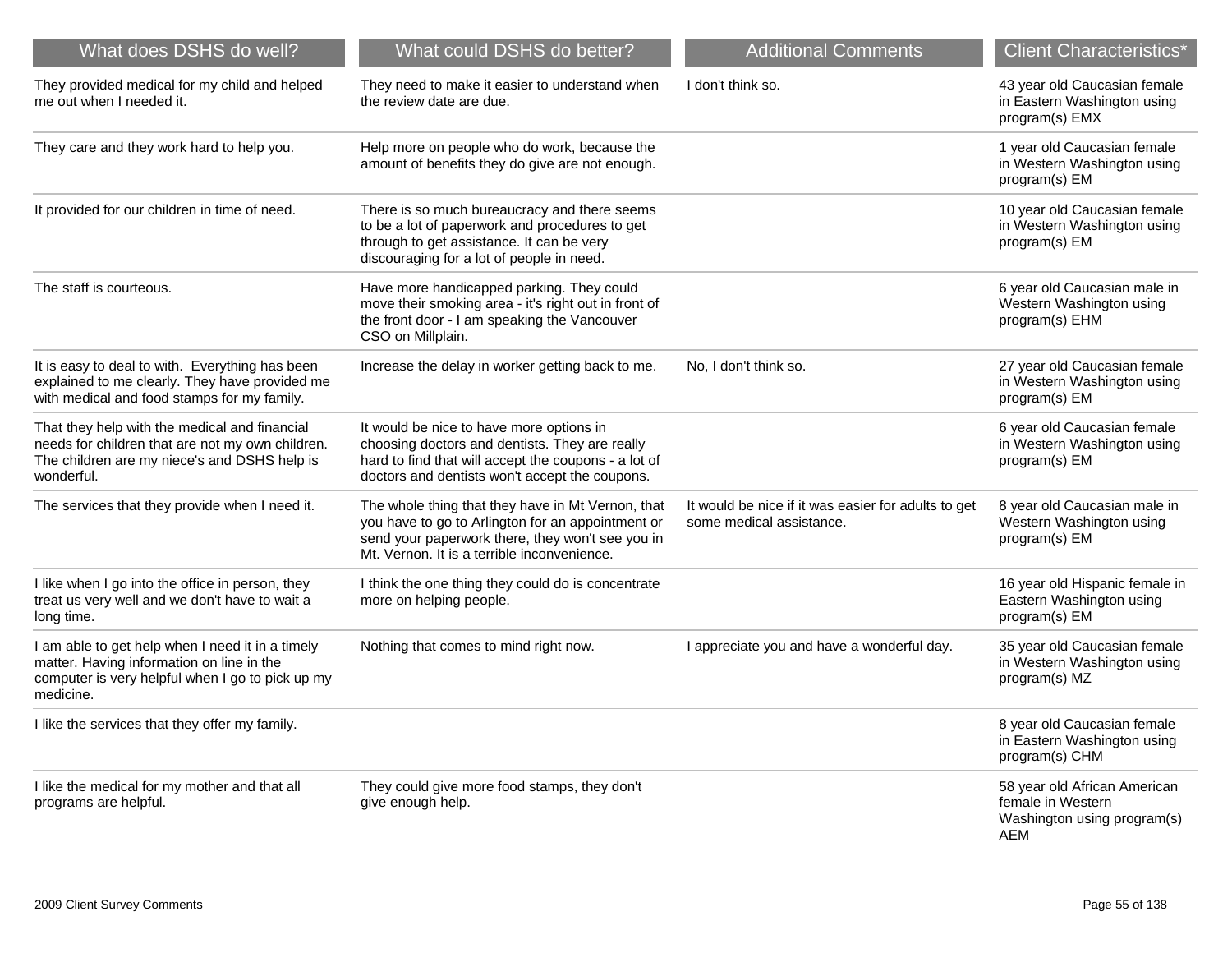| What does DSHS do well? | What could DSHS do better? | Additional Comments | Client Characteristics* |
|---|---|---|---|
| They provided medical for my child and helped me out when I needed it. | They need to make it easier to understand when the review date are due. | I don't think so. | 43 year old Caucasian female in Eastern Washington using program(s) EMX |
| They care and they work hard to help you. | Help more on people who do work, because the amount of benefits they do give are not enough. | | 1 year old Caucasian female in Western Washington using program(s) EM |
| It provided for our children in time of need. | There is so much bureaucracy and there seems to be a lot of paperwork and procedures to get through to get assistance. It can be very discouraging for a lot of people in need. | | 10 year old Caucasian female in Western Washington using program(s) EM |
| The staff is courteous. | Have more handicapped parking. They could move their smoking area - it's right out in front of the front door - I am speaking the Vancouver CSO on Millplain. | | 6 year old Caucasian male in Western Washington using program(s) EHM |
| It is easy to deal to with. Everything has been explained to me clearly. They have provided me with medical and food stamps for my family. | Increase the delay in worker getting back to me. | No, I don't think so. | 27 year old Caucasian female in Western Washington using program(s) EM |
| That they help with the medical and financial needs for children that are not my own children. The children are my niece's and DSHS help is wonderful. | It would be nice to have more options in choosing doctors and dentists. They are really hard to find that will accept the coupons - a lot of doctors and dentists won't accept the coupons. | | 6 year old Caucasian female in Western Washington using program(s) EM |
| The services that they provide when I need it. | The whole thing that they have in Mt Vernon, that you have to go to Arlington for an appointment or send your paperwork there, they won't see you in Mt. Vernon. It is a terrible inconvenience. | It would be nice if it was easier for adults to get some medical assistance. | 8 year old Caucasian male in Western Washington using program(s) EM |
| I like when I go into the office in person, they treat us very well and we don't have to wait a long time. | I think the one thing they could do is concentrate more on helping people. | | 16 year old Hispanic female in Eastern Washington using program(s) EM |
| I am able to get help when I need it in a timely matter. Having information on line in the computer is very helpful when I go to pick up my medicine. | Nothing that comes to mind right now. | I appreciate you and have a wonderful day. | 35 year old Caucasian female in Western Washington using program(s) MZ |
| I like the services that they offer my family. | | | 8 year old Caucasian female in Eastern Washington using program(s) CHM |
| I like the medical for my mother and that all programs are helpful. | They could give more food stamps, they don't give enough help. | | 58 year old African American female in Western Washington using program(s) AEM |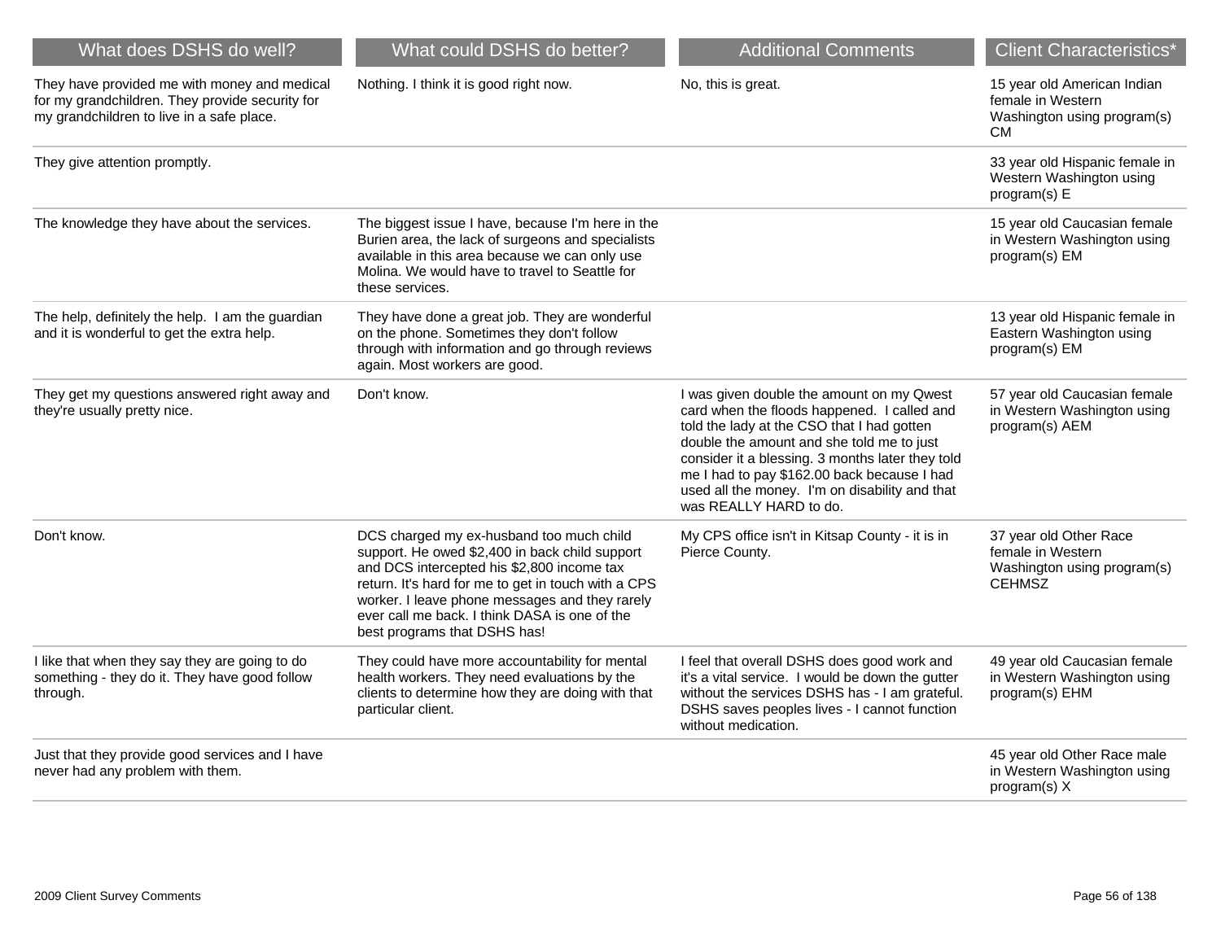| What does DSHS do well? | What could DSHS do better? | Additional Comments | Client Characteristics* |
|---|---|---|---|
| They have provided me with money and medical for my grandchildren. They provide security for my grandchildren to live in a safe place. | Nothing. I think it is good right now. | No, this is great. | 15 year old American Indian female in Western Washington using program(s) CM |
| They give attention promptly. | | | 33 year old Hispanic female in Western Washington using program(s) E |
| The knowledge they have about the services. | The biggest issue I have, because I'm here in the Burien area, the lack of surgeons and specialists available in this area because we can only use Molina. We would have to travel to Seattle for these services. | | 15 year old Caucasian female in Western Washington using program(s) EM |
| The help, definitely the help. I am the guardian and it is wonderful to get the extra help. | They have done a great job. They are wonderful on the phone. Sometimes they don't follow through with information and go through reviews again. Most workers are good. | | 13 year old Hispanic female in Eastern Washington using program(s) EM |
| They get my questions answered right away and they're usually pretty nice. | Don't know. | I was given double the amount on my Qwest card when the floods happened. I called and told the lady at the CSO that I had gotten double the amount and she told me to just consider it a blessing. 3 months later they told me I had to pay $162.00 back because I had used all the money. I'm on disability and that was REALLY HARD to do. | 57 year old Caucasian female in Western Washington using program(s) AEM |
| Don't know. | DCS charged my ex-husband too much child support. He owed $2,400 in back child support and DCS intercepted his $2,800 income tax return. It's hard for me to get in touch with a CPS worker. I leave phone messages and they rarely ever call me back. I think DASA is one of the best programs that DSHS has! | My CPS office isn't in Kitsap County - it is in Pierce County. | 37 year old Other Race female in Western Washington using program(s) CEHMSZ |
| I like that when they say they are going to do something - they do it. They have good follow through. | They could have more accountability for mental health workers. They need evaluations by the clients to determine how they are doing with that particular client. | I feel that overall DSHS does good work and it's a vital service. I would be down the gutter without the services DSHS has - I am grateful. DSHS saves peoples lives - I cannot function without medication. | 49 year old Caucasian female in Western Washington using program(s) EHM |
| Just that they provide good services and I have never had any problem with them. | | | 45 year old Other Race male in Western Washington using program(s) X |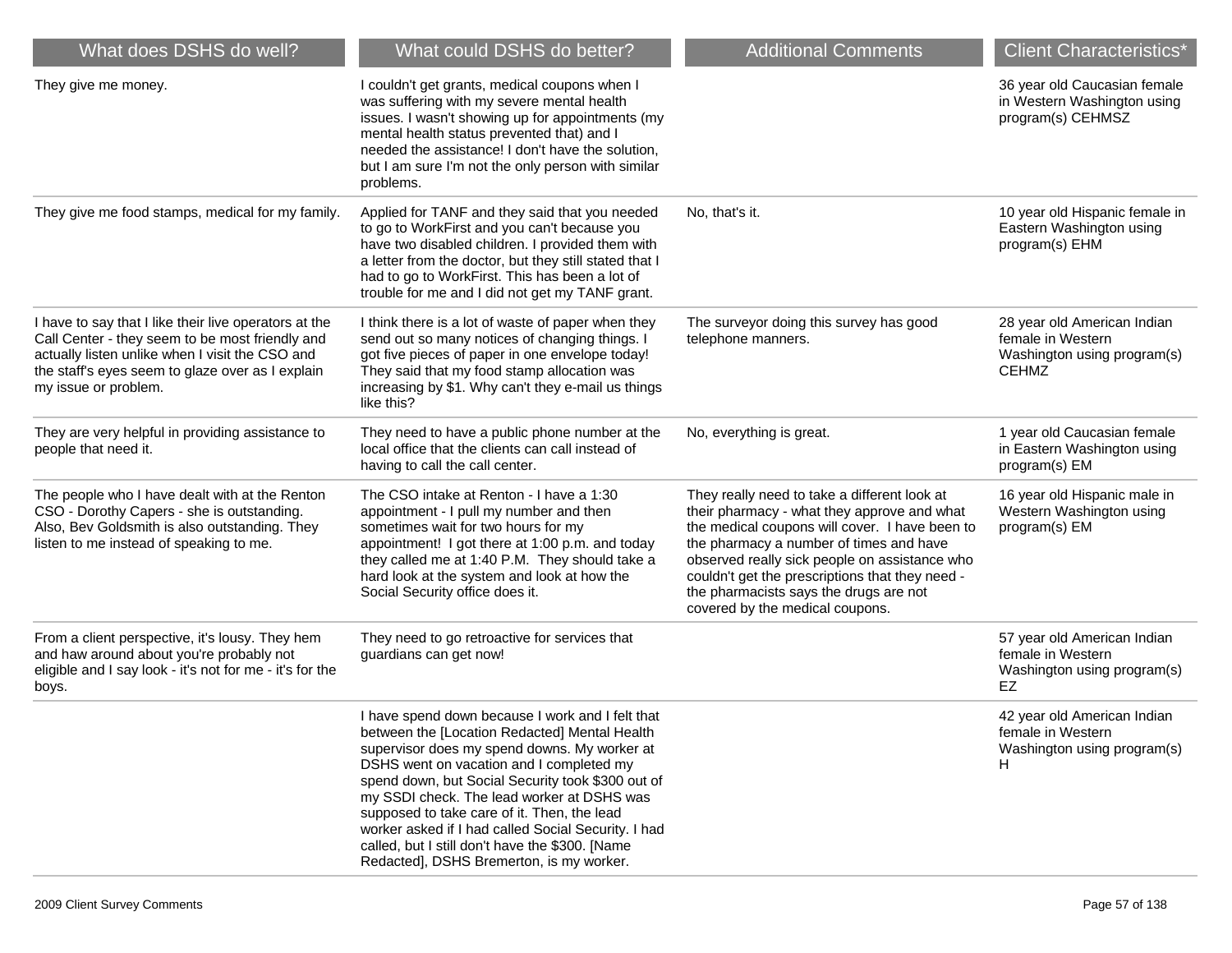| What does DSHS do well? | What could DSHS do better? | Additional Comments | Client Characteristics* |
| --- | --- | --- | --- |
| They give me money. | I couldn't get grants, medical coupons when I was suffering with my severe mental health issues. I wasn't showing up for appointments (my mental health status prevented that) and I needed the assistance! I don't have the solution, but I am sure I'm not the only person with similar problems. | | 36 year old Caucasian female in Western Washington using program(s) CEHMSZ |
| They give me food stamps, medical for my family. | Applied for TANF and they said that you needed to go to WorkFirst and you can't because you have two disabled children. I provided them with a letter from the doctor, but they still stated that I had to go to WorkFirst. This has been a lot of trouble for me and I did not get my TANF grant. | No, that's it. | 10 year old Hispanic female in Eastern Washington using program(s) EHM |
| I have to say that I like their live operators at the Call Center - they seem to be most friendly and actually listen unlike when I visit the CSO and the staff's eyes seem to glaze over as I explain my issue or problem. | I think there is a lot of waste of paper when they send out so many notices of changing things. I got five pieces of paper in one envelope today! They said that my food stamp allocation was increasing by $1. Why can't they e-mail us things like this? | The surveyor doing this survey has good telephone manners. | 28 year old American Indian female in Western Washington using program(s) CEHMZ |
| They are very helpful in providing assistance to people that need it. | They need to have a public phone number at the local office that the clients can call instead of having to call the call center. | No, everything is great. | 1 year old Caucasian female in Eastern Washington using program(s) EM |
| The people who I have dealt with at the Renton CSO - Dorothy Capers - she is outstanding. Also, Bev Goldsmith is also outstanding. They listen to me instead of speaking to me. | The CSO intake at Renton - I have a 1:30 appointment - I pull my number and then sometimes wait for two hours for my appointment! I got there at 1:00 p.m. and today they called me at 1:40 P.M. They should take a hard look at the system and look at how the Social Security office does it. | They really need to take a different look at their pharmacy - what they approve and what the medical coupons will cover. I have been to the pharmacy a number of times and have observed really sick people on assistance who couldn't get the prescriptions that they need - the pharmacists says the drugs are not covered by the medical coupons. | 16 year old Hispanic male in Western Washington using program(s) EM |
| From a client perspective, it's lousy. They hem and haw around about you're probably not eligible and I say look - it's not for me - it's for the boys. | They need to go retroactive for services that guardians can get now! | | 57 year old American Indian female in Western Washington using program(s) EZ |
| | I have spend down because I work and I felt that between the [Location Redacted] Mental Health supervisor does my spend downs. My worker at DSHS went on vacation and I completed my spend down, but Social Security took $300 out of my SSDI check. The lead worker at DSHS was supposed to take care of it. Then, the lead worker asked if I had called Social Security. I had called, but I still don't have the $300. [Name Redacted], DSHS Bremerton, is my worker. | | 42 year old American Indian female in Western Washington using program(s) H |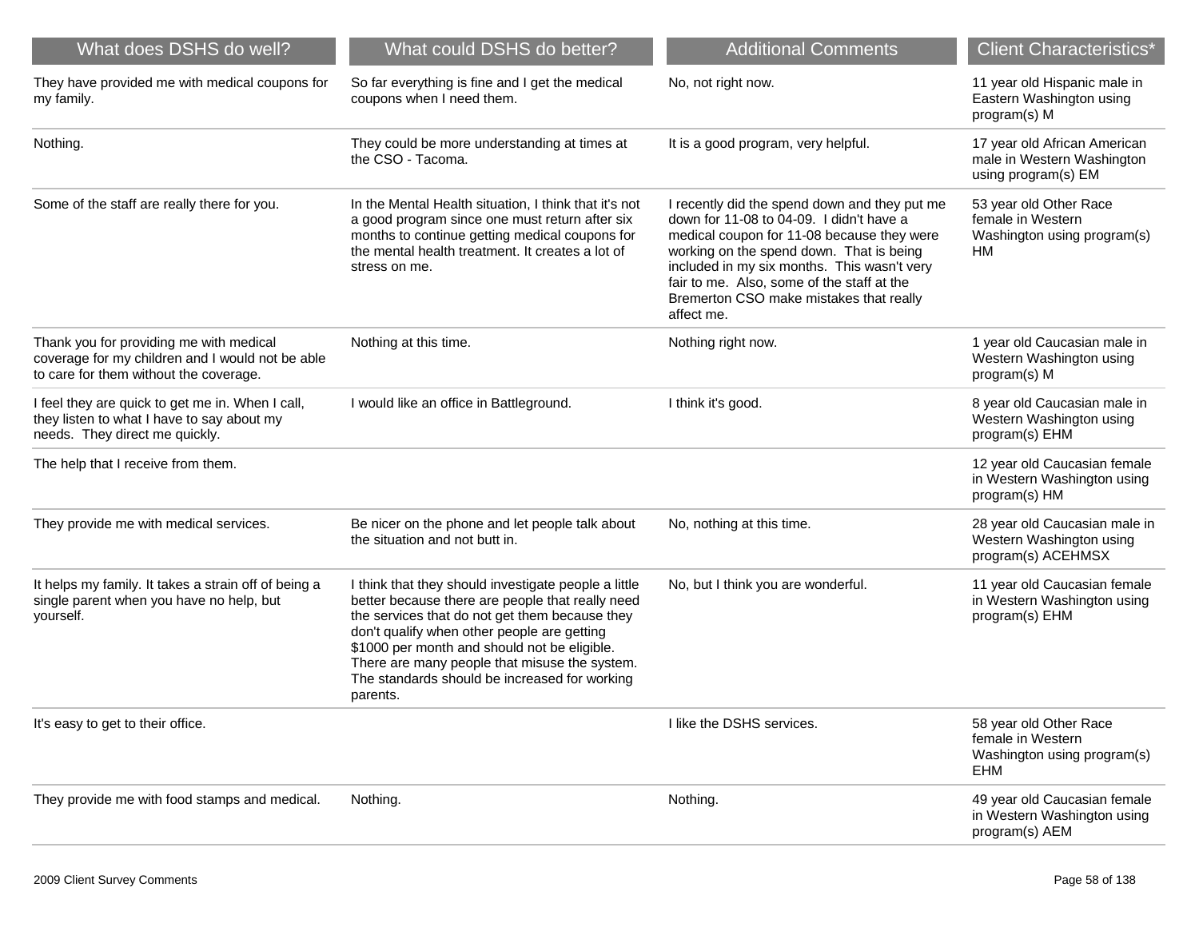| What does DSHS do well? | What could DSHS do better? | Additional Comments | Client Characteristics* |
| --- | --- | --- | --- |
| They have provided me with medical coupons for my family. | So far everything is fine and I get the medical coupons when I need them. | No, not right now. | 11 year old Hispanic male in Eastern Washington using program(s) M |
| Nothing. | They could be more understanding at times at the CSO - Tacoma. | It is a good program, very helpful. | 17 year old African American male in Western Washington using program(s) EM |
| Some of the staff are really there for you. | In the Mental Health situation, I think that it's not a good program since one must return after six months to continue getting medical coupons for the mental health treatment. It creates a lot of stress on me. | I recently did the spend down and they put me down for 11-08 to 04-09. I didn't have a medical coupon for 11-08 because they were working on the spend down. That is being included in my six months. This wasn't very fair to me. Also, some of the staff at the Bremerton CSO make mistakes that really affect me. | 53 year old Other Race female in Western Washington using program(s) HM |
| Thank you for providing me with medical coverage for my children and I would not be able to care for them without the coverage. | Nothing at this time. | Nothing right now. | 1 year old Caucasian male in Western Washington using program(s) M |
| I feel they are quick to get me in. When I call, they listen to what I have to say about my needs. They direct me quickly. | I would like an office in Battleground. | I think it's good. | 8 year old Caucasian male in Western Washington using program(s) EHM |
| The help that I receive from them. | | | 12 year old Caucasian female in Western Washington using program(s) HM |
| They provide me with medical services. | Be nicer on the phone and let people talk about the situation and not butt in. | No, nothing at this time. | 28 year old Caucasian male in Western Washington using program(s) ACEHMSX |
| It helps my family. It takes a strain off of being a single parent when you have no help, but yourself. | I think that they should investigate people a little better because there are people that really need the services that do not get them because they don't qualify when other people are getting $1000 per month and should not be eligible. There are many people that misuse the system. The standards should be increased for working parents. | No, but I think you are wonderful. | 11 year old Caucasian female in Western Washington using program(s) EHM |
| It's easy to get to their office. | | I like the DSHS services. | 58 year old Other Race female in Western Washington using program(s) EHM |
| They provide me with food stamps and medical. | Nothing. | Nothing. | 49 year old Caucasian female in Western Washington using program(s) AEM |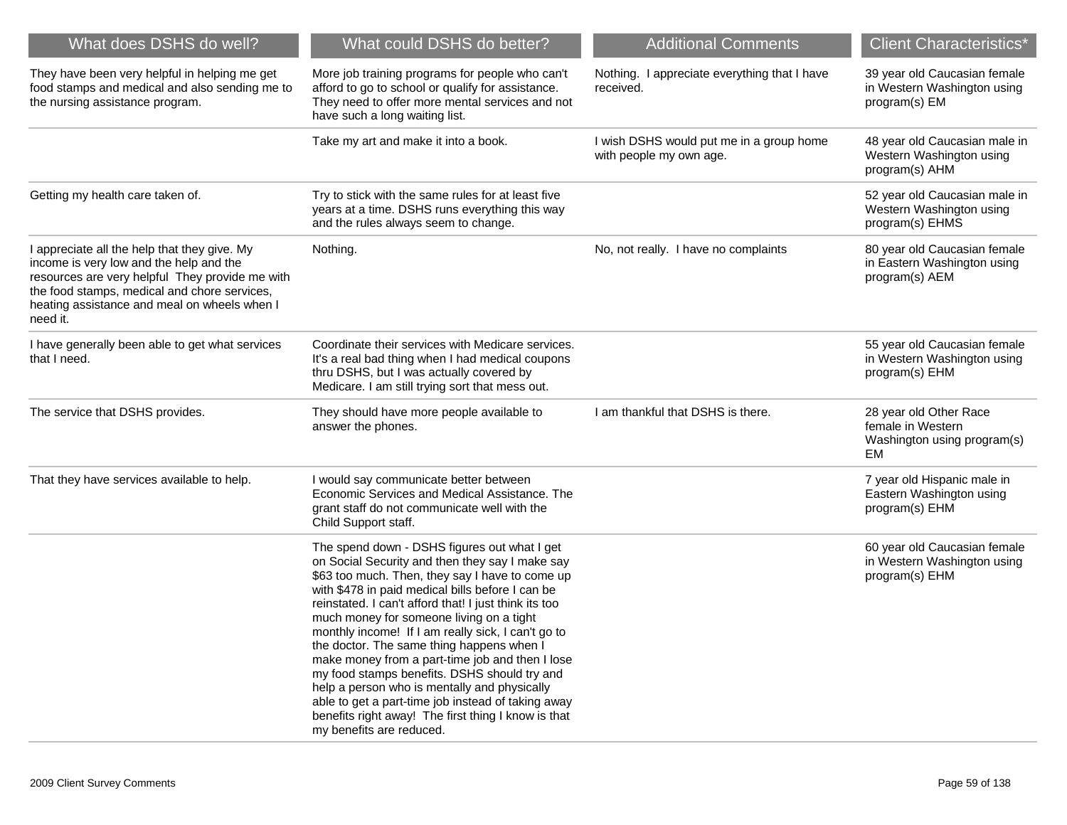| What does DSHS do well? | What could DSHS do better? | Additional Comments | Client Characteristics* |
|---|---|---|---|
| They have been very helpful in helping me get food stamps and medical and also sending me to the nursing assistance program. | More job training programs for people who can't afford to go to school or qualify for assistance. They need to offer more mental services and not have such a long waiting list. | Nothing. I appreciate everything that I have received. | 39 year old Caucasian female in Western Washington using program(s) EM |
| | Take my art and make it into a book. | I wish DSHS would put me in a group home with people my own age. | 48 year old Caucasian male in Western Washington using program(s) AHM |
| Getting my health care taken of. | Try to stick with the same rules for at least five years at a time. DSHS runs everything this way and the rules always seem to change. | | 52 year old Caucasian male in Western Washington using program(s) EHMS |
| I appreciate all the help that they give. My income is very low and the help and the resources are very helpful They provide me with the food stamps, medical and chore services, heating assistance and meal on wheels when I need it. | Nothing. | No, not really. I have no complaints | 80 year old Caucasian female in Eastern Washington using program(s) AEM |
| I have generally been able to get what services that I need. | Coordinate their services with Medicare services. It's a real bad thing when I had medical coupons thru DSHS, but I was actually covered by Medicare. I am still trying sort that mess out. | | 55 year old Caucasian female in Western Washington using program(s) EHM |
| The service that DSHS provides. | They should have more people available to answer the phones. | I am thankful that DSHS is there. | 28 year old Other Race female in Western Washington using program(s) EM |
| That they have services available to help. | I would say communicate better between Economic Services and Medical Assistance. The grant staff do not communicate well with the Child Support staff. | | 7 year old Hispanic male in Eastern Washington using program(s) EHM |
| | The spend down - DSHS figures out what I get on Social Security and then they say I make say $63 too much. Then, they say I have to come up with $478 in paid medical bills before I can be reinstated. I can't afford that! I just think its too much money for someone living on a tight monthly income! If I am really sick, I can't go to the doctor. The same thing happens when I make money from a part-time job and then I lose my food stamps benefits. DSHS should try and help a person who is mentally and physically able to get a part-time job instead of taking away benefits right away! The first thing I know is that my benefits are reduced. | | 60 year old Caucasian female in Western Washington using program(s) EHM |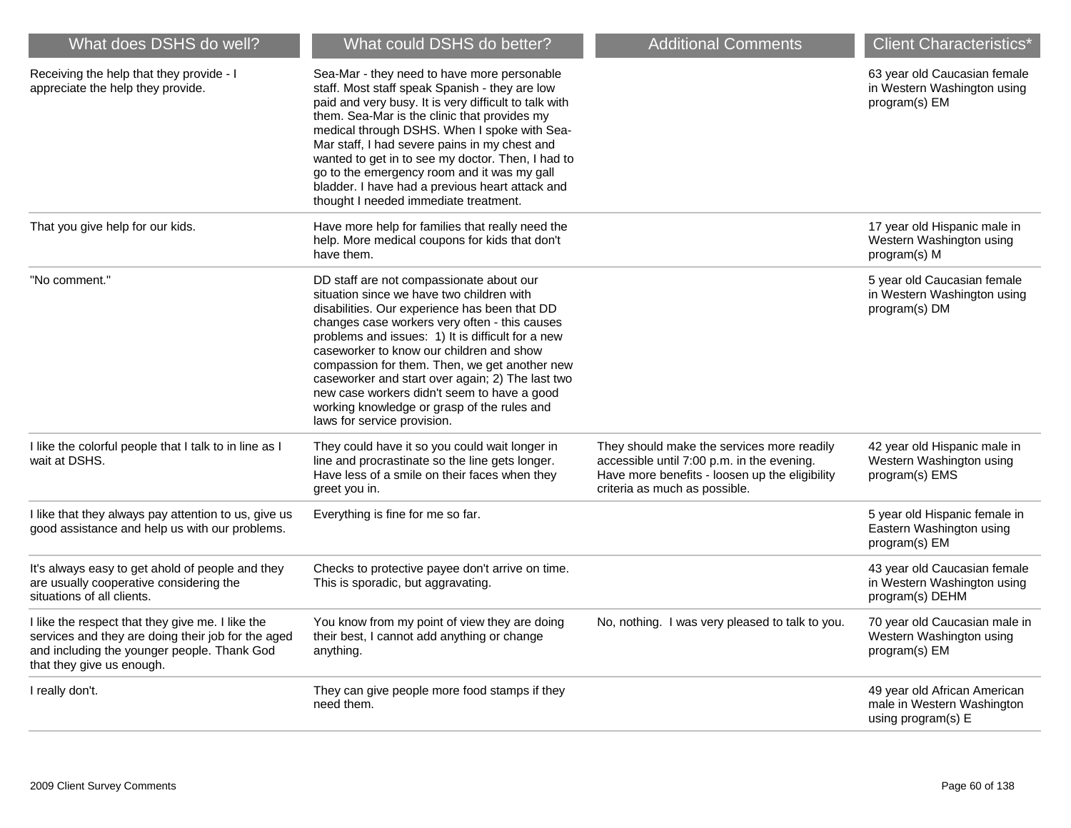| What does DSHS do well? | What could DSHS do better? | Additional Comments | Client Characteristics* |
|---|---|---|---|
| Receiving the help that they provide - I appreciate the help they provide. | Sea-Mar - they need to have more personable staff. Most staff speak Spanish - they are low paid and very busy. It is very difficult to talk with them. Sea-Mar is the clinic that provides my medical through DSHS. When I spoke with Sea-Mar staff, I had severe pains in my chest and wanted to get in to see my doctor. Then, I had to go to the emergency room and it was my gall bladder. I have had a previous heart attack and thought I needed immediate treatment. | | 63 year old Caucasian female in Western Washington using program(s) EM |
| That you give help for our kids. | Have more help for families that really need the help. More medical coupons for kids that don't have them. | | 17 year old Hispanic male in Western Washington using program(s) M |
| "No comment." | DD staff are not compassionate about our situation since we have two children with disabilities. Our experience has been that DD changes case workers very often - this causes problems and issues: 1) It is difficult for a new caseworker to know our children and show compassion for them. Then, we get another new caseworker and start over again; 2) The last two new case workers didn't seem to have a good working knowledge or grasp of the rules and laws for service provision. | | 5 year old Caucasian female in Western Washington using program(s) DM |
| I like the colorful people that I talk to in line as I wait at DSHS. | They could have it so you could wait longer in line and procrastinate so the line gets longer. Have less of a smile on their faces when they greet you in. | They should make the services more readily accessible until 7:00 p.m. in the evening. Have more benefits - loosen up the eligibility criteria as much as possible. | 42 year old Hispanic male in Western Washington using program(s) EMS |
| I like that they always pay attention to us, give us good assistance and help us with our problems. | Everything is fine for me so far. | | 5 year old Hispanic female in Eastern Washington using program(s) EM |
| It's always easy to get ahold of people and they are usually cooperative considering the situations of all clients. | Checks to protective payee don't arrive on time. This is sporadic, but aggravating. | | 43 year old Caucasian female in Western Washington using program(s) DEHM |
| I like the respect that they give me. I like the services and they are doing their job for the aged and including the younger people. Thank God that they give us enough. | You know from my point of view they are doing their best, I cannot add anything or change anything. | No, nothing. I was very pleased to talk to you. | 70 year old Caucasian male in Western Washington using program(s) EM |
| I really don't. | They can give people more food stamps if they need them. | | 49 year old African American male in Western Washington using program(s) E |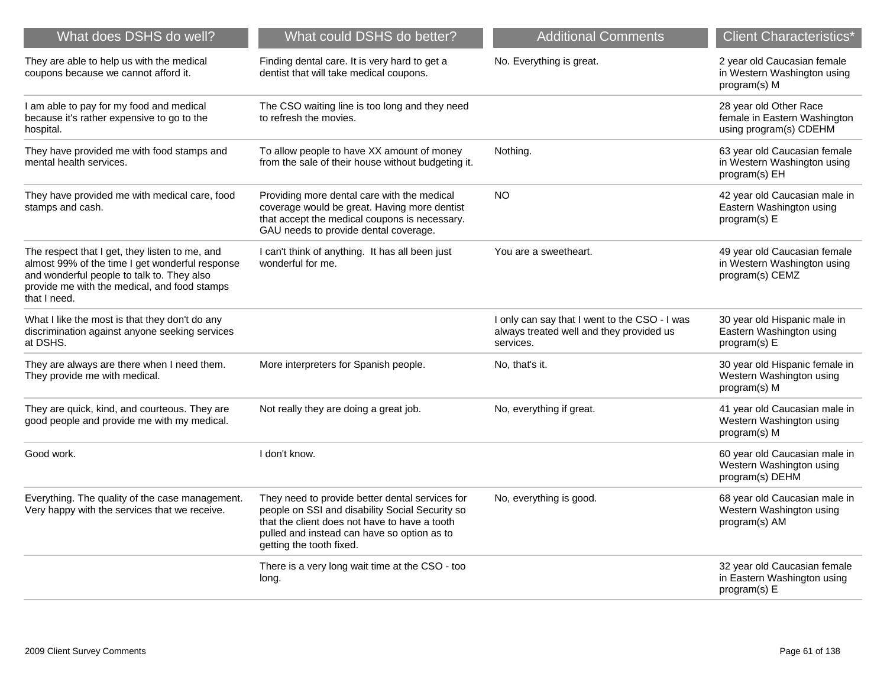| What does DSHS do well? | What could DSHS do better? | Additional Comments | Client Characteristics* |
| --- | --- | --- | --- |
| They are able to help us with the medical coupons because we cannot afford it. | Finding dental care. It is very hard to get a dentist that will take medical coupons. | No. Everything is great. | 2 year old Caucasian female in Western Washington using program(s) M |
| I am able to pay for my food and medical because it's rather expensive to go to the hospital. | The CSO waiting line is too long and they need to refresh the movies. | | 28 year old Other Race female in Eastern Washington using program(s) CDEHM |
| They have provided me with food stamps and mental health services. | To allow people to have XX amount of money from the sale of their house without budgeting it. | Nothing. | 63 year old Caucasian female in Western Washington using program(s) EH |
| They have provided me with medical care, food stamps and cash. | Providing more dental care with the medical coverage would be great. Having more dentist that accept the medical coupons is necessary. GAU needs to provide dental coverage. | NO | 42 year old Caucasian male in Eastern Washington using program(s) E |
| The respect that I get, they listen to me, and almost 99% of the time I get wonderful response and wonderful people to talk to. They also provide me with the medical, and food stamps that I need. | I can't think of anything. It has all been just wonderful for me. | You are a sweetheart. | 49 year old Caucasian female in Western Washington using program(s) CEMZ |
| What I like the most is that they don't do any discrimination against anyone seeking services at DSHS. | | I only can say that I went to the CSO - I was always treated well and they provided us services. | 30 year old Hispanic male in Eastern Washington using program(s) E |
| They are always are there when I need them. They provide me with medical. | More interpreters for Spanish people. | No, that's it. | 30 year old Hispanic female in Western Washington using program(s) M |
| They are quick, kind, and courteous. They are good people and provide me with my medical. | Not really they are doing a great job. | No, everything if great. | 41 year old Caucasian male in Western Washington using program(s) M |
| Good work. | I don't know. | | 60 year old Caucasian male in Western Washington using program(s) DEHM |
| Everything. The quality of the case management. Very happy with the services that we receive. | They need to provide better dental services for people on SSI and disability Social Security so that the client does not have to have a tooth pulled and instead can have so option as to getting the tooth fixed. | No, everything is good. | 68 year old Caucasian male in Western Washington using program(s) AM |
| | There is a very long wait time at the CSO - too long. | | 32 year old Caucasian female in Eastern Washington using program(s) E |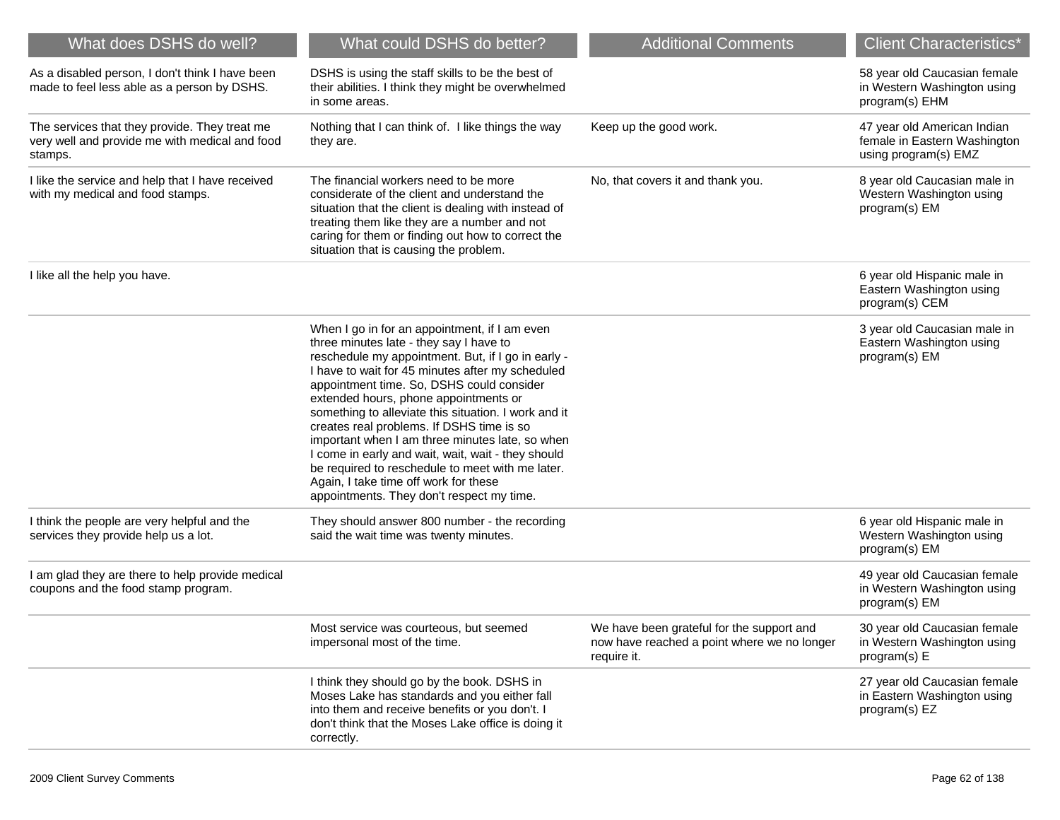| What does DSHS do well? | What could DSHS do better? | Additional Comments | Client Characteristics* |
|---|---|---|---|
| As a disabled person, I don't think I have been made to feel less able as a person by DSHS. | DSHS is using the staff skills to be the best of their abilities. I think they might be overwhelmed in some areas. | | 58 year old Caucasian female in Western Washington using program(s) EHM |
| The services that they provide. They treat me very well and provide me with medical and food stamps. | Nothing that I can think of. I like things the way they are. | Keep up the good work. | 47 year old American Indian female in Eastern Washington using program(s) EMZ |
| I like the service and help that I have received with my medical and food stamps. | The financial workers need to be more considerate of the client and understand the situation that the client is dealing with instead of treating them like they are a number and not caring for them or finding out how to correct the situation that is causing the problem. | No, that covers it and thank you. | 8 year old Caucasian male in Western Washington using program(s) EM |
| I like all the help you have. | | | 6 year old Hispanic male in Eastern Washington using program(s) CEM |
| | When I go in for an appointment, if I am even three minutes late - they say I have to reschedule my appointment. But, if I go in early - I have to wait for 45 minutes after my scheduled appointment time. So, DSHS could consider extended hours, phone appointments or something to alleviate this situation. I work and it creates real problems. If DSHS time is so important when I am three minutes late, so when I come in early and wait, wait, wait - they should be required to reschedule to meet with me later. Again, I take time off work for these appointments. They don't respect my time. | | 3 year old Caucasian male in Eastern Washington using program(s) EM |
| I think the people are very helpful and the services they provide help us a lot. | They should answer 800 number - the recording said the wait time was twenty minutes. | | 6 year old Hispanic male in Western Washington using program(s) EM |
| I am glad they are there to help provide medical coupons and the food stamp program. | | | 49 year old Caucasian female in Western Washington using program(s) EM |
| | Most service was courteous, but seemed impersonal most of the time. | We have been grateful for the support and now have reached a point where we no longer require it. | 30 year old Caucasian female in Western Washington using program(s) E |
| | I think they should go by the book. DSHS in Moses Lake has standards and you either fall into them and receive benefits or you don't. I don't think that the Moses Lake office is doing it correctly. | | 27 year old Caucasian female in Eastern Washington using program(s) EZ |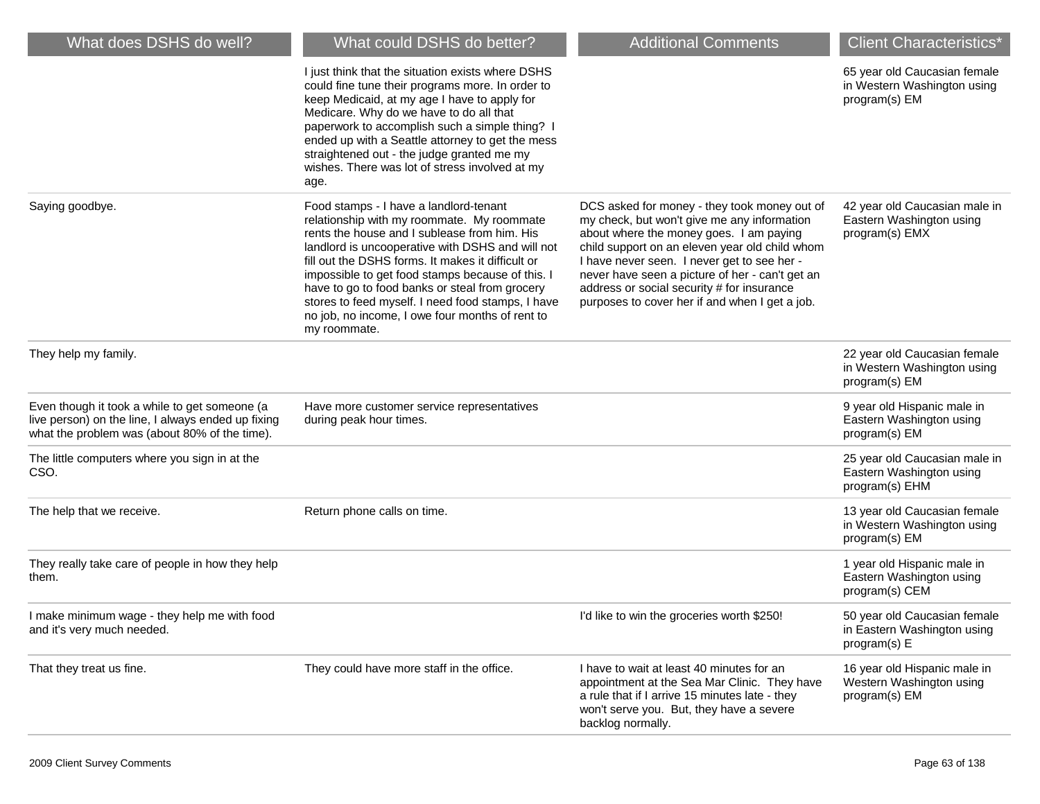| What does DSHS do well? | What could DSHS do better? | Additional Comments | Client Characteristics* |
|---|---|---|---|
| | I just think that the situation exists where DSHS could fine tune their programs more. In order to keep Medicaid, at my age I have to apply for Medicare. Why do we have to do all that paperwork to accomplish such a simple thing? I ended up with a Seattle attorney to get the mess straightened out - the judge granted me my wishes. There was lot of stress involved at my age. | | 65 year old Caucasian female in Western Washington using program(s) EM |
| Saying goodbye. | Food stamps - I have a landlord-tenant relationship with my roommate. My roommate rents the house and I sublease from him. His landlord is uncooperative with DSHS and will not fill out the DSHS forms. It makes it difficult or impossible to get food stamps because of this. I have to go to food banks or steal from grocery stores to feed myself. I need food stamps, I have no job, no income, I owe four months of rent to my roommate. | DCS asked for money - they took money out of my check, but won't give me any information about where the money goes. I am paying child support on an eleven year old child whom I have never seen. I never get to see her - never have seen a picture of her - can't get an address or social security # for insurance purposes to cover her if and when I get a job. | 42 year old Caucasian male in Eastern Washington using program(s) EMX |
| They help my family. | | | 22 year old Caucasian female in Western Washington using program(s) EM |
| Even though it took a while to get someone (a live person) on the line, I always ended up fixing what the problem was (about 80% of the time). | Have more customer service representatives during peak hour times. | | 9 year old Hispanic male in Eastern Washington using program(s) EM |
| The little computers where you sign in at the CSO. | | | 25 year old Caucasian male in Eastern Washington using program(s) EHM |
| The help that we receive. | Return phone calls on time. | | 13 year old Caucasian female in Western Washington using program(s) EM |
| They really take care of people in how they help them. | | | 1 year old Hispanic male in Eastern Washington using program(s) CEM |
| I make minimum wage - they help me with food and it's very much needed. | | I'd like to win the groceries worth $250! | 50 year old Caucasian female in Eastern Washington using program(s) E |
| That they treat us fine. | They could have more staff in the office. | I have to wait at least 40 minutes for an appointment at the Sea Mar Clinic. They have a rule that if I arrive 15 minutes late - they won't serve you. But, they have a severe backlog normally. | 16 year old Hispanic male in Western Washington using program(s) EM |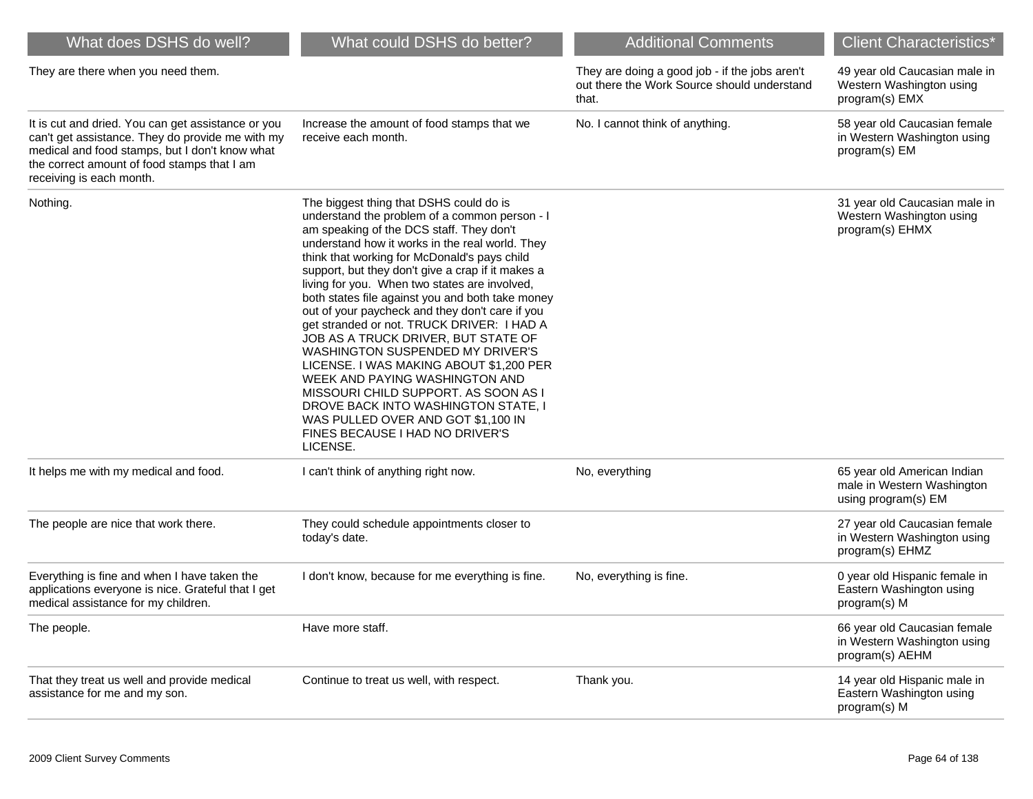| What does DSHS do well? | What could DSHS do better? | Additional Comments | Client Characteristics* |
|---|---|---|---|
| They are there when you need them. | | They are doing a good job - if the jobs aren't out there the Work Source should understand that. | 49 year old Caucasian male in Western Washington using program(s) EMX |
| It is cut and dried. You can get assistance or you can't get assistance. They do provide me with my medical and food stamps, but I don't know what the correct amount of food stamps that I am receiving is each month. | Increase the amount of food stamps that we receive each month. | No. I cannot think of anything. | 58 year old Caucasian female in Western Washington using program(s) EM |
| Nothing. | The biggest thing that DSHS could do is understand the problem of a common person - I am speaking of the DCS staff. They don't understand how it works in the real world. They think that working for McDonald's pays child support, but they don't give a crap if it makes a living for you. When two states are involved, both states file against you and both take money out of your paycheck and they don't care if you get stranded or not. TRUCK DRIVER: I HAD A JOB AS A TRUCK DRIVER, BUT STATE OF WASHINGTON SUSPENDED MY DRIVER'S LICENSE. I WAS MAKING ABOUT $1,200 PER WEEK AND PAYING WASHINGTON AND MISSOURI CHILD SUPPORT. AS SOON AS I DROVE BACK INTO WASHINGTON STATE, I WAS PULLED OVER AND GOT $1,100 IN FINES BECAUSE I HAD NO DRIVER'S LICENSE. | | 31 year old Caucasian male in Western Washington using program(s) EHMX |
| It helps me with my medical and food. | I can't think of anything right now. | No, everything | 65 year old American Indian male in Western Washington using program(s) EM |
| The people are nice that work there. | They could schedule appointments closer to today's date. | | 27 year old Caucasian female in Western Washington using program(s) EHMZ |
| Everything is fine and when I have taken the applications everyone is nice. Grateful that I get medical assistance for my children. | I don't know, because for me everything is fine. | No, everything is fine. | 0 year old Hispanic female in Eastern Washington using program(s) M |
| The people. | Have more staff. | | 66 year old Caucasian female in Western Washington using program(s) AEHM |
| That they treat us well and provide medical assistance for me and my son. | Continue to treat us well, with respect. | Thank you. | 14 year old Hispanic male in Eastern Washington using program(s) M |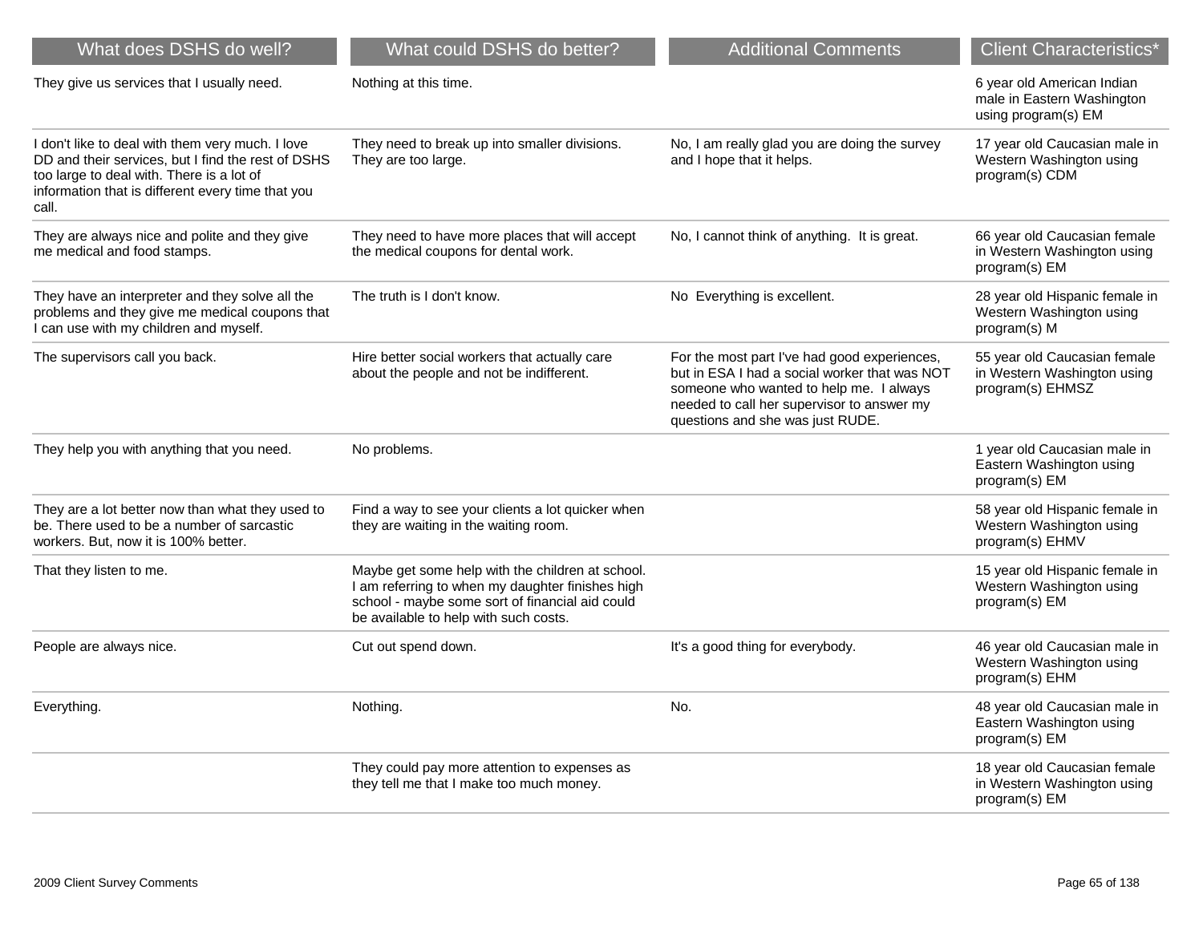| What does DSHS do well? | What could DSHS do better? | Additional Comments | Client Characteristics* |
|---|---|---|---|
| They give us services that I usually need. | Nothing at this time. | | 6 year old American Indian male in Eastern Washington using program(s) EM |
| I don't like to deal with them very much. I love DD and their services, but I find the rest of DSHS too large to deal with. There is a lot of information that is different every time that you call. | They need to break up into smaller divisions. They are too large. | No, I am really glad you are doing the survey and I hope that it helps. | 17 year old Caucasian male in Western Washington using program(s) CDM |
| They are always nice and polite and they give me medical and food stamps. | They need to have more places that will accept the medical coupons for dental work. | No, I cannot think of anything. It is great. | 66 year old Caucasian female in Western Washington using program(s) EM |
| They have an interpreter and they solve all the problems and they give me medical coupons that I can use with my children and myself. | The truth is I don't know. | No Everything is excellent. | 28 year old Hispanic female in Western Washington using program(s) M |
| The supervisors call you back. | Hire better social workers that actually care about the people and not be indifferent. | For the most part I've had good experiences, but in ESA I had a social worker that was NOT someone who wanted to help me. I always needed to call her supervisor to answer my questions and she was just RUDE. | 55 year old Caucasian female in Western Washington using program(s) EHMSZ |
| They help you with anything that you need. | No problems. | | 1 year old Caucasian male in Eastern Washington using program(s) EM |
| They are a lot better now than what they used to be. There used to be a number of sarcastic workers. But, now it is 100% better. | Find a way to see your clients a lot quicker when they are waiting in the waiting room. | | 58 year old Hispanic female in Western Washington using program(s) EHMV |
| That they listen to me. | Maybe get some help with the children at school. I am referring to when my daughter finishes high school - maybe some sort of financial aid could be available to help with such costs. | | 15 year old Hispanic female in Western Washington using program(s) EM |
| People are always nice. | Cut out spend down. | It's a good thing for everybody. | 46 year old Caucasian male in Western Washington using program(s) EHM |
| Everything. | Nothing. | No. | 48 year old Caucasian male in Eastern Washington using program(s) EM |
| | They could pay more attention to expenses as they tell me that I make too much money. | | 18 year old Caucasian female in Western Washington using program(s) EM |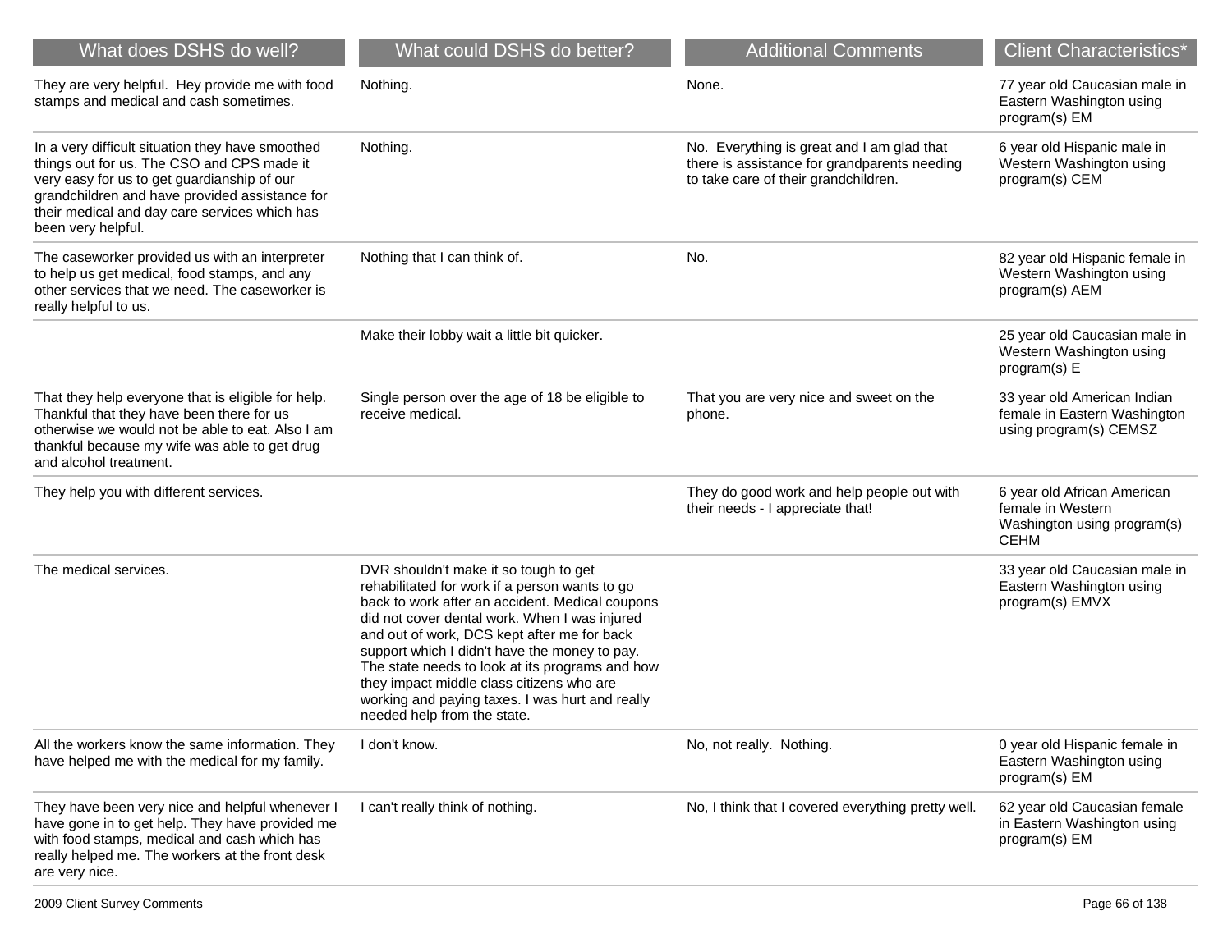| What does DSHS do well? | What could DSHS do better? | Additional Comments | Client Characteristics* |
| --- | --- | --- | --- |
| They are very helpful. Hey provide me with food stamps and medical and cash sometimes. | Nothing. | None. | 77 year old Caucasian male in Eastern Washington using program(s) EM |
| In a very difficult situation they have smoothed things out for us. The CSO and CPS made it very easy for us to get guardianship of our grandchildren and have provided assistance for their medical and day care services which has been very helpful. | Nothing. | No. Everything is great and I am glad that there is assistance for grandparents needing to take care of their grandchildren. | 6 year old Hispanic male in Western Washington using program(s) CEM |
| The caseworker provided us with an interpreter to help us get medical, food stamps, and any other services that we need. The caseworker is really helpful to us. | Nothing that I can think of. | No. | 82 year old Hispanic female in Western Washington using program(s) AEM |
| | Make their lobby wait a little bit quicker. | | 25 year old Caucasian male in Western Washington using program(s) E |
| That they help everyone that is eligible for help. Thankful that they have been there for us otherwise we would not be able to eat. Also I am thankful because my wife was able to get drug and alcohol treatment. | Single person over the age of 18 be eligible to receive medical. | That you are very nice and sweet on the phone. | 33 year old American Indian female in Eastern Washington using program(s) CEMSZ |
| They help you with different services. | | They do good work and help people out with their needs - I appreciate that! | 6 year old African American female in Western Washington using program(s) CEHM |
| The medical services. | DVR shouldn't make it so tough to get rehabilitated for work if a person wants to go back to work after an accident. Medical coupons did not cover dental work. When I was injured and out of work, DCS kept after me for back support which I didn't have the money to pay. The state needs to look at its programs and how they impact middle class citizens who are working and paying taxes. I was hurt and really needed help from the state. | | 33 year old Caucasian male in Eastern Washington using program(s) EMVX |
| All the workers know the same information. They have helped me with the medical for my family. | I don't know. | No, not really. Nothing. | 0 year old Hispanic female in Eastern Washington using program(s) EM |
| They have been very nice and helpful whenever I have gone in to get help. They have provided me with food stamps, medical and cash which has really helped me. The workers at the front desk are very nice. | I can't really think of nothing. | No, I think that I covered everything pretty well. | 62 year old Caucasian female in Eastern Washington using program(s) EM |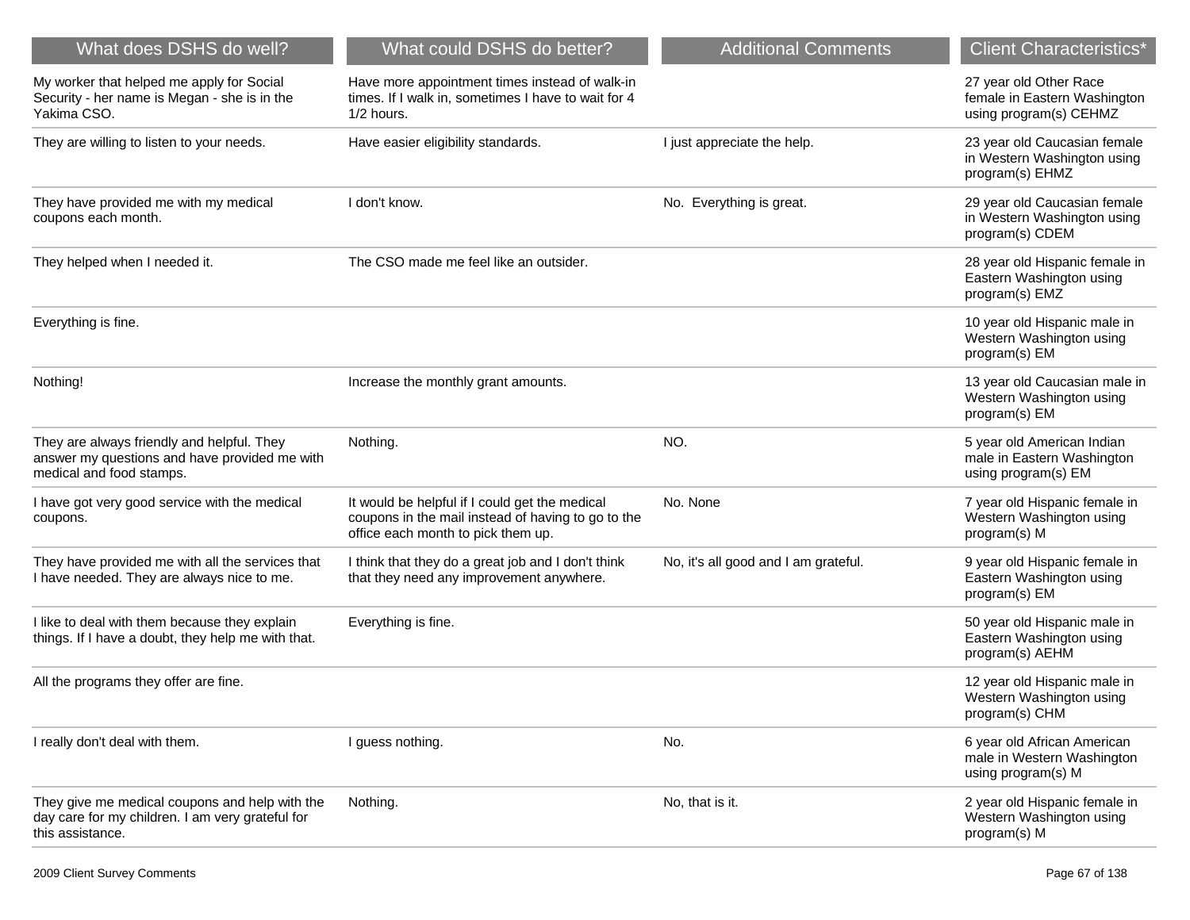| What does DSHS do well? | What could DSHS do better? | Additional Comments | Client Characteristics* |
| --- | --- | --- | --- |
| My worker that helped me apply for Social Security - her name is Megan - she is in the Yakima CSO. | Have more appointment times instead of walk-in times. If I walk in, sometimes I have to wait for 4 1/2 hours. | | 27 year old Other Race female in Eastern Washington using program(s) CEHMZ |
| They are willing to listen to your needs. | Have easier eligibility standards. | I just appreciate the help. | 23 year old Caucasian female in Western Washington using program(s) EHMZ |
| They have provided me with my medical coupons each month. | I don't know. | No. Everything is great. | 29 year old Caucasian female in Western Washington using program(s) CDEM |
| They helped when I needed it. | The CSO made me feel like an outsider. | | 28 year old Hispanic female in Eastern Washington using program(s) EMZ |
| Everything is fine. | | | 10 year old Hispanic male in Western Washington using program(s) EM |
| Nothing! | Increase the monthly grant amounts. | | 13 year old Caucasian male in Western Washington using program(s) EM |
| They are always friendly and helpful. They answer my questions and have provided me with medical and food stamps. | Nothing. | NO. | 5 year old American Indian male in Eastern Washington using program(s) EM |
| I have got very good service with the medical coupons. | It would be helpful if I could get the medical coupons in the mail instead of having to go to the office each month to pick them up. | No. None | 7 year old Hispanic female in Western Washington using program(s) M |
| They have provided me with all the services that I have needed. They are always nice to me. | I think that they do a great job and I don't think that they need any improvement anywhere. | No, it's all good and I am grateful. | 9 year old Hispanic female in Eastern Washington using program(s) EM |
| I like to deal with them because they explain things. If I have a doubt, they help me with that. | Everything is fine. | | 50 year old Hispanic male in Eastern Washington using program(s) AEHM |
| All the programs they offer are fine. | | | 12 year old Hispanic male in Western Washington using program(s) CHM |
| I really don't deal with them. | I guess nothing. | No. | 6 year old African American male in Western Washington using program(s) M |
| They give me medical coupons and help with the day care for my children. I am very grateful for this assistance. | Nothing. | No, that is it. | 2 year old Hispanic female in Western Washington using program(s) M |

2009 Client Survey Comments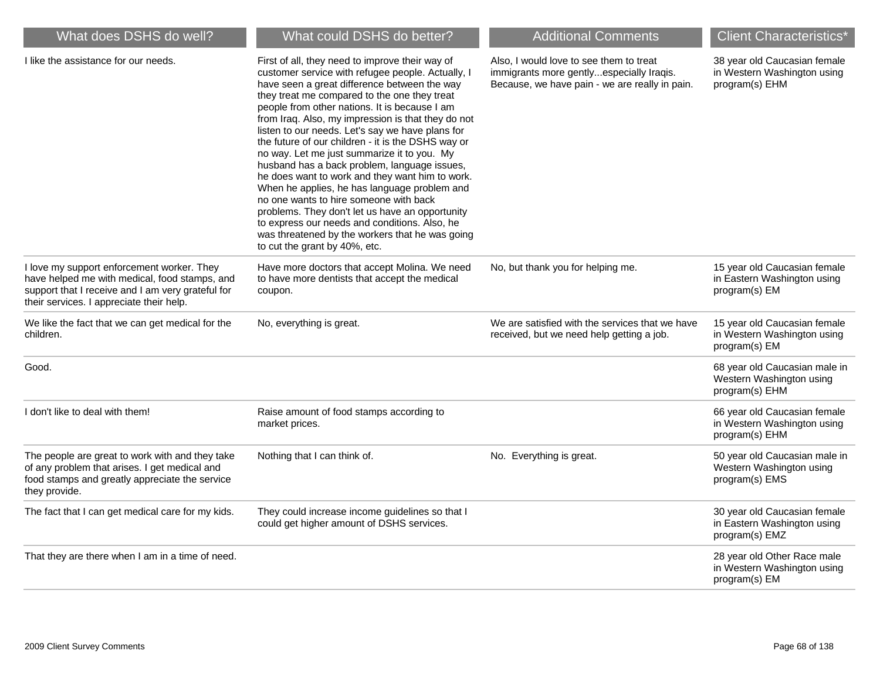| What does DSHS do well? | What could DSHS do better? | Additional Comments | Client Characteristics* |
| --- | --- | --- | --- |
| I like the assistance for our needs. | First of all, they need to improve their way of customer service with refugee people. Actually, I have seen a great difference between the way they treat me compared to the one they treat people from other nations. It is because I am from Iraq. Also, my impression is that they do not listen to our needs. Let's say we have plans for the future of our children - it is the DSHS way or no way. Let me just summarize it to you. My husband has a back problem, language issues, he does want to work and they want him to work. When he applies, he has language problem and no one wants to hire someone with back problems. They don't let us have an opportunity to express our needs and conditions. Also, he was threatened by the workers that he was going to cut the grant by 40%, etc. | Also, I would love to see them to treat immigrants more gently...especially Iraqis. Because, we have pain - we are really in pain. | 38 year old Caucasian female in Western Washington using program(s) EHM |
| I love my support enforcement worker. They have helped me with medical, food stamps, and support that I receive and I am very grateful for their services. I appreciate their help. | Have more doctors that accept Molina. We need to have more dentists that accept the medical coupon. | No, but thank you for helping me. | 15 year old Caucasian female in Eastern Washington using program(s) EM |
| We like the fact that we can get medical for the children. | No, everything is great. | We are satisfied with the services that we have received, but we need help getting a job. | 15 year old Caucasian female in Western Washington using program(s) EM |
| Good. | | | 68 year old Caucasian male in Western Washington using program(s) EHM |
| I don't like to deal with them! | Raise amount of food stamps according to market prices. | | 66 year old Caucasian female in Western Washington using program(s) EHM |
| The people are great to work with and they take of any problem that arises. I get medical and food stamps and greatly appreciate the service they provide. | Nothing that I can think of. | No. Everything is great. | 50 year old Caucasian male in Western Washington using program(s) EMS |
| The fact that I can get medical care for my kids. | They could increase income guidelines so that I could get higher amount of DSHS services. | | 30 year old Caucasian female in Eastern Washington using program(s) EMZ |
| That they are there when I am in a time of need. | | | 28 year old Other Race male in Western Washington using program(s) EM |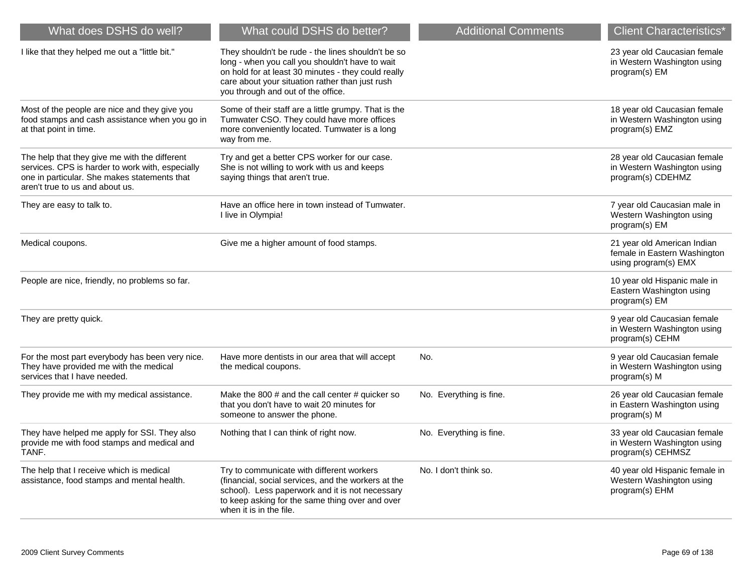| What does DSHS do well? | What could DSHS do better? | Additional Comments | Client Characteristics* |
|---|---|---|---|
| I like that they helped me out a "little bit." | They shouldn't be rude - the lines shouldn't be so long - when you call you shouldn't have to wait on hold for at least 30 minutes - they could really care about your situation rather than just rush you through and out of the office. | | 23 year old Caucasian female in Western Washington using program(s) EM |
| Most of the people are nice and they give you food stamps and cash assistance when you go in at that point in time. | Some of their staff are a little grumpy. That is the Tumwater CSO. They could have more offices more conveniently located. Tumwater is a long way from me. | | 18 year old Caucasian female in Western Washington using program(s) EMZ |
| The help that they give me with the different services. CPS is harder to work with, especially one in particular. She makes statements that aren't true to us and about us. | Try and get a better CPS worker for our case. She is not willing to work with us and keeps saying things that aren't true. | | 28 year old Caucasian female in Western Washington using program(s) CDEHMZ |
| They are easy to talk to. | Have an office here in town instead of Tumwater. I live in Olympia! | | 7 year old Caucasian male in Western Washington using program(s) EM |
| Medical coupons. | Give me a higher amount of food stamps. | | 21 year old American Indian female in Eastern Washington using program(s) EMX |
| People are nice, friendly, no problems so far. | | | 10 year old Hispanic male in Eastern Washington using program(s) EM |
| They are pretty quick. | | | 9 year old Caucasian female in Western Washington using program(s) CEHM |
| For the most part everybody has been very nice. They have provided me with the medical services that I have needed. | Have more dentists in our area that will accept the medical coupons. | No. | 9 year old Caucasian female in Western Washington using program(s) M |
| They provide me with my medical assistance. | Make the 800 # and the call center # quicker so that you don't have to wait 20 minutes for someone to answer the phone. | No. Everything is fine. | 26 year old Caucasian female in Eastern Washington using program(s) M |
| They have helped me apply for SSI. They also provide me with food stamps and medical and TANF. | Nothing that I can think of right now. | No. Everything is fine. | 33 year old Caucasian female in Western Washington using program(s) CEHMSZ |
| The help that I receive which is medical assistance, food stamps and mental health. | Try to communicate with different workers (financial, social services, and the workers at the school). Less paperwork and it is not necessary to keep asking for the same thing over and over when it is in the file. | No. I don't think so. | 40 year old Hispanic female in Western Washington using program(s) EHM |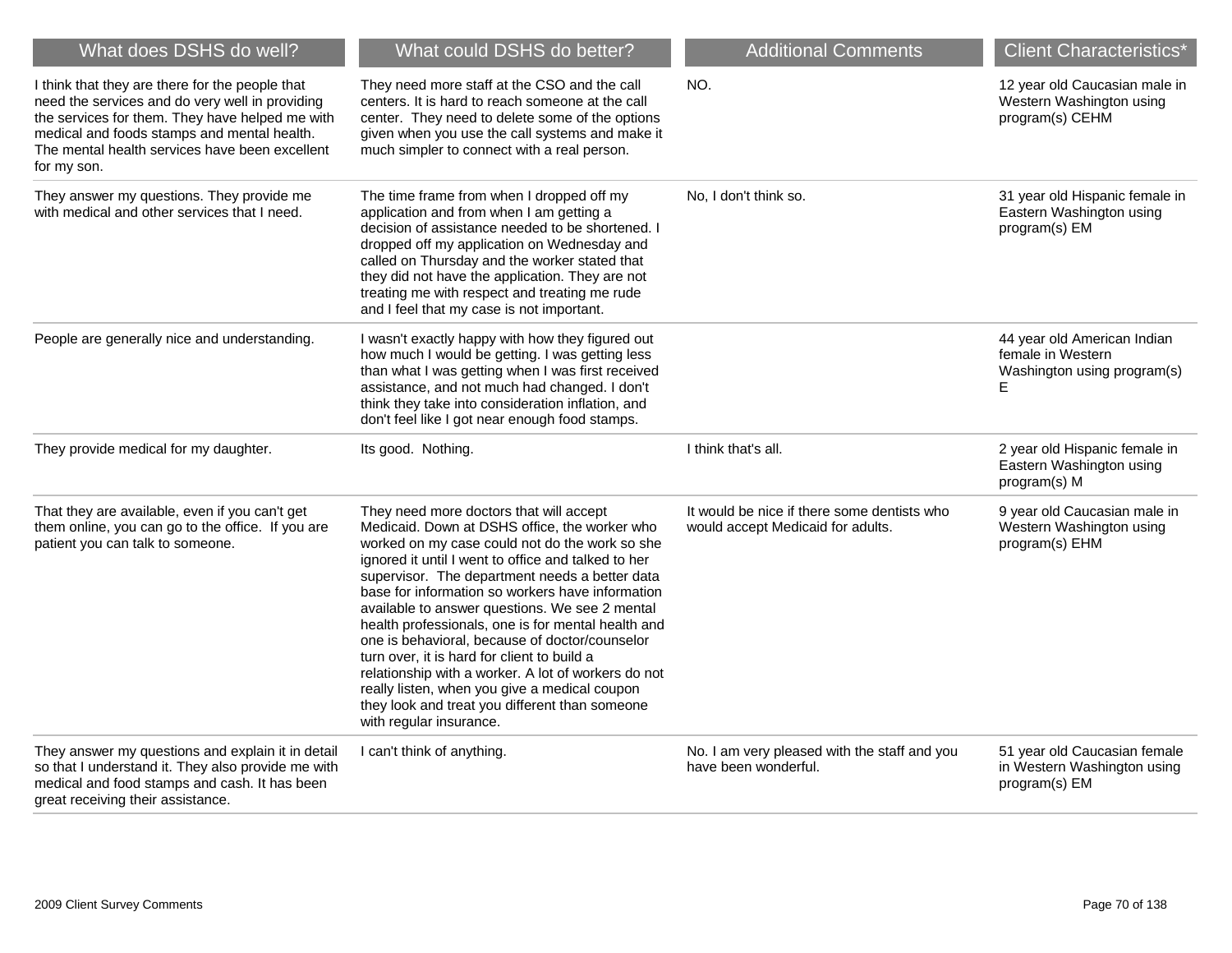| What does DSHS do well? | What could DSHS do better? | Additional Comments | Client Characteristics* |
| --- | --- | --- | --- |
| I think that they are there for the people that need the services and do very well in providing the services for them. They have helped me with medical and foods stamps and mental health. The mental health services have been excellent for my son. | They need more staff at the CSO and the call centers. It is hard to reach someone at the call center. They need to delete some of the options given when you use the call systems and make it much simpler to connect with a real person. | NO. | 12 year old Caucasian male in Western Washington using program(s) CEHM |
| They answer my questions. They provide me with medical and other services that I need. | The time frame from when I dropped off my application and from when I am getting a decision of assistance needed to be shortened. I dropped off my application on Wednesday and called on Thursday and the worker stated that they did not have the application. They are not treating me with respect and treating me rude and I feel that my case is not important. | No, I don't think so. | 31 year old Hispanic female in Eastern Washington using program(s) EM |
| People are generally nice and understanding. | I wasn't exactly happy with how they figured out how much I would be getting. I was getting less than what I was getting when I was first received assistance, and not much had changed. I don't think they take into consideration inflation, and don't feel like I got near enough food stamps. | | 44 year old American Indian female in Western Washington using program(s) E |
| They provide medical for my daughter. | Its good. Nothing. | I think that's all. | 2 year old Hispanic female in Eastern Washington using program(s) M |
| That they are available, even if you can't get them online, you can go to the office. If you are patient you can talk to someone. | They need more doctors that will accept Medicaid. Down at DSHS office, the worker who worked on my case could not do the work so she ignored it until I went to office and talked to her supervisor. The department needs a better data base for information so workers have information available to answer questions. We see 2 mental health professionals, one is for mental health and one is behavioral, because of doctor/counselor turn over, it is hard for client to build a relationship with a worker. A lot of workers do not really listen, when you give a medical coupon they look and treat you different than someone with regular insurance. | It would be nice if there some dentists who would accept Medicaid for adults. | 9 year old Caucasian male in Western Washington using program(s) EHM |
| They answer my questions and explain it in detail so that I understand it. They also provide me with medical and food stamps and cash. It has been great receiving their assistance. | I can't think of anything. | No. I am very pleased with the staff and you have been wonderful. | 51 year old Caucasian female in Western Washington using program(s) EM |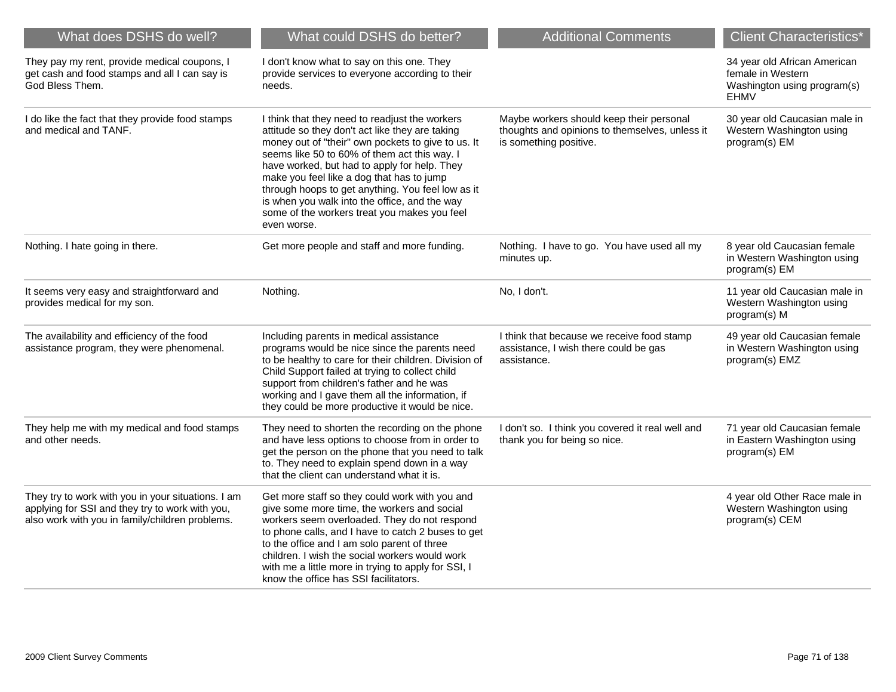| What does DSHS do well? | What could DSHS do better? | Additional Comments | Client Characteristics* |
| --- | --- | --- | --- |
| They pay my rent, provide medical coupons, I get cash and food stamps and all I can say is God Bless Them. | I don't know what to say on this one. They provide services to everyone according to their needs. | | 34 year old African American female in Western Washington using program(s) EHMV |
| I do like the fact that they provide food stamps and medical and TANF. | I think that they need to readjust the workers attitude so they don't act like they are taking money out of "their" own pockets to give to us. It seems like 50 to 60% of them act this way. I have worked, but had to apply for help. They make you feel like a dog that has to jump through hoops to get anything. You feel low as it is when you walk into the office, and the way some of the workers treat you makes you feel even worse. | Maybe workers should keep their personal thoughts and opinions to themselves, unless it is something positive. | 30 year old Caucasian male in Western Washington using program(s) EM |
| Nothing. I hate going in there. | Get more people and staff and more funding. | Nothing. I have to go. You have used all my minutes up. | 8 year old Caucasian female in Western Washington using program(s) EM |
| It seems very easy and straightforward and provides medical for my son. | Nothing. | No, I don't. | 11 year old Caucasian male in Western Washington using program(s) M |
| The availability and efficiency of the food assistance program, they were phenomenal. | Including parents in medical assistance programs would be nice since the parents need to be healthy to care for their children. Division of Child Support failed at trying to collect child support from children's father and he was working and I gave them all the information, if they could be more productive it would be nice. | I think that because we receive food stamp assistance, I wish there could be gas assistance. | 49 year old Caucasian female in Western Washington using program(s) EMZ |
| They help me with my medical and food stamps and other needs. | They need to shorten the recording on the phone and have less options to choose from in order to get the person on the phone that you need to talk to. They need to explain spend down in a way that the client can understand what it is. | I don't so. I think you covered it real well and thank you for being so nice. | 71 year old Caucasian female in Eastern Washington using program(s) EM |
| They try to work with you in your situations. I am applying for SSI and they try to work with you, also work with you in family/children problems. | Get more staff so they could work with you and give some more time, the workers and social workers seem overloaded. They do not respond to phone calls, and I have to catch 2 buses to get to the office and I am solo parent of three children. I wish the social workers would work with me a little more in trying to apply for SSI, I know the office has SSI facilitators. | | 4 year old Other Race male in Western Washington using program(s) CEM |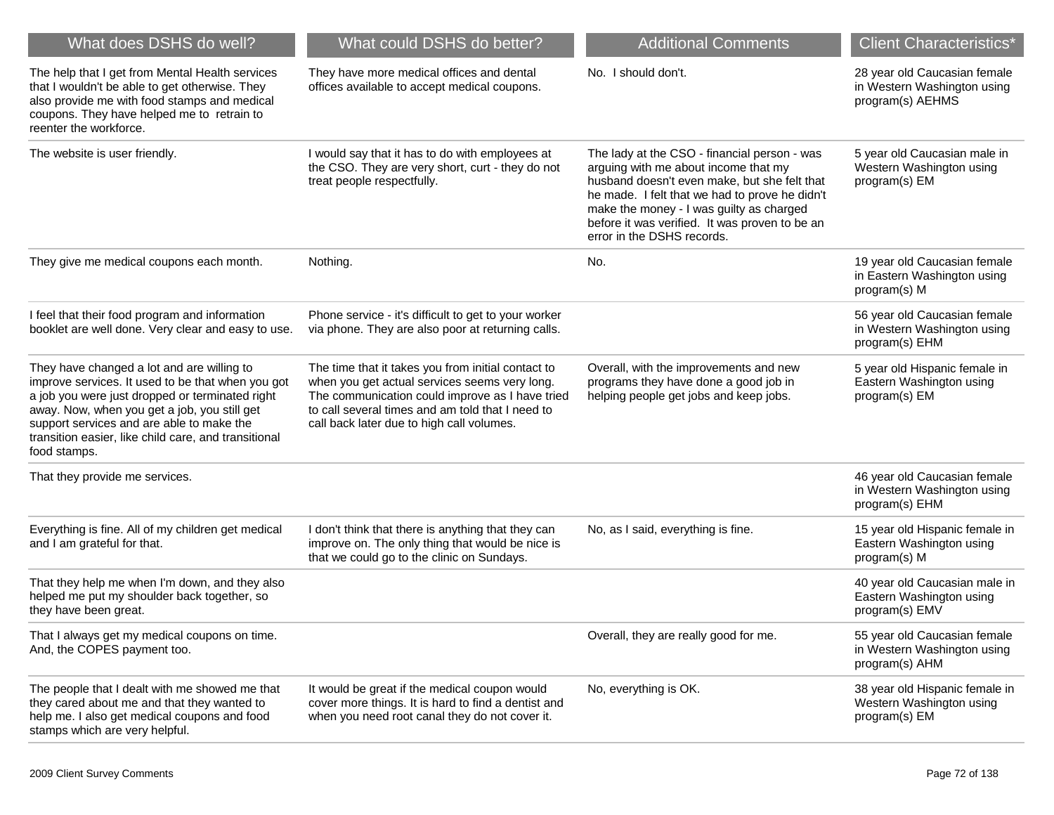| What does DSHS do well? | What could DSHS do better? | Additional Comments | Client Characteristics* |
|---|---|---|---|
| The help that I get from Mental Health services that I wouldn't be able to get otherwise. They also provide me with food stamps and medical coupons. They have helped me to retrain to reenter the workforce. | They have more medical offices and dental offices available to accept medical coupons. | No. I should don't. | 28 year old Caucasian female in Western Washington using program(s) AEHMS |
| The website is user friendly. | I would say that it has to do with employees at the CSO. They are very short, curt - they do not treat people respectfully. | The lady at the CSO - financial person - was arguing with me about income that my husband doesn't even make, but she felt that he made. I felt that we had to prove he didn't make the money - I was guilty as charged before it was verified. It was proven to be an error in the DSHS records. | 5 year old Caucasian male in Western Washington using program(s) EM |
| They give me medical coupons each month. | Nothing. | No. | 19 year old Caucasian female in Eastern Washington using program(s) M |
| I feel that their food program and information booklet are well done. Very clear and easy to use. | Phone service - it's difficult to get to your worker via phone. They are also poor at returning calls. | | 56 year old Caucasian female in Western Washington using program(s) EHM |
| They have changed a lot and are willing to improve services. It used to be that when you got a job you were just dropped or terminated right away. Now, when you get a job, you still get support services and are able to make the transition easier, like child care, and transitional food stamps. | The time that it takes you from initial contact to when you get actual services seems very long. The communication could improve as I have tried to call several times and am told that I need to call back later due to high call volumes. | Overall, with the improvements and new programs they have done a good job in helping people get jobs and keep jobs. | 5 year old Hispanic female in Eastern Washington using program(s) EM |
| That they provide me services. | | | 46 year old Caucasian female in Western Washington using program(s) EHM |
| Everything is fine. All of my children get medical and I am grateful for that. | I don't think that there is anything that they can improve on. The only thing that would be nice is that we could go to the clinic on Sundays. | No, as I said, everything is fine. | 15 year old Hispanic female in Eastern Washington using program(s) M |
| That they help me when I'm down, and they also helped me put my shoulder back together, so they have been great. | | | 40 year old Caucasian male in Eastern Washington using program(s) EMV |
| That I always get my medical coupons on time. And, the COPES payment too. | | Overall, they are really good for me. | 55 year old Caucasian female in Western Washington using program(s) AHM |
| The people that I dealt with me showed me that they cared about me and that they wanted to help me. I also get medical coupons and food stamps which are very helpful. | It would be great if the medical coupon would cover more things. It is hard to find a dentist and when you need root canal they do not cover it. | No, everything is OK. | 38 year old Hispanic female in Western Washington using program(s) EM |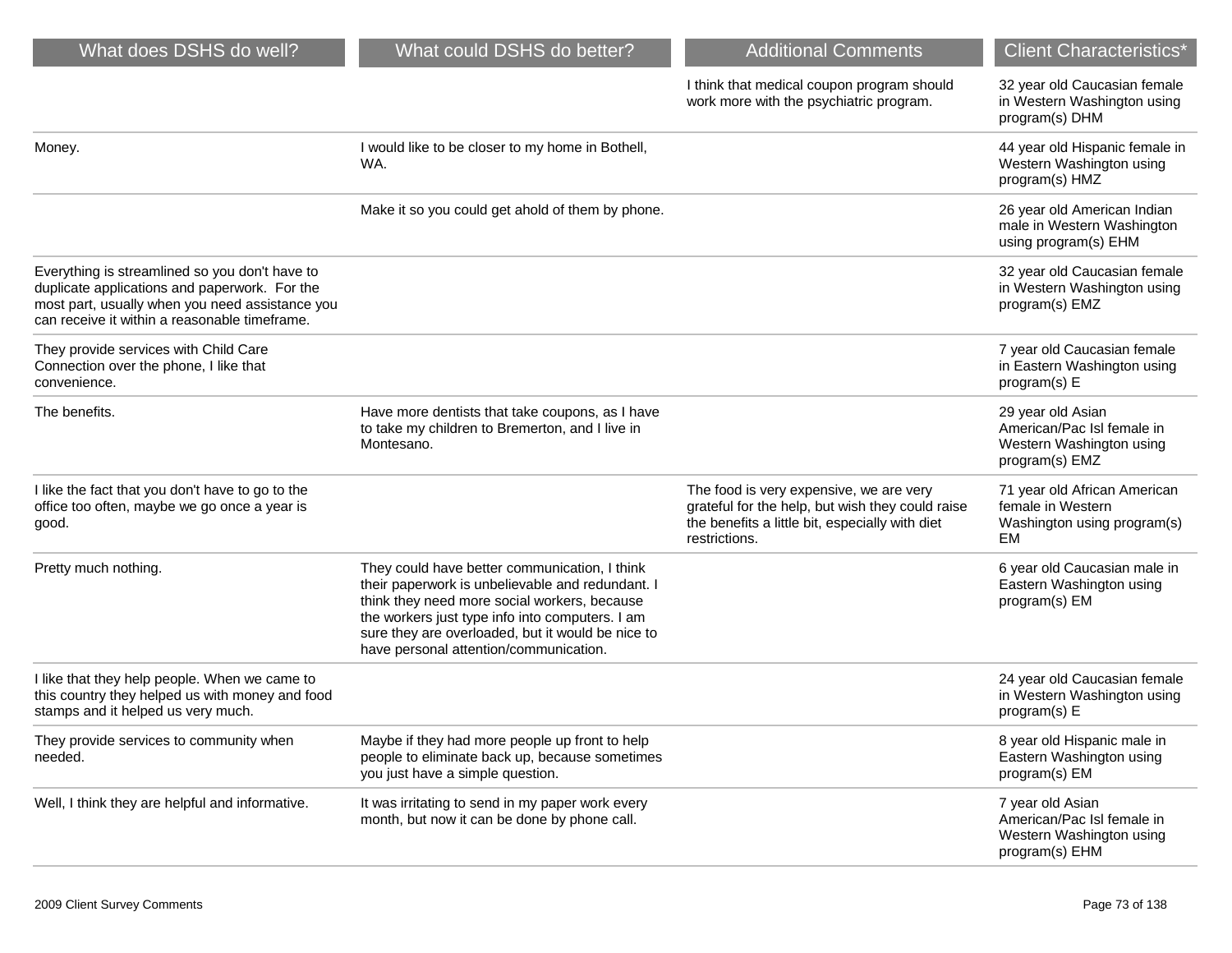| What does DSHS do well? | What could DSHS do better? | Additional Comments | Client Characteristics* |
| --- | --- | --- | --- |
| | | I think that medical coupon program should work more with the psychiatric program. | 32 year old Caucasian female in Western Washington using program(s) DHM |
| Money. | I would like to be closer to my home in Bothell, WA. | | 44 year old Hispanic female in Western Washington using program(s) HMZ |
| | Make it so you could get ahold of them by phone. | | 26 year old American Indian male in Western Washington using program(s) EHM |
| Everything is streamlined so you don't have to duplicate applications and paperwork. For the most part, usually when you need assistance you can receive it within a reasonable timeframe. | | | 32 year old Caucasian female in Western Washington using program(s) EMZ |
| They provide services with Child Care Connection over the phone, I like that convenience. | | | 7 year old Caucasian female in Eastern Washington using program(s) E |
| The benefits. | Have more dentists that take coupons, as I have to take my children to Bremerton, and I live in Montesano. | | 29 year old Asian American/Pac Isl female in Western Washington using program(s) EMZ |
| I like the fact that you don't have to go to the office too often, maybe we go once a year is good. | | The food is very expensive, we are very grateful for the help, but wish they could raise the benefits a little bit, especially with diet restrictions. | 71 year old African American female in Western Washington using program(s) EM |
| Pretty much nothing. | They could have better communication, I think their paperwork is unbelievable and redundant. I think they need more social workers, because the workers just type info into computers. I am sure they are overloaded, but it would be nice to have personal attention/communication. | | 6 year old Caucasian male in Eastern Washington using program(s) EM |
| I like that they help people. When we came to this country they helped us with money and food stamps and it helped us very much. | | | 24 year old Caucasian female in Western Washington using program(s) E |
| They provide services to community when needed. | Maybe if they had more people up front to help people to eliminate back up, because sometimes you just have a simple question. | | 8 year old Hispanic male in Eastern Washington using program(s) EM |
| Well, I think they are helpful and informative. | It was irritating to send in my paper work every month, but now it can be done by phone call. | | 7 year old Asian American/Pac Isl female in Western Washington using program(s) EHM |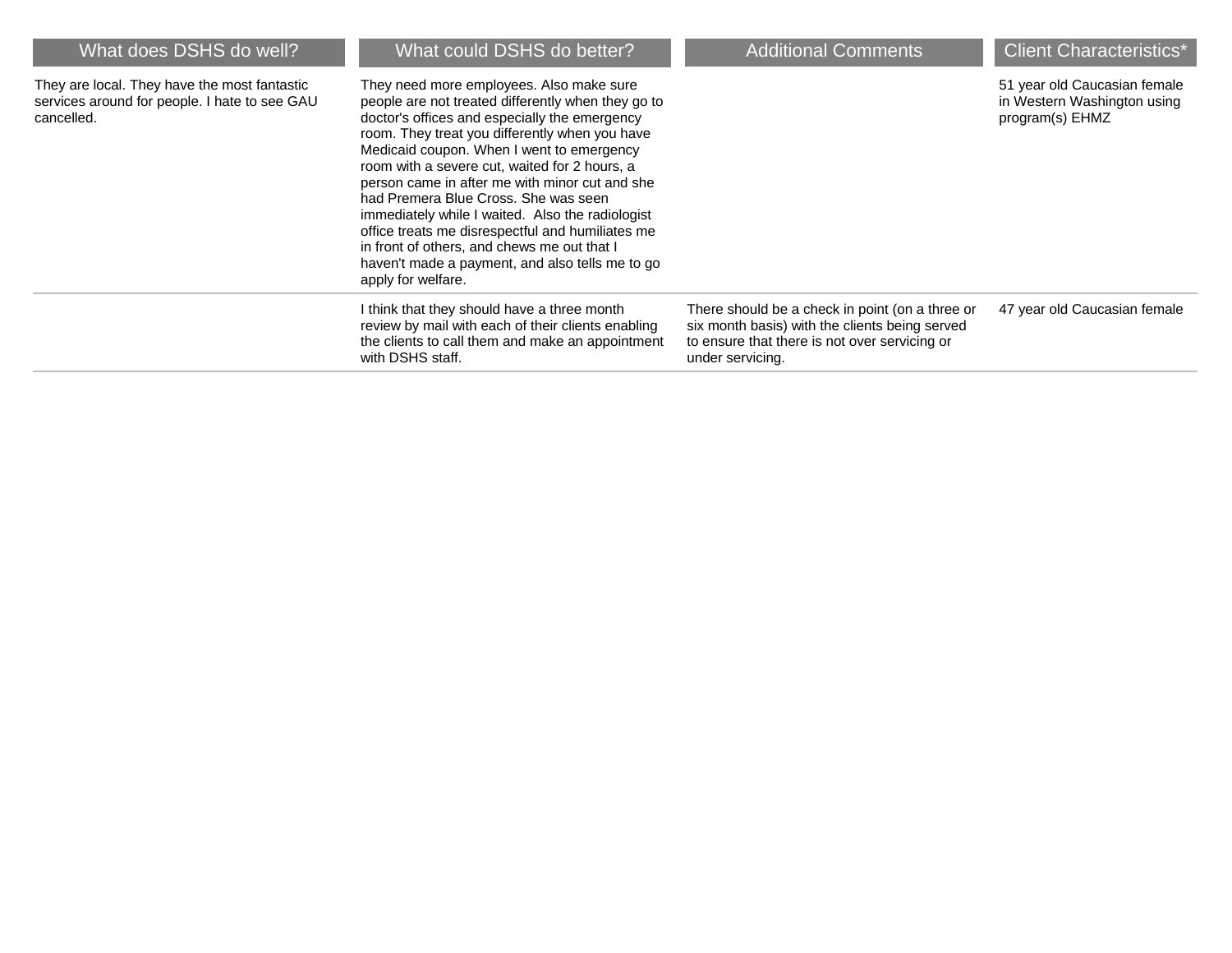| What does DSHS do well? | What could DSHS do better? | Additional Comments | Client Characteristics* |
| --- | --- | --- | --- |
| They are local. They have the most fantastic services around for people. I hate to see GAU cancelled. | They need more employees. Also make sure people are not treated differently when they go to doctor's offices and especially the emergency room. They treat you differently when you have Medicaid coupon. When I went to emergency room with a severe cut, waited for 2 hours, a person came in after me with minor cut and she had Premera Blue Cross. She was seen immediately while I waited. Also the radiologist office treats me disrespectful and humiliates me in front of others, and chews me out that I haven't made a payment, and also tells me to go apply for welfare. | | 51 year old Caucasian female in Western Washington using program(s) EHMZ |
| | I think that they should have a three month review by mail with each of their clients enabling the clients to call them and make an appointment with DSHS staff. | There should be a check in point (on a three or six month basis) with the clients being served to ensure that there is not over servicing or under servicing. | 47 year old Caucasian female |